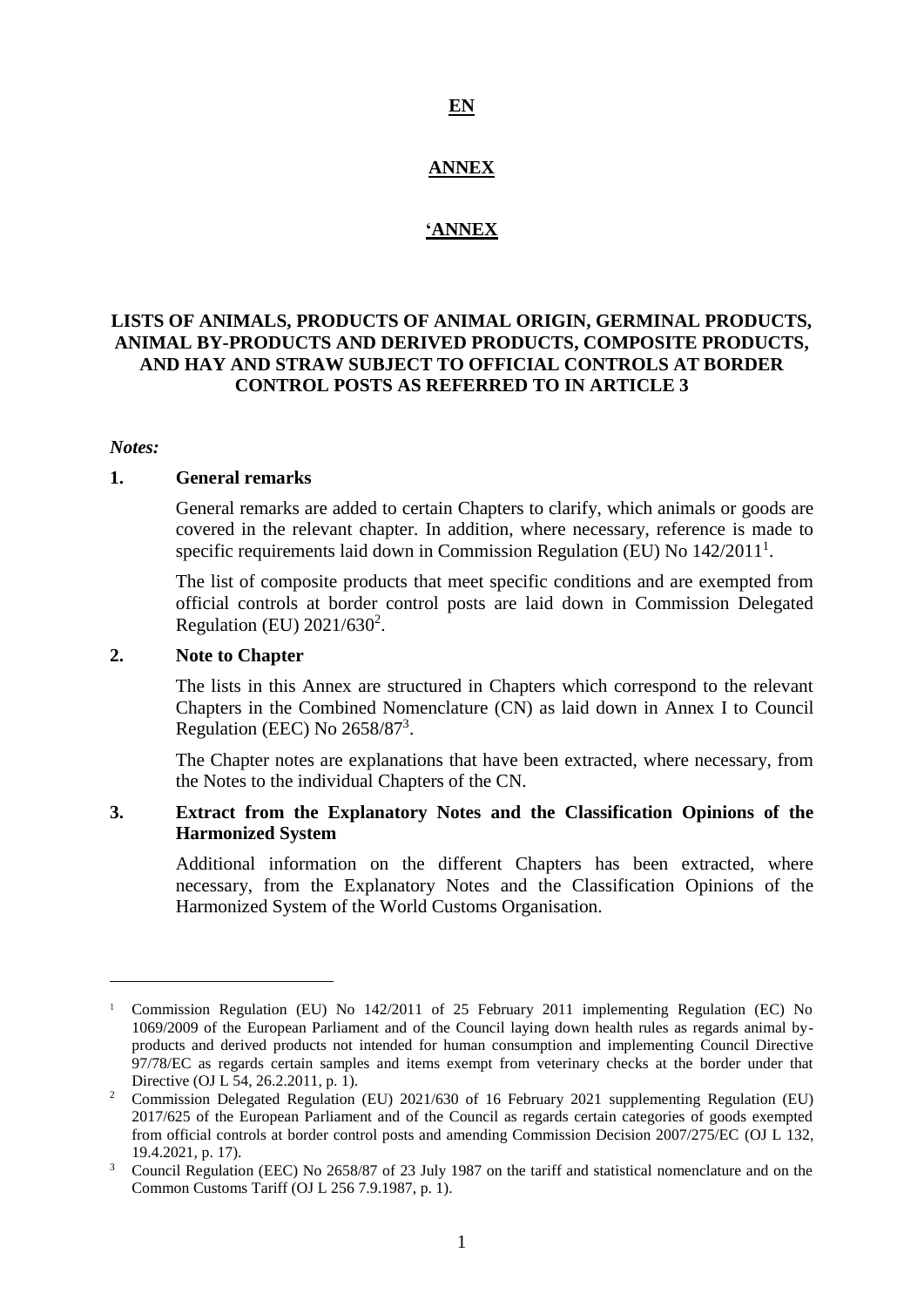**EN**

# ANNEX

# 'ANNEX

## LISTS OF ANIMALS, PRODUCTS OF ANIMAL ORIGIN, GERMINAL PRODUCTS, ANIMAL BY-PRODUCTS AND DERIVED PRODUCTS, COMPOSITE PRODUCTS, AND HAY AND STRAW SUBJECT TO OFFICIAL CONTROLS AT BORDER CONTROL POSTS AS REFERRED TO IN ARTICLE 3

*Notes:*

### 1. General remarks

General remarks are added to certain Chapters to clarify, which animals or goods are covered in the relevant chapter. In addition, where necessary, reference is made to specific requirements laid down in Commission Regulation (EU) No 142/2011[1].

The list of composite products that meet specific conditions and are exempted from official controls at border control posts are laid down in Commission Delegated Regulation (EU) 2021/630[2].

### 2. Note to Chapter

The lists in this Annex are structured in Chapters which correspond to the relevant Chapters in the Combined Nomenclature (CN) as laid down in Annex I to Council Regulation (EEC) No 2658/87[3].

The Chapter notes are explanations that have been extracted, where necessary, from the Notes to the individual Chapters of the CN.

### 3. Extract from the Explanatory Notes and the Classification Opinions of the Harmonized System

Additional information on the different Chapters has been extracted, where necessary, from the Explanatory Notes and the Classification Opinions of the Harmonized System of the World Customs Organisation.

---

[1] Commission Regulation (EU) No 142/2011 of 25 February 2011 implementing Regulation (EC) No 1069/2009 of the European Parliament and of the Council laying down health rules as regards animal by-products and derived products not intended for human consumption and implementing Council Directive 97/78/EC as regards certain samples and items exempt from veterinary checks at the border under that Directive (OJ L 54, 26.2.2011, p. 1).

[2] Commission Delegated Regulation (EU) 2021/630 of 16 February 2021 supplementing Regulation (EU) 2017/625 of the European Parliament and of the Council as regards certain categories of goods exempted from official controls at border control posts and amending Commission Decision 2007/275/EC (OJ L 132, 19.4.2021, p. 17).

[3] Council Regulation (EEC) No 2658/87 of 23 July 1987 on the tariff and statistical nomenclature and on the Common Customs Tariff (OJ L 256 7.9.1987, p. 1).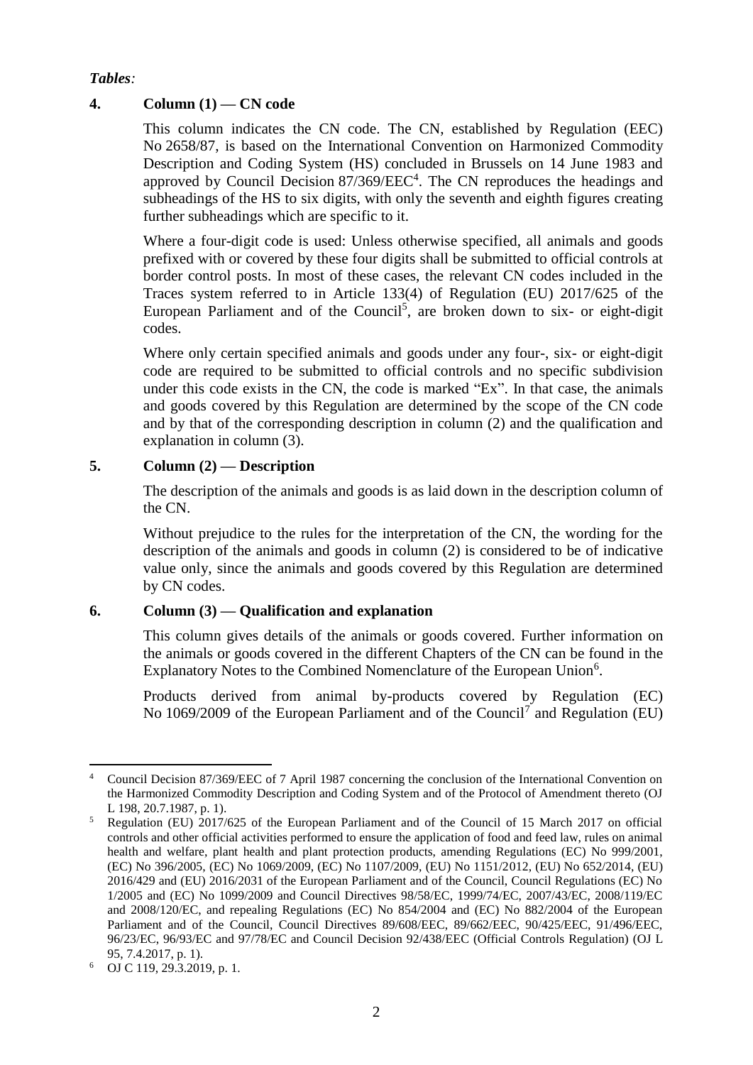*Tables*:

**4. Column (1) — CN code**

This column indicates the CN code. The CN, established by Regulation (EEC) No 2658/87, is based on the International Convention on Harmonized Commodity Description and Coding System (HS) concluded in Brussels on 14 June 1983 and approved by Council Decision 87/369/EEC[4]. The CN reproduces the headings and subheadings of the HS to six digits, with only the seventh and eighth figures creating further subheadings which are specific to it.

Where a four-digit code is used: Unless otherwise specified, all animals and goods prefixed with or covered by these four digits shall be submitted to official controls at border control posts. In most of these cases, the relevant CN codes included in the Traces system referred to in Article 133(4) of Regulation (EU) 2017/625 of the European Parliament and of the Council[5], are broken down to six- or eight-digit codes.

Where only certain specified animals and goods under any four-, six- or eight-digit code are required to be submitted to official controls and no specific subdivision under this code exists in the CN, the code is marked "Ex". In that case, the animals and goods covered by this Regulation are determined by the scope of the CN code and by that of the corresponding description in column (2) and the qualification and explanation in column (3).

**5. Column (2) — Description**

The description of the animals and goods is as laid down in the description column of the CN.

Without prejudice to the rules for the interpretation of the CN, the wording for the description of the animals and goods in column (2) is considered to be of indicative value only, since the animals and goods covered by this Regulation are determined by CN codes.

**6. Column (3) — Qualification and explanation**

This column gives details of the animals or goods covered. Further information on the animals or goods covered in the different Chapters of the CN can be found in the Explanatory Notes to the Combined Nomenclature of the European Union[6].

Products derived from animal by-products covered by Regulation (EC) No 1069/2009 of the European Parliament and of the Council[7] and Regulation (EU)

---

[4] Council Decision 87/369/EEC of 7 April 1987 concerning the conclusion of the International Convention on the Harmonized Commodity Description and Coding System and of the Protocol of Amendment thereto (OJ L 198, 20.7.1987, p. 1).

[5] Regulation (EU) 2017/625 of the European Parliament and of the Council of 15 March 2017 on official controls and other official activities performed to ensure the application of food and feed law, rules on animal health and welfare, plant health and plant protection products, amending Regulations (EC) No 999/2001, (EC) No 396/2005, (EC) No 1069/2009, (EC) No 1107/2009, (EU) No 1151/2012, (EU) No 652/2014, (EU) 2016/429 and (EU) 2016/2031 of the European Parliament and of the Council, Council Regulations (EC) No 1/2005 and (EC) No 1099/2009 and Council Directives 98/58/EC, 1999/74/EC, 2007/43/EC, 2008/119/EC and 2008/120/EC, and repealing Regulations (EC) No 854/2004 and (EC) No 882/2004 of the European Parliament and of the Council, Council Directives 89/608/EEC, 89/662/EEC, 90/425/EEC, 91/496/EEC, 96/23/EC, 96/93/EC and 97/78/EC and Council Decision 92/438/EEC (Official Controls Regulation) (OJ L 95, 7.4.2017, p. 1).

[6] OJ C 119, 29.3.2019, p. 1.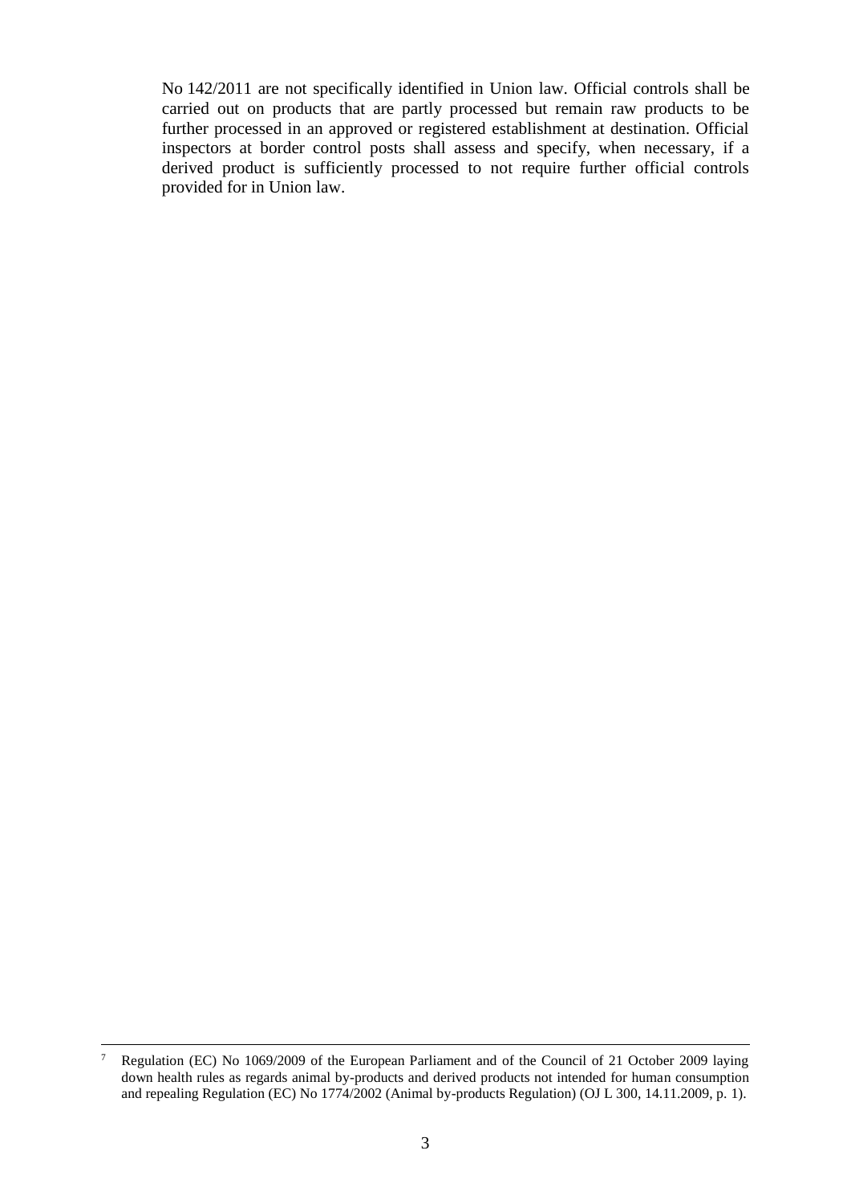No 142/2011 are not specifically identified in Union law. Official controls shall be carried out on products that are partly processed but remain raw products to be further processed in an approved or registered establishment at destination. Official inspectors at border control posts shall assess and specify, when necessary, if a derived product is sufficiently processed to not require further official controls provided for in Union law.

---

[7] Regulation (EC) No 1069/2009 of the European Parliament and of the Council of 21 October 2009 laying down health rules as regards animal by-products and derived products not intended for human consumption and repealing Regulation (EC) No 1774/2002 (Animal by-products Regulation) (OJ L 300, 14.11.2009, p. 1).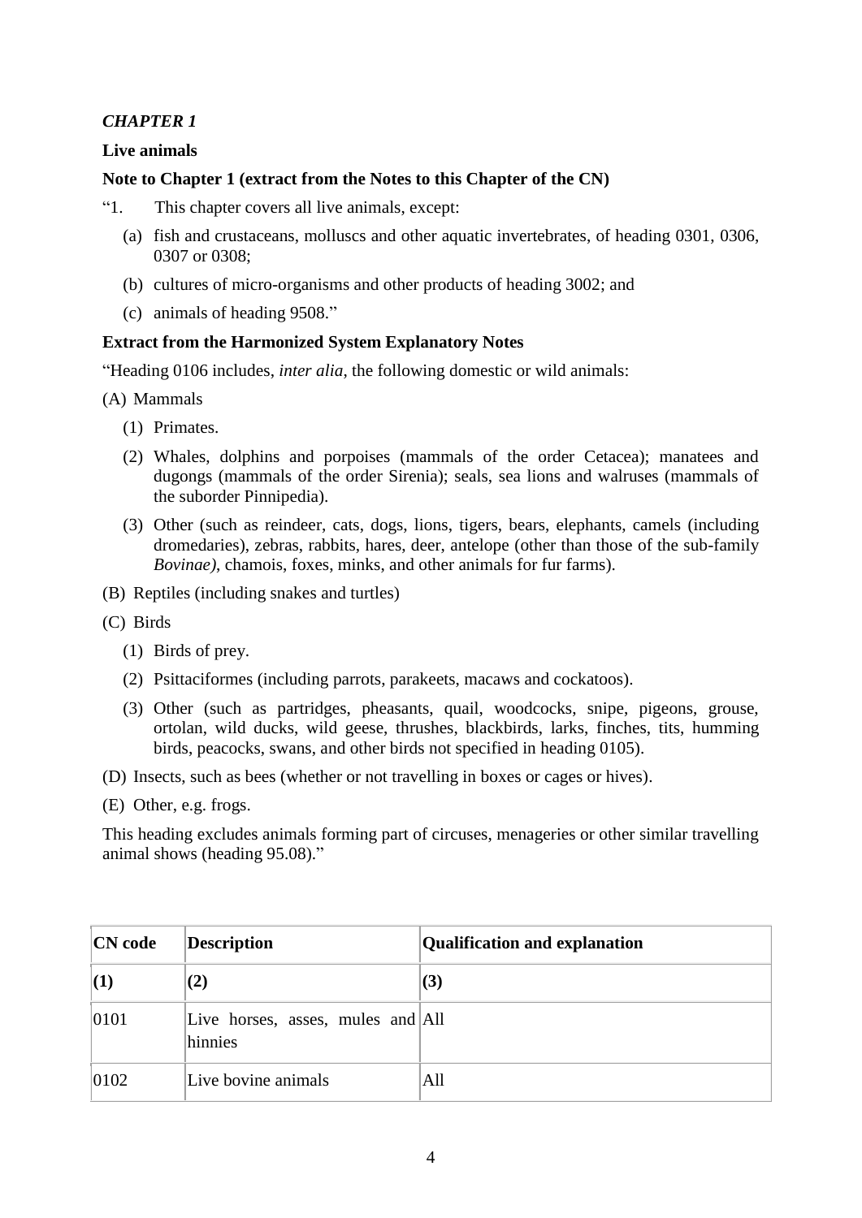*CHAPTER 1*

**Live animals**

**Note to Chapter 1 (extract from the Notes to this Chapter of the CN)**

"1. This chapter covers all live animals, except:

(a) fish and crustaceans, molluscs and other aquatic invertebrates, of heading 0301, 0306, 0307 or 0308;

(b) cultures of micro-organisms and other products of heading 3002; and

(c) animals of heading 9508."

**Extract from the Harmonized System Explanatory Notes**

"Heading 0106 includes, *inter alia*, the following domestic or wild animals:

(A) Mammals

(1) Primates.

(2) Whales, dolphins and porpoises (mammals of the order Cetacea); manatees and dugongs (mammals of the order Sirenia); seals, sea lions and walruses (mammals of the suborder Pinnipedia).

(3) Other (such as reindeer, cats, dogs, lions, tigers, bears, elephants, camels (including dromedaries), zebras, rabbits, hares, deer, antelope (other than those of the sub-family *Bovinae)*, chamois, foxes, minks, and other animals for fur farms).

(B) Reptiles (including snakes and turtles)

(C) Birds

(1) Birds of prey.

(2) Psittaciformes (including parrots, parakeets, macaws and cockatoos).

(3) Other (such as partridges, pheasants, quail, woodcocks, snipe, pigeons, grouse, ortolan, wild ducks, wild geese, thrushes, blackbirds, larks, finches, tits, humming birds, peacocks, swans, and other birds not specified in heading 0105).

(D) Insects, such as bees (whether or not travelling in boxes or cages or hives).

(E) Other, e.g. frogs.

This heading excludes animals forming part of circuses, menageries or other similar travelling animal shows (heading 95.08)."

| CN code | Description | Qualification and explanation |
|---|---|---|
| (1) | (2) | (3) |
| 0101 | Live horses, asses, mules and hinnies | All |
| 0102 | Live bovine animals | All |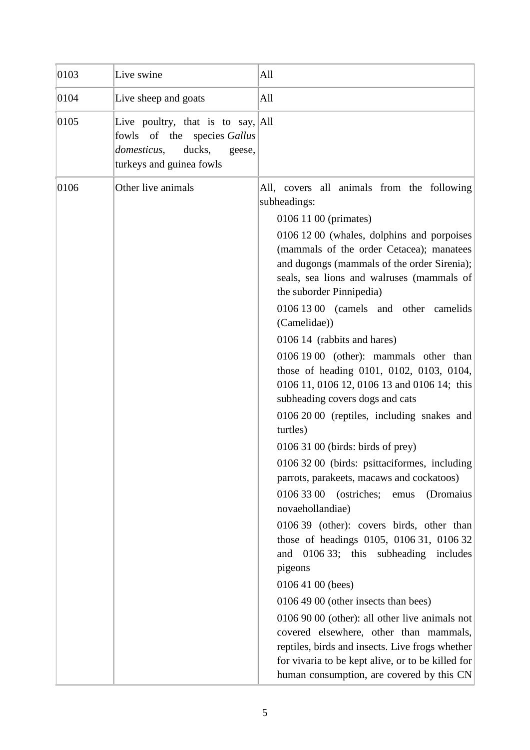| | | |
|---|---|---|
| 0103 | Live swine | All |
| 0104 | Live sheep and goats | All |
| 0105 | Live poultry, that is to say, fowls of the species *Gallus domesticus*, ducks, geese, turkeys and guinea fowls | All |
| 0106 | Other live animals | All, covers all animals from the following subheadings:<br>0106 11 00 (primates)<br>0106 12 00 (whales, dolphins and porpoises (mammals of the order Cetacea); manatees and dugongs (mammals of the order Sirenia); seals, sea lions and walruses (mammals of the suborder Pinnipedia)<br>0106 13 00 (camels and other camelids (Camelidae))<br>0106 14 (rabbits and hares)<br>0106 19 00 (other): mammals other than those of heading 0101, 0102, 0103, 0104, 0106 11, 0106 12, 0106 13 and 0106 14; this subheading covers dogs and cats<br>0106 20 00 (reptiles, including snakes and turtles)<br>0106 31 00 (birds: birds of prey)<br>0106 32 00 (birds: psittaciformes, including parrots, parakeets, macaws and cockatoos)<br>0106 33 00 (ostriches; emus (Dromaius novaehollandiae)<br>0106 39 (other): covers birds, other than those of headings 0105, 0106 31, 0106 32 and 0106 33; this subheading includes pigeons<br>0106 41 00 (bees)<br>0106 49 00 (other insects than bees)<br>0106 90 00 (other): all other live animals not covered elsewhere, other than mammals, reptiles, birds and insects. Live frogs whether for vivaria to be kept alive, or to be killed for human consumption, are covered by this CN |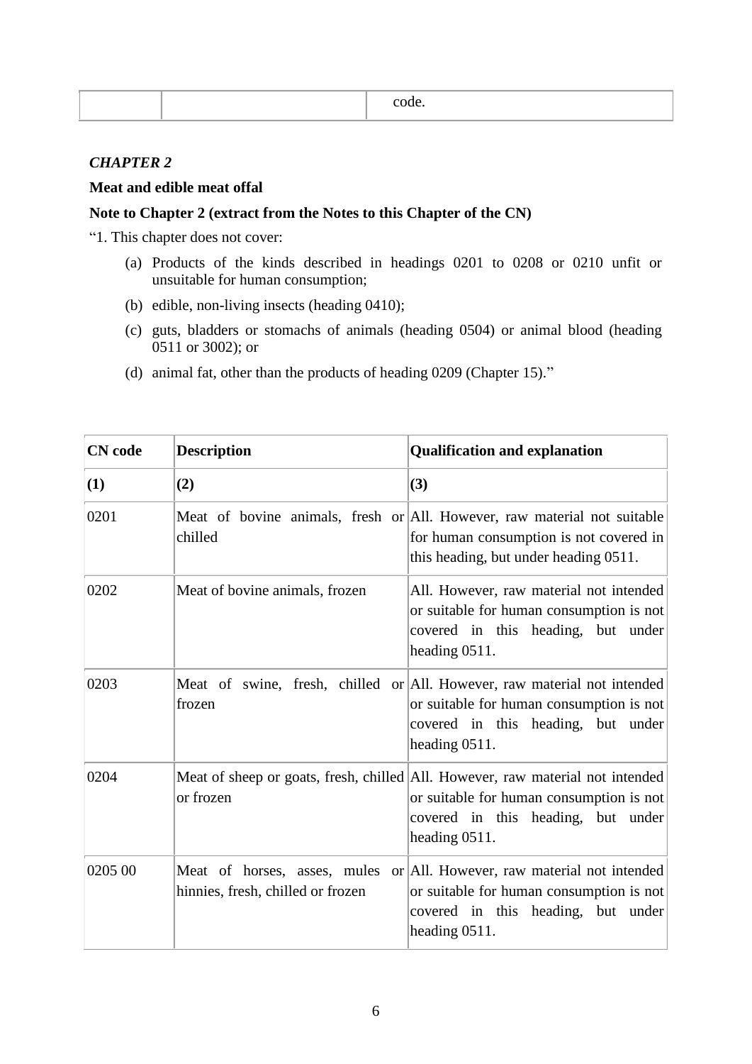| | | code. |
|---|---|---|

*CHAPTER 2*

**Meat and edible meat offal**

**Note to Chapter 2 (extract from the Notes to this Chapter of the CN)**

"1. This chapter does not cover:

(a) Products of the kinds described in headings 0201 to 0208 or 0210 unfit or unsuitable for human consumption;

(b) edible, non-living insects (heading 0410);

(c) guts, bladders or stomachs of animals (heading 0504) or animal blood (heading 0511 or 3002); or

(d) animal fat, other than the products of heading 0209 (Chapter 15)."

| CN code | Description | Qualification and explanation |
|---|---|---|
| (1) | (2) | (3) |
| 0201 | Meat of bovine animals, fresh or chilled | All. However, raw material not suitable for human consumption is not covered in this heading, but under heading 0511. |
| 0202 | Meat of bovine animals, frozen | All. However, raw material not intended or suitable for human consumption is not covered in this heading, but under heading 0511. |
| 0203 | Meat of swine, fresh, chilled or frozen | All. However, raw material not intended or suitable for human consumption is not covered in this heading, but under heading 0511. |
| 0204 | Meat of sheep or goats, fresh, chilled or frozen | All. However, raw material not intended or suitable for human consumption is not covered in this heading, but under heading 0511. |
| 0205 00 | Meat of horses, asses, mules or hinnies, fresh, chilled or frozen | All. However, raw material not intended or suitable for human consumption is not covered in this heading, but under heading 0511. |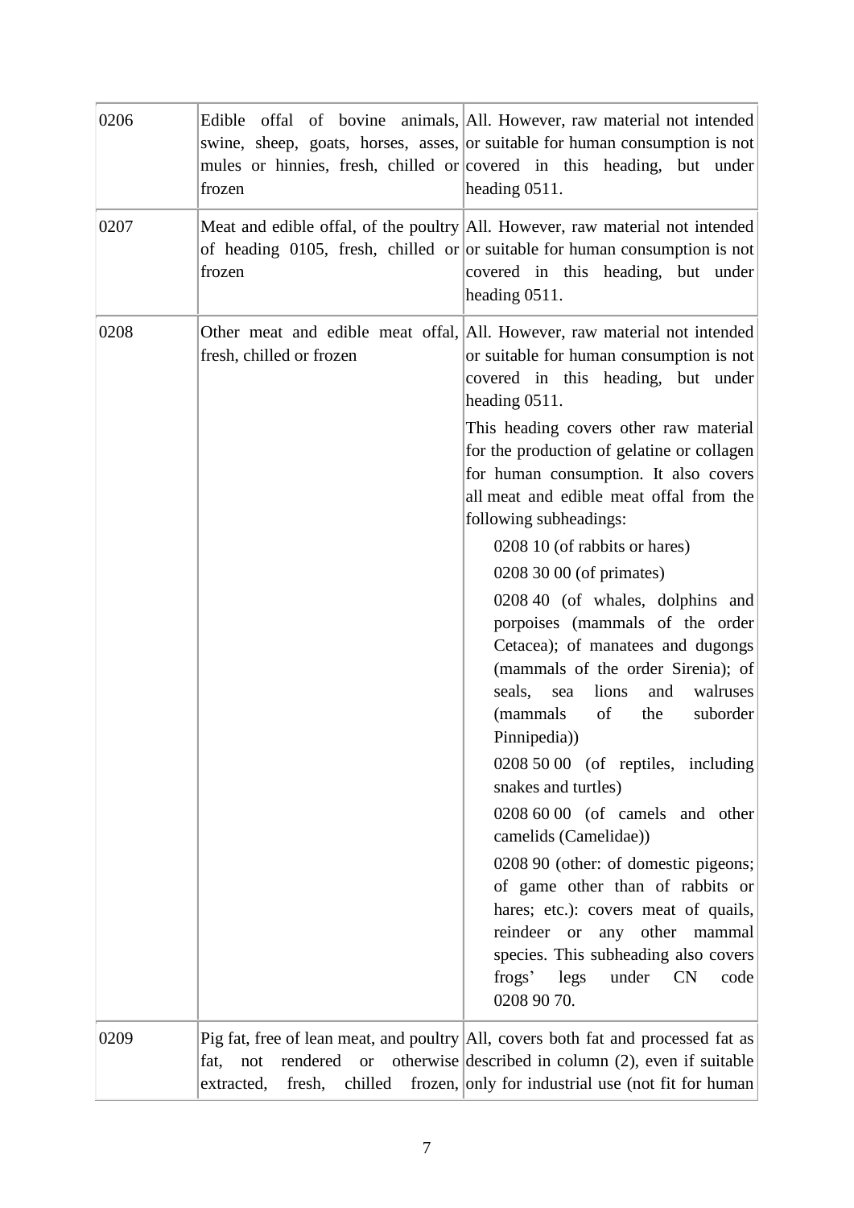| | | |
|---|---|---|
| 0206 | Edible offal of bovine animals, swine, sheep, goats, horses, asses, mules or hinnies, fresh, chilled or frozen | All. However, raw material not intended or suitable for human consumption is not covered in this heading, but under heading 0511. |
| 0207 | Meat and edible offal, of the poultry of heading 0105, fresh, chilled or frozen | All. However, raw material not intended or suitable for human consumption is not covered in this heading, but under heading 0511. |
| 0208 | Other meat and edible meat offal, fresh, chilled or frozen | All. However, raw material not intended or suitable for human consumption is not covered in this heading, but under heading 0511.<br><br>This heading covers other raw material for the production of gelatine or collagen for human consumption. It also covers all meat and edible meat offal from the following subheadings:<br><br>0208 10 (of rabbits or hares)<br><br>0208 30 00 (of primates)<br><br>0208 40 (of whales, dolphins and porpoises (mammals of the order Cetacea); of manatees and dugongs (mammals of the order Sirenia); of seals, sea lions and walruses (mammals of the suborder Pinnipedia))<br><br>0208 50 00 (of reptiles, including snakes and turtles)<br><br>0208 60 00 (of camels and other camelids (Camelidae))<br><br>0208 90 (other: of domestic pigeons; of game other than of rabbits or hares; etc.): covers meat of quails, reindeer or any other mammal species. This subheading also covers frogs' legs under CN code 0208 90 70. |
| 0209 | Pig fat, free of lean meat, and poultry fat, not rendered or otherwise extracted, fresh, chilled frozen, | All, covers both fat and processed fat as described in column (2), even if suitable only for industrial use (not fit for human |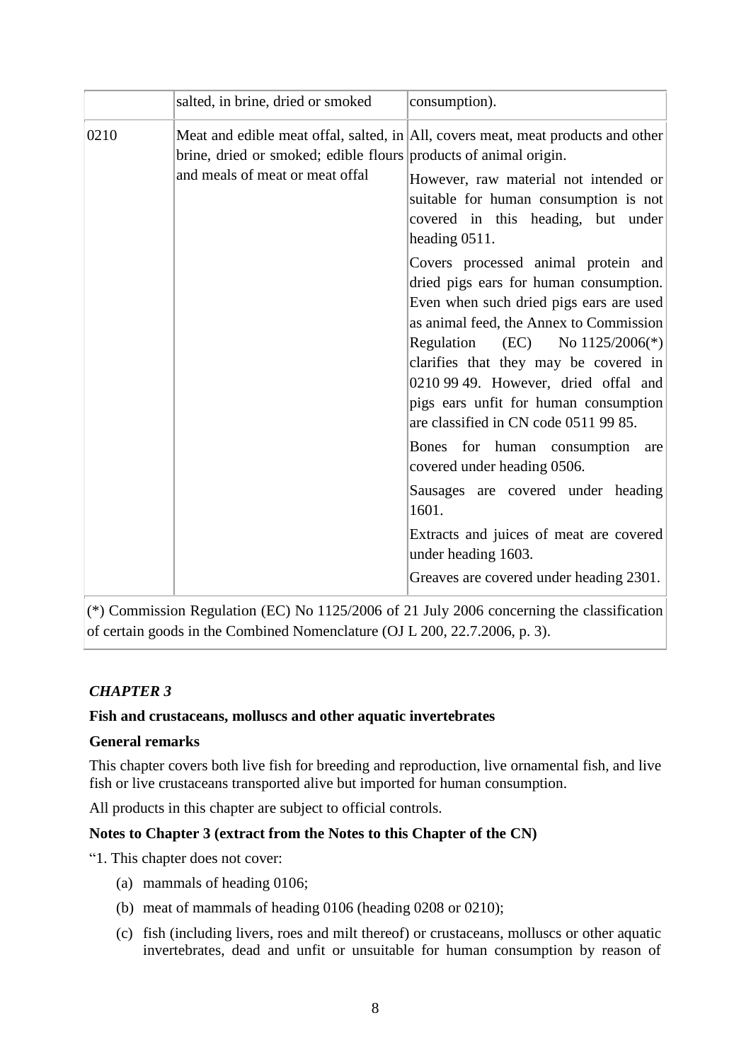| | | |
|---|---|---|
| | salted, in brine, dried or smoked | consumption). |
| 0210 | Meat and edible meat offal, salted, in brine, dried or smoked; edible flours and meals of meat or meat offal | All, covers meat, meat products and other products of animal origin.<br><br>However, raw material not intended or suitable for human consumption is not covered in this heading, but under heading 0511.<br><br>Covers processed animal protein and dried pigs ears for human consumption. Even when such dried pigs ears are used as animal feed, the Annex to Commission Regulation (EC) No 1125/2006(*) clarifies that they may be covered in 0210 99 49. However, dried offal and pigs ears unfit for human consumption are classified in CN code 0511 99 85.<br><br>Bones for human consumption are covered under heading 0506.<br><br>Sausages are covered under heading 1601.<br><br>Extracts and juices of meat are covered under heading 1603.<br><br>Greaves are covered under heading 2301. |

(*) Commission Regulation (EC) No 1125/2006 of 21 July 2006 concerning the classification of certain goods in the Combined Nomenclature (OJ L 200, 22.7.2006, p. 3).

## *CHAPTER 3*

### Fish and crustaceans, molluscs and other aquatic invertebrates

#### General remarks

This chapter covers both live fish for breeding and reproduction, live ornamental fish, and live fish or live crustaceans transported alive but imported for human consumption.

All products in this chapter are subject to official controls.

#### Notes to Chapter 3 (extract from the Notes to this Chapter of the CN)

"1. This chapter does not cover:

(a) mammals of heading 0106;

(b) meat of mammals of heading 0106 (heading 0208 or 0210);

(c) fish (including livers, roes and milt thereof) or crustaceans, molluscs or other aquatic invertebrates, dead and unfit or unsuitable for human consumption by reason of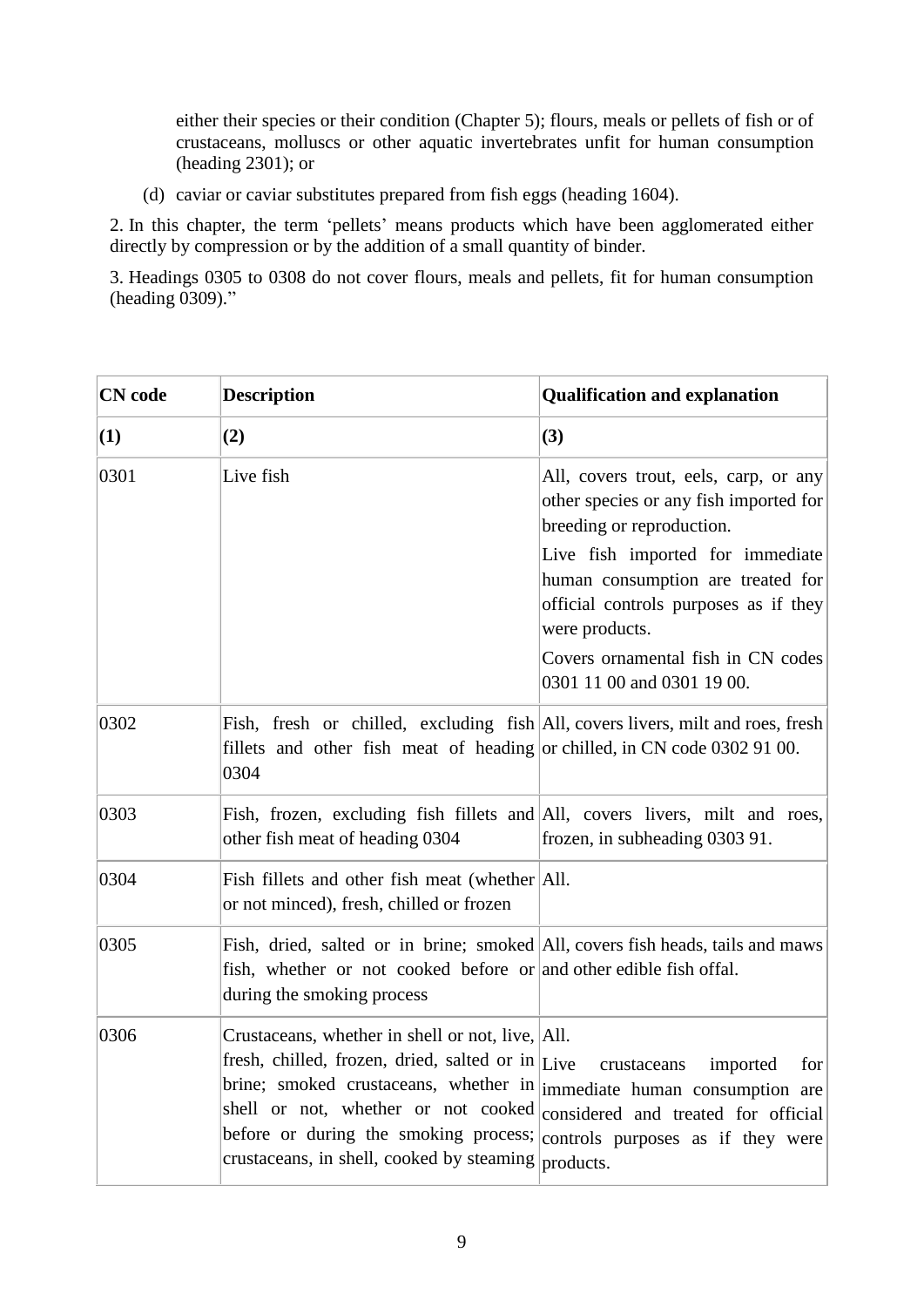either their species or their condition (Chapter 5); flours, meals or pellets of fish or of crustaceans, molluscs or other aquatic invertebrates unfit for human consumption (heading 2301); or

(d) caviar or caviar substitutes prepared from fish eggs (heading 1604).

2. In this chapter, the term 'pellets' means products which have been agglomerated either directly by compression or by the addition of a small quantity of binder.

3. Headings 0305 to 0308 do not cover flours, meals and pellets, fit for human consumption (heading 0309)."

| **CN code** | **Description** | **Qualification and explanation** |
|---|---|---|
| **(1)** | **(2)** | **(3)** |
| 0301 | Live fish | All, covers trout, eels, carp, or any other species or any fish imported for breeding or reproduction.<br>Live fish imported for immediate human consumption are treated for official controls purposes as if they were products.<br>Covers ornamental fish in CN codes 0301 11 00 and 0301 19 00. |
| 0302 | Fish, fresh or chilled, excluding fish fillets and other fish meat of heading 0304 | All, covers livers, milt and roes, fresh or chilled, in CN code 0302 91 00. |
| 0303 | Fish, frozen, excluding fish fillets and other fish meat of heading 0304 | All, covers livers, milt and roes, frozen, in subheading 0303 91. |
| 0304 | Fish fillets and other fish meat (whether or not minced), fresh, chilled or frozen | All. |
| 0305 | Fish, dried, salted or in brine; smoked fish, whether or not cooked before or during the smoking process | All, covers fish heads, tails and maws and other edible fish offal. |
| 0306 | Crustaceans, whether in shell or not, live, fresh, chilled, frozen, dried, salted or in brine; smoked crustaceans, whether in shell or not, whether or not cooked before or during the smoking process; crustaceans, in shell, cooked by steaming | All.<br>Live crustaceans imported for immediate human consumption are considered and treated for official controls purposes as if they were products. |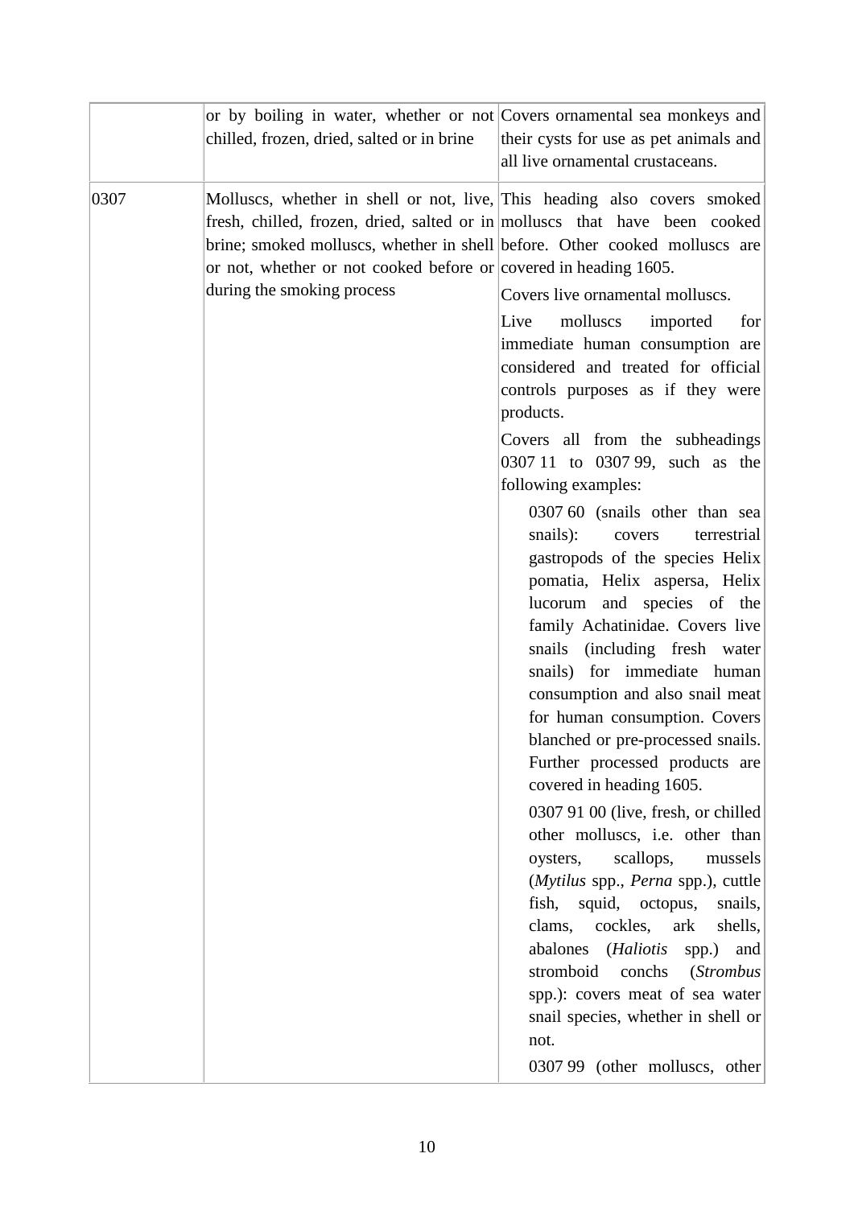| | | |
|---|---|---|
| | or by boiling in water, whether or not chilled, frozen, dried, salted or in brine | Covers ornamental sea monkeys and their cysts for use as pet animals and all live ornamental crustaceans. |
| 0307 | Molluscs, whether in shell or not, live, fresh, chilled, frozen, dried, salted or in brine; smoked molluscs, whether in shell or not, whether or not cooked before or during the smoking process | This heading also covers smoked molluscs that have been cooked before. Other cooked molluscs are covered in heading 1605.<br><br>Covers live ornamental molluscs.<br><br>Live molluscs imported for immediate human consumption are considered and treated for official controls purposes as if they were products.<br><br>Covers all from the subheadings 0307 11 to 0307 99, such as the following examples:<br><br>0307 60 (snails other than sea snails): covers terrestrial gastropods of the species Helix pomatia, Helix aspersa, Helix lucorum and species of the family Achatinidae. Covers live snails (including fresh water snails) for immediate human consumption and also snail meat for human consumption. Covers blanched or pre-processed snails. Further processed products are covered in heading 1605.<br><br>0307 91 00 (live, fresh, or chilled other molluscs, i.e. other than oysters, scallops, mussels (*Mytilus* spp., *Perna* spp.), cuttle fish, squid, octopus, snails, clams, cockles, ark shells, abalones (*Haliotis* spp.) and stromboid conchs (*Strombus* spp.): covers meat of sea water snail species, whether in shell or not.<br><br>0307 99 (other molluscs, other |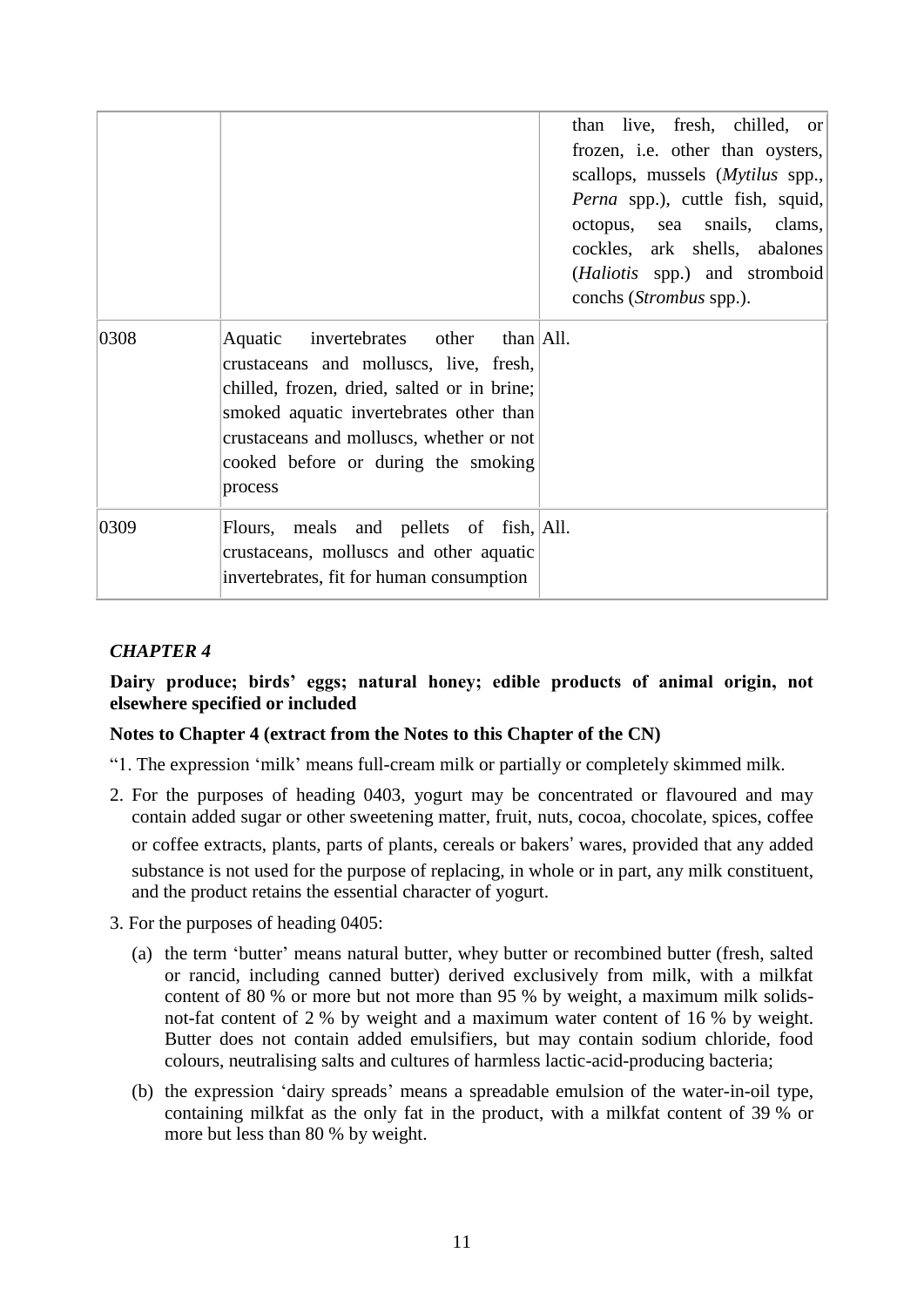| | | |
|---|---|---|
| | | than live, fresh, chilled, or frozen, i.e. other than oysters, scallops, mussels (*Mytilus* spp., *Perna* spp.), cuttle fish, squid, octopus, sea snails, clams, cockles, ark shells, abalones (*Haliotis* spp.) and stromboid conchs (*Strombus* spp.). |
| 0308 | Aquatic invertebrates other than crustaceans and molluscs, live, fresh, chilled, frozen, dried, salted or in brine; smoked aquatic invertebrates other than crustaceans and molluscs, whether or not cooked before or during the smoking process | All. |
| 0309 | Flours, meals and pellets of fish, crustaceans, molluscs and other aquatic invertebrates, fit for human consumption | All. |

## *CHAPTER 4*

**Dairy produce; birds' eggs; natural honey; edible products of animal origin, not elsewhere specified or included**

**Notes to Chapter 4 (extract from the Notes to this Chapter of the CN)**

"1. The expression 'milk' means full-cream milk or partially or completely skimmed milk.

2. For the purposes of heading 0403, yogurt may be concentrated or flavoured and may contain added sugar or other sweetening matter, fruit, nuts, cocoa, chocolate, spices, coffee or coffee extracts, plants, parts of plants, cereals or bakers' wares, provided that any added substance is not used for the purpose of replacing, in whole or in part, any milk constituent, and the product retains the essential character of yogurt.

3. For the purposes of heading 0405:

   (a) the term 'butter' means natural butter, whey butter or recombined butter (fresh, salted or rancid, including canned butter) derived exclusively from milk, with a milkfat content of 80 % or more but not more than 95 % by weight, a maximum milk solids-not-fat content of 2 % by weight and a maximum water content of 16 % by weight. Butter does not contain added emulsifiers, but may contain sodium chloride, food colours, neutralising salts and cultures of harmless lactic-acid-producing bacteria;

   (b) the expression 'dairy spreads' means a spreadable emulsion of the water-in-oil type, containing milkfat as the only fat in the product, with a milkfat content of 39 % or more but less than 80 % by weight.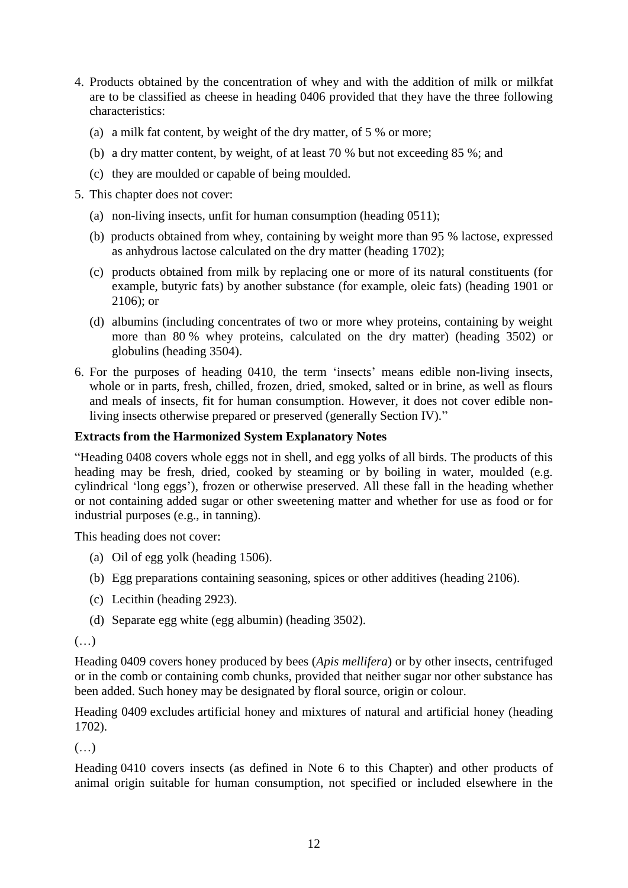4. Products obtained by the concentration of whey and with the addition of milk or milkfat are to be classified as cheese in heading 0406 provided that they have the three following characteristics:

   (a) a milk fat content, by weight of the dry matter, of 5 % or more;

   (b) a dry matter content, by weight, of at least 70 % but not exceeding 85 %; and

   (c) they are moulded or capable of being moulded.

5. This chapter does not cover:

   (a) non-living insects, unfit for human consumption (heading 0511);

   (b) products obtained from whey, containing by weight more than 95 % lactose, expressed as anhydrous lactose calculated on the dry matter (heading 1702);

   (c) products obtained from milk by replacing one or more of its natural constituents (for example, butyric fats) by another substance (for example, oleic fats) (heading 1901 or 2106); or

   (d) albumins (including concentrates of two or more whey proteins, containing by weight more than 80 % whey proteins, calculated on the dry matter) (heading 3502) or globulins (heading 3504).

6. For the purposes of heading 0410, the term 'insects' means edible non-living insects, whole or in parts, fresh, chilled, frozen, dried, smoked, salted or in brine, as well as flours and meals of insects, fit for human consumption. However, it does not cover edible non-living insects otherwise prepared or preserved (generally Section IV)."

**Extracts from the Harmonized System Explanatory Notes**

"Heading 0408 covers whole eggs not in shell, and egg yolks of all birds. The products of this heading may be fresh, dried, cooked by steaming or by boiling in water, moulded (e.g. cylindrical 'long eggs'), frozen or otherwise preserved. All these fall in the heading whether or not containing added sugar or other sweetening matter and whether for use as food or for industrial purposes (e.g., in tanning).

This heading does not cover:

(a) Oil of egg yolk (heading 1506).

(b) Egg preparations containing seasoning, spices or other additives (heading 2106).

(c) Lecithin (heading 2923).

(d) Separate egg white (egg albumin) (heading 3502).

(…)

Heading 0409 covers honey produced by bees (*Apis mellifera*) or by other insects, centrifuged or in the comb or containing comb chunks, provided that neither sugar nor other substance has been added. Such honey may be designated by floral source, origin or colour.

Heading 0409 excludes artificial honey and mixtures of natural and artificial honey (heading 1702).

(…)

Heading 0410 covers insects (as defined in Note 6 to this Chapter) and other products of animal origin suitable for human consumption, not specified or included elsewhere in the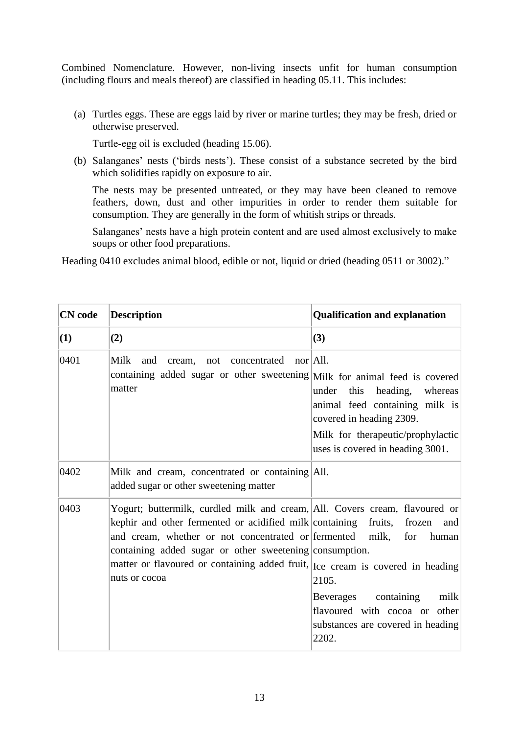Combined Nomenclature. However, non-living insects unfit for human consumption (including flours and meals thereof) are classified in heading 05.11. This includes:

(a) Turtles eggs. These are eggs laid by river or marine turtles; they may be fresh, dried or otherwise preserved.

    Turtle-egg oil is excluded (heading 15.06).

(b) Salanganes' nests ('birds nests'). These consist of a substance secreted by the bird which solidifies rapidly on exposure to air.

    The nests may be presented untreated, or they may have been cleaned to remove feathers, down, dust and other impurities in order to render them suitable for consumption. They are generally in the form of whitish strips or threads.

    Salanganes' nests have a high protein content and are used almost exclusively to make soups or other food preparations.

Heading 0410 excludes animal blood, edible or not, liquid or dried (heading 0511 or 3002)."

| CN code | Description | Qualification and explanation |
|---|---|---|
| (1) | (2) | (3) |
| 0401 | Milk and cream, not concentrated nor containing added sugar or other sweetening matter | All.<br>Milk for animal feed is covered under this heading, whereas animal feed containing milk is covered in heading 2309.<br>Milk for therapeutic/prophylactic uses is covered in heading 3001. |
| 0402 | Milk and cream, concentrated or containing added sugar or other sweetening matter | All. |
| 0403 | Yogurt; buttermilk, curdled milk and cream, kephir and other fermented or acidified milk and cream, whether or not concentrated or containing added sugar or other sweetening matter or flavoured or containing added fruit, nuts or cocoa | All. Covers cream, flavoured or containing fruits, frozen and fermented milk, for human consumption.<br>Ice cream is covered in heading 2105.<br>Beverages containing milk flavoured with cocoa or other substances are covered in heading 2202. |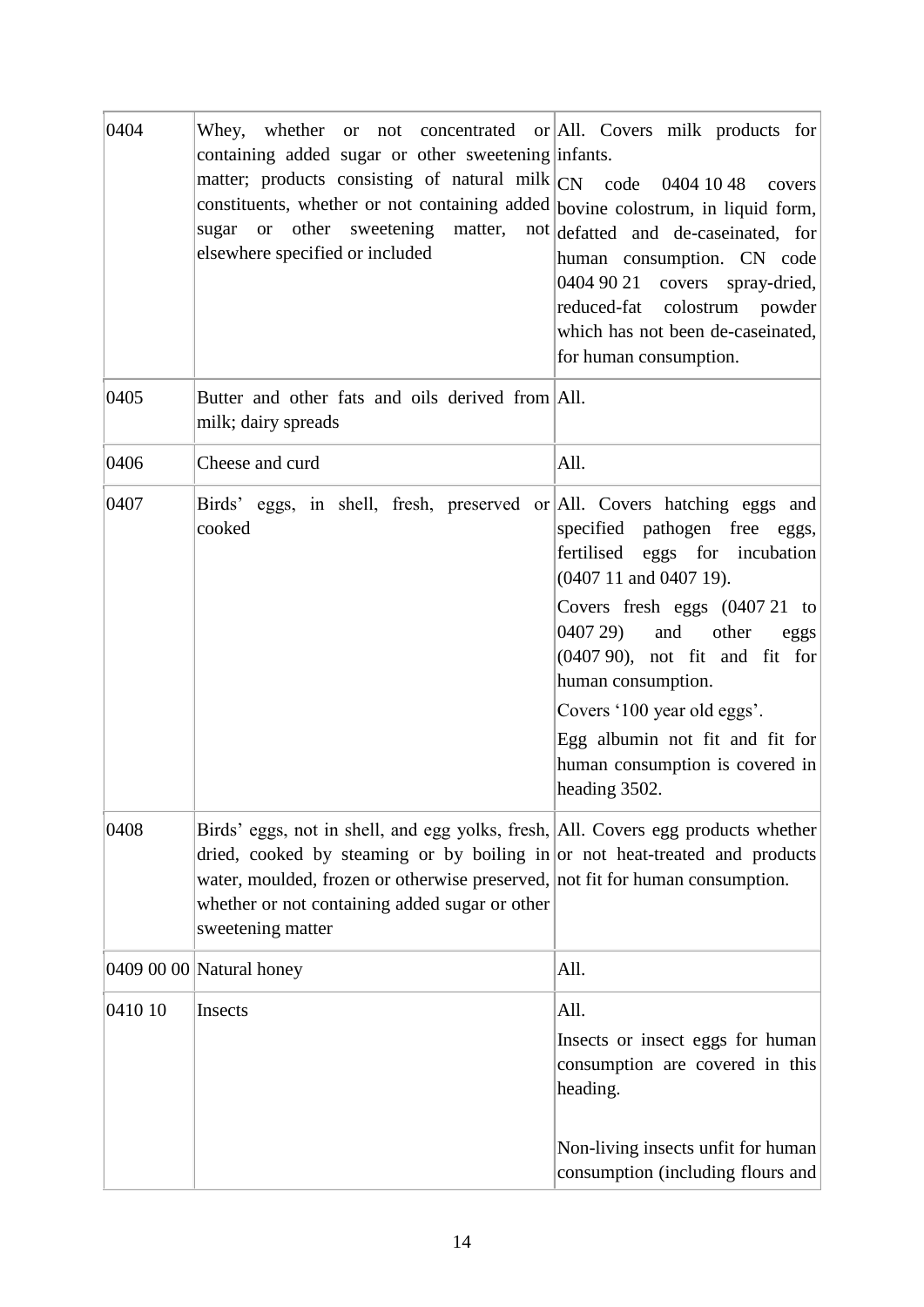| | | |
|---|---|---|
| 0404 | Whey, whether or not concentrated or containing added sugar or other sweetening matter; products consisting of natural milk constituents, whether or not containing added sugar or other sweetening matter, not elsewhere specified or included | All. Covers milk products for infants.<br><br>CN code 0404 10 48 covers bovine colostrum, in liquid form, defatted and de-caseinated, for human consumption. CN code 0404 90 21 covers spray-dried, reduced-fat colostrum powder which has not been de-caseinated, for human consumption. |
| 0405 | Butter and other fats and oils derived from milk; dairy spreads | All. |
| 0406 | Cheese and curd | All. |
| 0407 | Birds' eggs, in shell, fresh, preserved or cooked | All. Covers hatching eggs and specified pathogen free eggs, fertilised eggs for incubation (0407 11 and 0407 19).<br><br>Covers fresh eggs (0407 21 to 0407 29) and other eggs (0407 90), not fit and fit for human consumption.<br><br>Covers '100 year old eggs'.<br><br>Egg albumin not fit and fit for human consumption is covered in heading 3502. |
| 0408 | Birds' eggs, not in shell, and egg yolks, fresh, dried, cooked by steaming or by boiling in water, moulded, frozen or otherwise preserved, whether or not containing added sugar or other sweetening matter | All. Covers egg products whether or not heat-treated and products not fit for human consumption. |
| 0409 00 00 | Natural honey | All. |
| 0410 10 | Insects | All.<br><br>Insects or insect eggs for human consumption are covered in this heading.<br><br>Non-living insects unfit for human consumption (including flours and |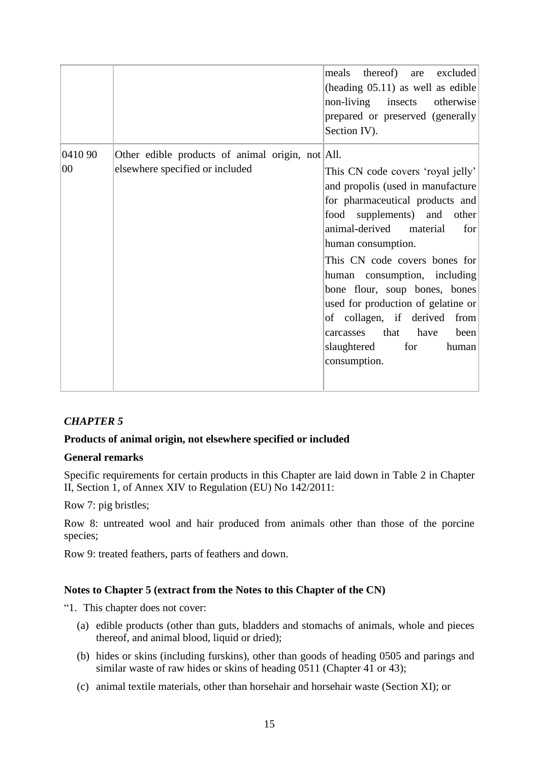| | | |
|---|---|---|
| | | meals thereof) are excluded (heading 05.11) as well as edible non-living insects otherwise prepared or preserved (generally Section IV). |
| 0410 90 00 | Other edible products of animal origin, not elsewhere specified or included | All.<br><br>This CN code covers 'royal jelly' and propolis (used in manufacture for pharmaceutical products and food supplements) and other animal-derived material for human consumption.<br><br>This CN code covers bones for human consumption, including bone flour, soup bones, bones used for production of gelatine or of collagen, if derived from carcasses that have been slaughtered for human consumption. |

### *CHAPTER 5*

**Products of animal origin, not elsewhere specified or included**

**General remarks**

Specific requirements for certain products in this Chapter are laid down in Table 2 in Chapter II, Section 1, of Annex XIV to Regulation (EU) No 142/2011:

Row 7: pig bristles;

Row 8: untreated wool and hair produced from animals other than those of the porcine species;

Row 9: treated feathers, parts of feathers and down.

**Notes to Chapter 5 (extract from the Notes to this Chapter of the CN)**

"1. This chapter does not cover:

(a) edible products (other than guts, bladders and stomachs of animals, whole and pieces thereof, and animal blood, liquid or dried);

(b) hides or skins (including furskins), other than goods of heading 0505 and parings and similar waste of raw hides or skins of heading 0511 (Chapter 41 or 43);

(c) animal textile materials, other than horsehair and horsehair waste (Section XI); or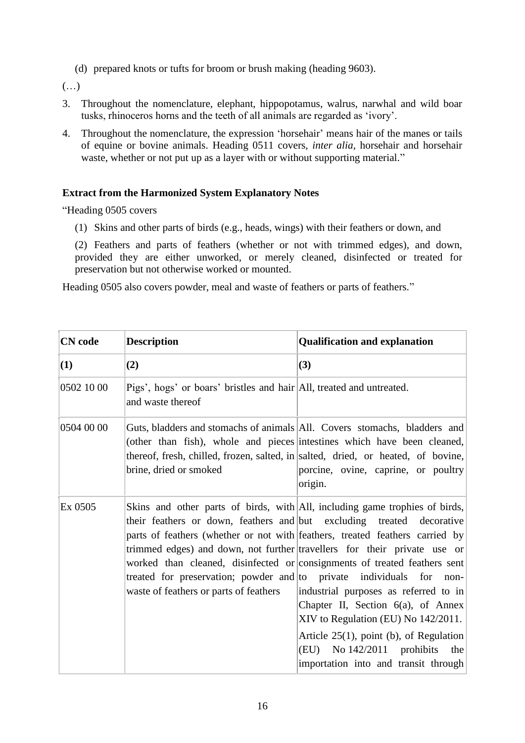(d) prepared knots or tufts for broom or brush making (heading 9603).

(…)

3. Throughout the nomenclature, elephant, hippopotamus, walrus, narwhal and wild boar tusks, rhinoceros horns and the teeth of all animals are regarded as 'ivory'.

4. Throughout the nomenclature, the expression 'horsehair' means hair of the manes or tails of equine or bovine animals. Heading 0511 covers, *inter alia*, horsehair and horsehair waste, whether or not put up as a layer with or without supporting material."

**Extract from the Harmonized System Explanatory Notes**

"Heading 0505 covers

(1) Skins and other parts of birds (e.g., heads, wings) with their feathers or down, and

(2) Feathers and parts of feathers (whether or not with trimmed edges), and down, provided they are either unworked, or merely cleaned, disinfected or treated for preservation but not otherwise worked or mounted.

Heading 0505 also covers powder, meal and waste of feathers or parts of feathers."

| **CN code** | **Description** | **Qualification and explanation** |
|---|---|---|
| **(1)** | **(2)** | **(3)** |
| 0502 10 00 | Pigs', hogs' or boars' bristles and hair and waste thereof | All, treated and untreated. |
| 0504 00 00 | Guts, bladders and stomachs of animals (other than fish), whole and pieces thereof, fresh, chilled, frozen, salted, in brine, dried or smoked | All. Covers stomachs, bladders and intestines which have been cleaned, salted, dried, or heated, of bovine, porcine, ovine, caprine, or poultry origin. |
| Ex 0505 | Skins and other parts of birds, with their feathers or down, feathers and parts of feathers (whether or not with trimmed edges) and down, not further worked than cleaned, disinfected or treated for preservation; powder and waste of feathers or parts of feathers | All, including game trophies of birds, but excluding treated decorative feathers, treated feathers carried by travellers for their private use or consignments of treated feathers sent to private individuals for non-industrial purposes as referred to in Chapter II, Section 6(a), of Annex XIV to Regulation (EU) No 142/2011. Article 25(1), point (b), of Regulation (EU) No 142/2011 prohibits the importation into and transit through |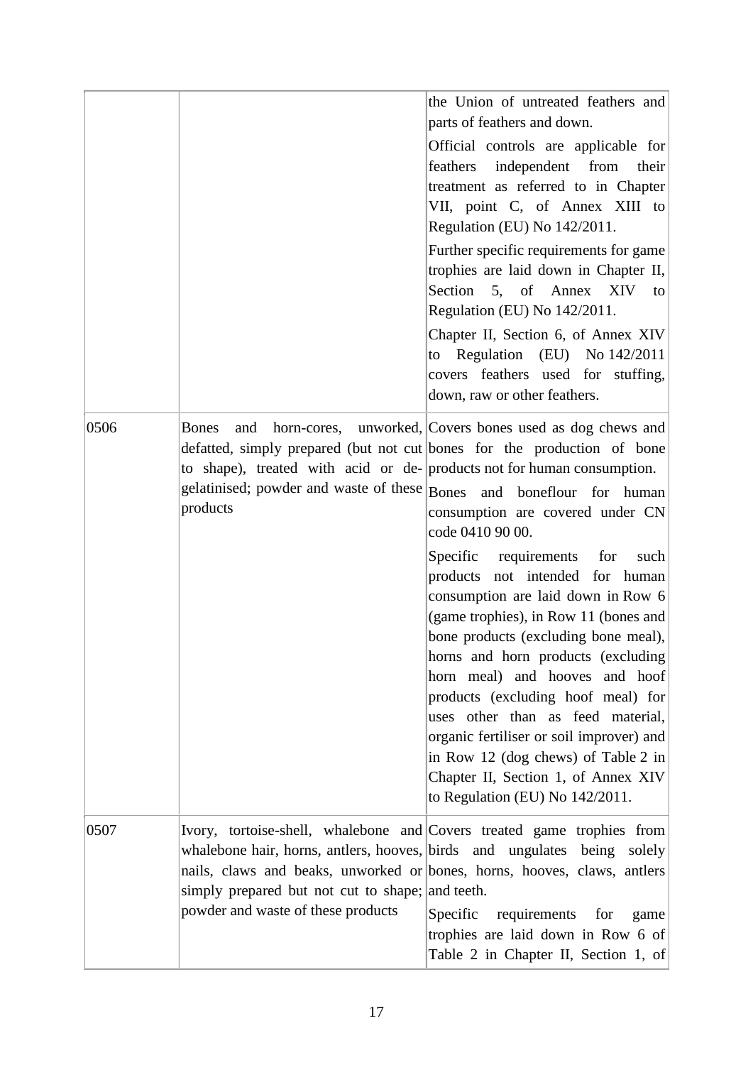| | | |
|---|---|---|
| | | the Union of untreated feathers and parts of feathers and down.<br>Official controls are applicable for feathers independent from their treatment as referred to in Chapter VII, point C, of Annex XIII to Regulation (EU) No 142/2011.<br>Further specific requirements for game trophies are laid down in Chapter II, Section 5, of Annex XIV to Regulation (EU) No 142/2011.<br>Chapter II, Section 6, of Annex XIV to Regulation (EU) No 142/2011 covers feathers used for stuffing, down, raw or other feathers. |
| 0506 | Bones and horn-cores, unworked, defatted, simply prepared (but not cut to shape), treated with acid or de-gelatinised; powder and waste of these products | Covers bones used as dog chews and bones for the production of bone products not for human consumption.<br>Bones and boneflour for human consumption are covered under CN code 0410 90 00.<br>Specific requirements for such products not intended for human consumption are laid down in Row 6 (game trophies), in Row 11 (bones and bone products (excluding bone meal), horns and horn products (excluding horn meal) and hooves and hoof products (excluding hoof meal) for uses other than as feed material, organic fertiliser or soil improver) and in Row 12 (dog chews) of Table 2 in Chapter II, Section 1, of Annex XIV to Regulation (EU) No 142/2011. |
| 0507 | Ivory, tortoise-shell, whalebone and whalebone hair, horns, antlers, hooves, nails, claws and beaks, unworked or simply prepared but not cut to shape; powder and waste of these products | Covers treated game trophies from birds and ungulates being solely bones, horns, hooves, claws, antlers and teeth.<br>Specific requirements for game trophies are laid down in Row 6 of Table 2 in Chapter II, Section 1, of |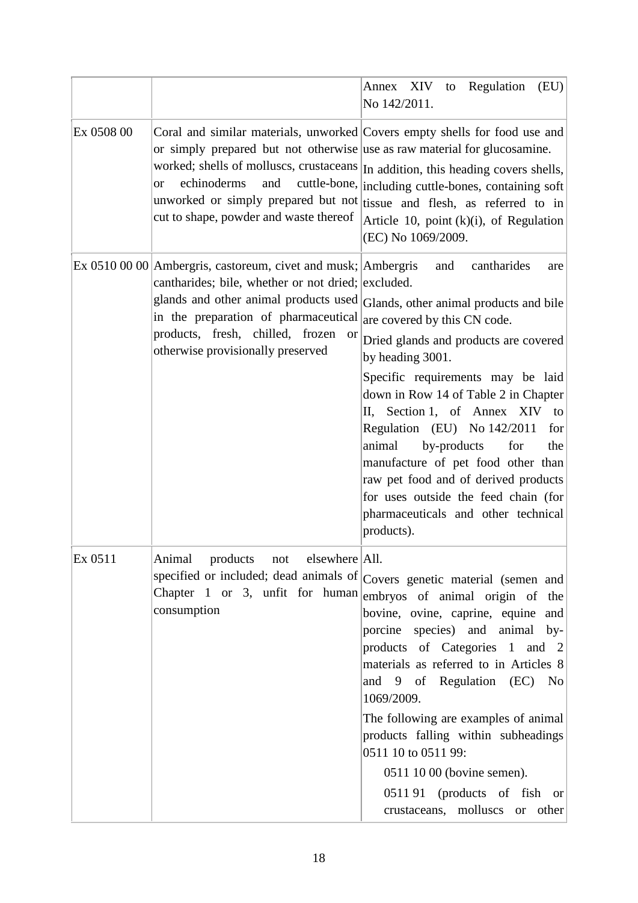| | | |
|---|---|---|
| | | Annex XIV to Regulation (EU) No 142/2011. |
| Ex 0508 00 | Coral and similar materials, unworked or simply prepared but not otherwise worked; shells of molluscs, crustaceans or echinoderms and cuttle-bone, unworked or simply prepared but not cut to shape, powder and waste thereof | Covers empty shells for food use and use as raw material for glucosamine.<br><br>In addition, this heading covers shells, including cuttle-bones, containing soft tissue and flesh, as referred to in Article 10, point (k)(i), of Regulation (EC) No 1069/2009. |
| Ex 0510 00 00 | Ambergris, castoreum, civet and musk; cantharides; bile, whether or not dried; glands and other animal products used in the preparation of pharmaceutical products, fresh, chilled, frozen or otherwise provisionally preserved | Ambergris and cantharides are excluded.<br><br>Glands, other animal products and bile are covered by this CN code.<br><br>Dried glands and products are covered by heading 3001.<br><br>Specific requirements may be laid down in Row 14 of Table 2 in Chapter II, Section 1, of Annex XIV to Regulation (EU) No 142/2011 for animal by-products for the manufacture of pet food other than raw pet food and of derived products for uses outside the feed chain (for pharmaceuticals and other technical products). |
| Ex 0511 | Animal products not elsewhere specified or included; dead animals of Chapter 1 or 3, unfit for human consumption | All.<br><br>Covers genetic material (semen and embryos of animal origin of the bovine, ovine, caprine, equine and porcine species) and animal by-products of Categories 1 and 2 materials as referred to in Articles 8 and 9 of Regulation (EC) No 1069/2009.<br><br>The following are examples of animal products falling within subheadings 0511 10 to 0511 99:<br><br>0511 10 00 (bovine semen).<br><br>0511 91 (products of fish or crustaceans, molluscs or other |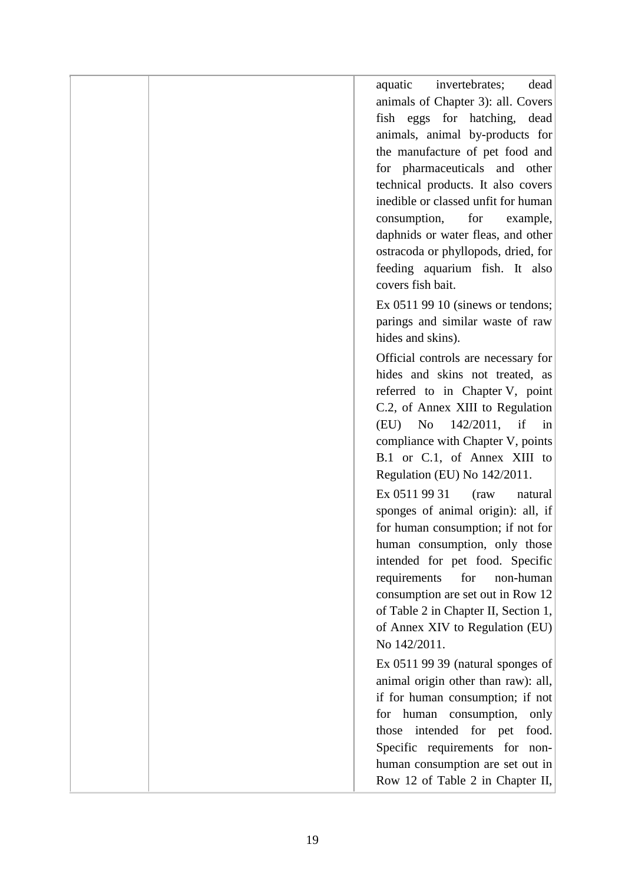| | | |
|---|---|---|
| | | aquatic invertebrates; dead animals of Chapter 3): all. Covers fish eggs for hatching, dead animals, animal by-products for the manufacture of pet food and for pharmaceuticals and other technical products. It also covers inedible or classed unfit for human consumption, for example, daphnids or water fleas, and other ostracoda or phyllopods, dried, for feeding aquarium fish. It also covers fish bait.<br><br>Ex 0511 99 10 (sinews or tendons; parings and similar waste of raw hides and skins).<br><br>Official controls are necessary for hides and skins not treated, as referred to in Chapter V, point C.2, of Annex XIII to Regulation (EU) No 142/2011, if in compliance with Chapter V, points B.1 or C.1, of Annex XIII to Regulation (EU) No 142/2011.<br><br>Ex 0511 99 31 (raw natural sponges of animal origin): all, if for human consumption; if not for human consumption, only those intended for pet food. Specific requirements for non-human consumption are set out in Row 12 of Table 2 in Chapter II, Section 1, of Annex XIV to Regulation (EU) No 142/2011.<br><br>Ex 0511 99 39 (natural sponges of animal origin other than raw): all, if for human consumption; if not for human consumption, only those intended for pet food. Specific requirements for non-human consumption are set out in Row 12 of Table 2 in Chapter II, |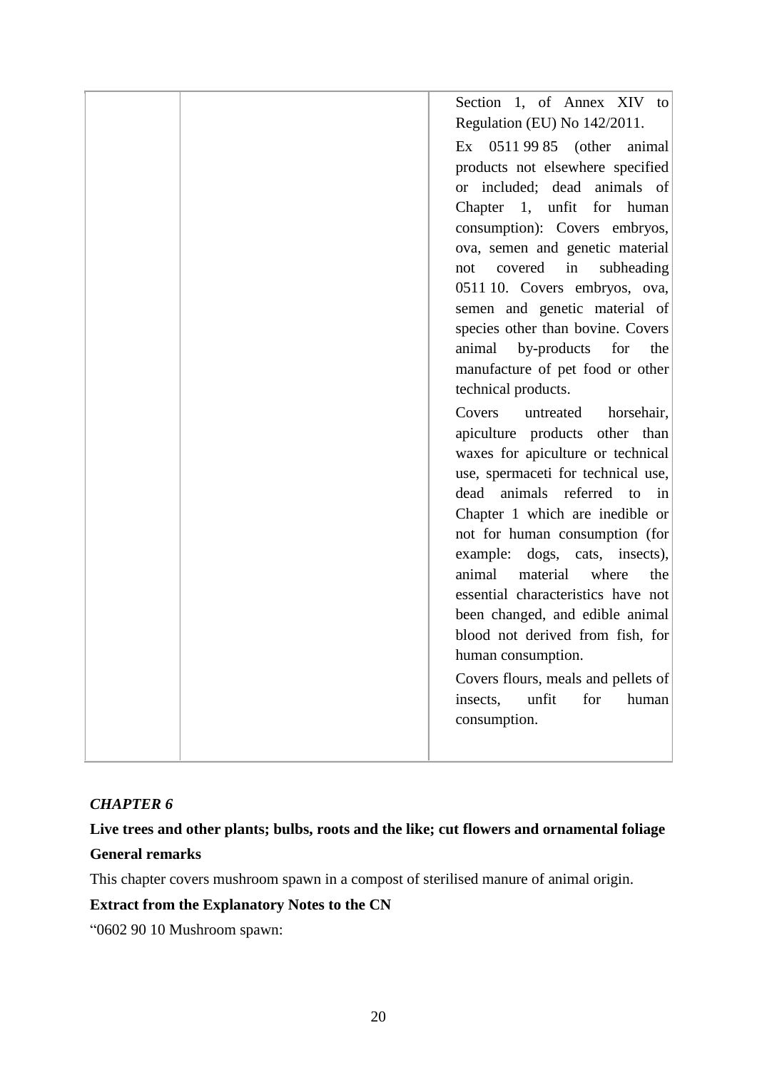| | | |
|---|---|---|
| | | Section 1, of Annex XIV to Regulation (EU) No 142/2011.<br><br>Ex 0511 99 85 (other animal products not elsewhere specified or included; dead animals of Chapter 1, unfit for human consumption): Covers embryos, ova, semen and genetic material not covered in subheading 0511 10. Covers embryos, ova, semen and genetic material of species other than bovine. Covers animal by-products for the manufacture of pet food or other technical products.<br><br>Covers untreated horsehair, apiculture products other than waxes for apiculture or technical use, spermaceti for technical use, dead animals referred to in Chapter 1 which are inedible or not for human consumption (for example: dogs, cats, insects), animal material where the essential characteristics have not been changed, and edible animal blood not derived from fish, for human consumption.<br><br>Covers flours, meals and pellets of insects, unfit for human consumption. |

## *CHAPTER 6*

**Live trees and other plants; bulbs, roots and the like; cut flowers and ornamental foliage**

**General remarks**

This chapter covers mushroom spawn in a compost of sterilised manure of animal origin.

**Extract from the Explanatory Notes to the CN**

"0602 90 10 Mushroom spawn: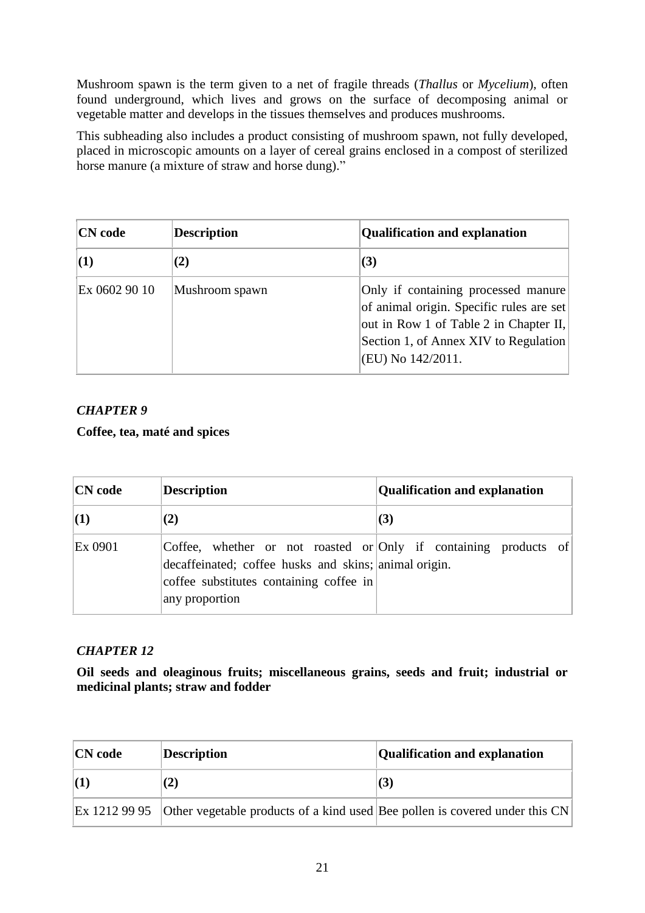Mushroom spawn is the term given to a net of fragile threads (*Thallus* or *Mycelium*), often found underground, which lives and grows on the surface of decomposing animal or vegetable matter and develops in the tissues themselves and produces mushrooms.

This subheading also includes a product consisting of mushroom spawn, not fully developed, placed in microscopic amounts on a layer of cereal grains enclosed in a compost of sterilized horse manure (a mixture of straw and horse dung)."

| CN code | Description | Qualification and explanation |
|---|---|---|
| (1) | (2) | (3) |
| Ex 0602 90 10 | Mushroom spawn | Only if containing processed manure of animal origin. Specific rules are set out in Row 1 of Table 2 in Chapter II, Section 1, of Annex XIV to Regulation (EU) No 142/2011. |

### *CHAPTER 9*

**Coffee, tea, maté and spices**

| CN code | Description | Qualification and explanation |
|---|---|---|
| (1) | (2) | (3) |
| Ex 0901 | Coffee, whether or not roasted or decaffeinated; coffee husks and skins; coffee substitutes containing coffee in any proportion | Only if containing products of animal origin. |

### *CHAPTER 12*

**Oil seeds and oleaginous fruits; miscellaneous grains, seeds and fruit; industrial or medicinal plants; straw and fodder**

| CN code | Description | Qualification and explanation |
|---|---|---|
| (1) | (2) | (3) |
| Ex 1212 99 95 | Other vegetable products of a kind used | Bee pollen is covered under this CN |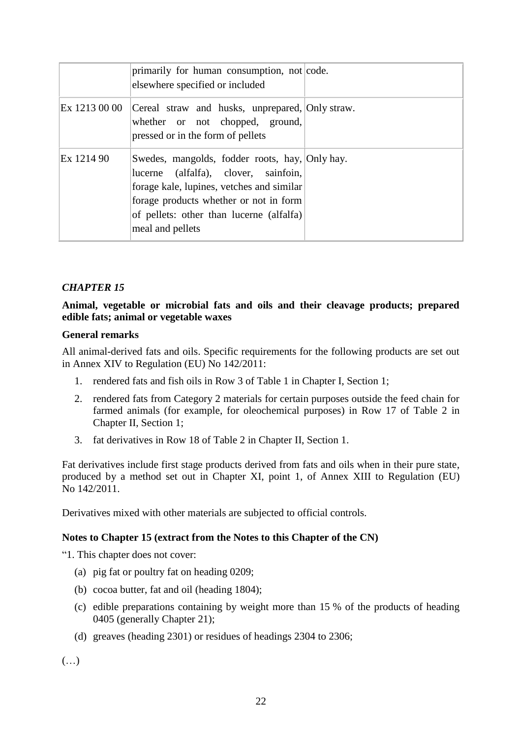|  |  |  |
|---|---|---|
|  | primarily for human consumption, not elsewhere specified or included | code. |
| Ex 1213 00 00 | Cereal straw and husks, unprepared, whether or not chopped, ground, pressed or in the form of pellets | Only straw. |
| Ex 1214 90 | Swedes, mangolds, fodder roots, hay, lucerne (alfalfa), clover, sainfoin, forage kale, lupines, vetches and similar forage products whether or not in form of pellets: other than lucerne (alfalfa) meal and pellets | Only hay. |

## *CHAPTER 15*

**Animal, vegetable or microbial fats and oils and their cleavage products; prepared edible fats; animal or vegetable waxes**

**General remarks**

All animal-derived fats and oils. Specific requirements for the following products are set out in Annex XIV to Regulation (EU) No 142/2011:

1. rendered fats and fish oils in Row 3 of Table 1 in Chapter I, Section 1;
2. rendered fats from Category 2 materials for certain purposes outside the feed chain for farmed animals (for example, for oleochemical purposes) in Row 17 of Table 2 in Chapter II, Section 1;
3. fat derivatives in Row 18 of Table 2 in Chapter II, Section 1.

Fat derivatives include first stage products derived from fats and oils when in their pure state, produced by a method set out in Chapter XI, point 1, of Annex XIII to Regulation (EU) No 142/2011.

Derivatives mixed with other materials are subjected to official controls.

**Notes to Chapter 15 (extract from the Notes to this Chapter of the CN)**

"1. This chapter does not cover:

(a) pig fat or poultry fat on heading 0209;

(b) cocoa butter, fat and oil (heading 1804);

(c) edible preparations containing by weight more than 15 % of the products of heading 0405 (generally Chapter 21);

(d) greaves (heading 2301) or residues of headings 2304 to 2306;

(…)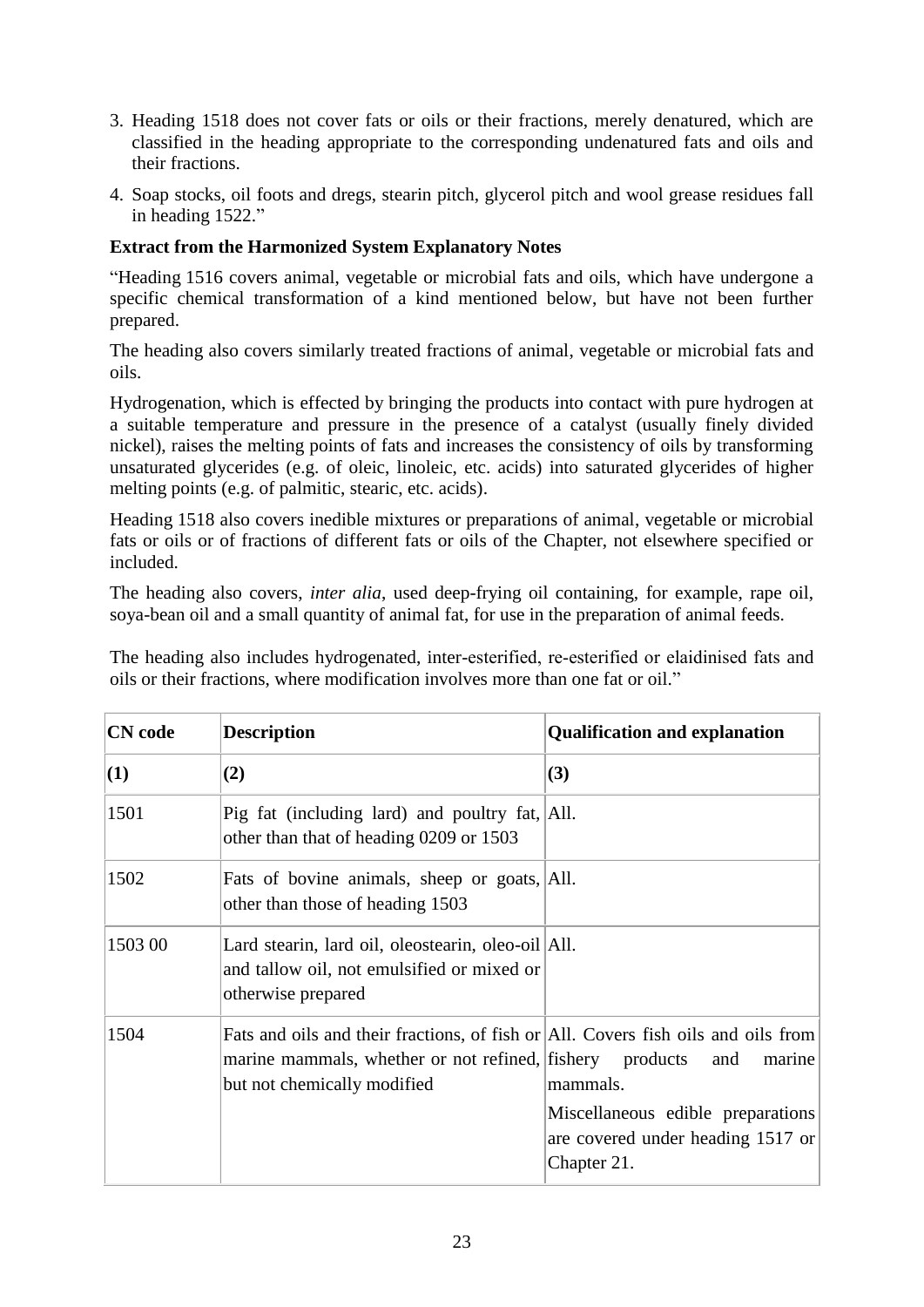3. Heading 1518 does not cover fats or oils or their fractions, merely denatured, which are classified in the heading appropriate to the corresponding undenatured fats and oils and their fractions.
4. Soap stocks, oil foots and dregs, stearin pitch, glycerol pitch and wool grease residues fall in heading 1522."

**Extract from the Harmonized System Explanatory Notes**

"Heading 1516 covers animal, vegetable or microbial fats and oils, which have undergone a specific chemical transformation of a kind mentioned below, but have not been further prepared.

The heading also covers similarly treated fractions of animal, vegetable or microbial fats and oils.

Hydrogenation, which is effected by bringing the products into contact with pure hydrogen at a suitable temperature and pressure in the presence of a catalyst (usually finely divided nickel), raises the melting points of fats and increases the consistency of oils by transforming unsaturated glycerides (e.g. of oleic, linoleic, etc. acids) into saturated glycerides of higher melting points (e.g. of palmitic, stearic, etc. acids).

Heading 1518 also covers inedible mixtures or preparations of animal, vegetable or microbial fats or oils or of fractions of different fats or oils of the Chapter, not elsewhere specified or included.

The heading also covers, *inter alia*, used deep-frying oil containing, for example, rape oil, soya-bean oil and a small quantity of animal fat, for use in the preparation of animal feeds.

The heading also includes hydrogenated, inter-esterified, re-esterified or elaidinised fats and oils or their fractions, where modification involves more than one fat or oil."

| CN code | Description | Qualification and explanation |
|---|---|---|
| **(1)** | **(2)** | **(3)** |
| 1501 | Pig fat (including lard) and poultry fat, other than that of heading 0209 or 1503 | All. |
| 1502 | Fats of bovine animals, sheep or goats, other than those of heading 1503 | All. |
| 1503 00 | Lard stearin, lard oil, oleostearin, oleo-oil and tallow oil, not emulsified or mixed or otherwise prepared | All. |
| 1504 | Fats and oils and their fractions, of fish or marine mammals, whether or not refined, but not chemically modified | All. Covers fish oils and oils from fishery products and marine mammals.<br>Miscellaneous edible preparations are covered under heading 1517 or Chapter 21. |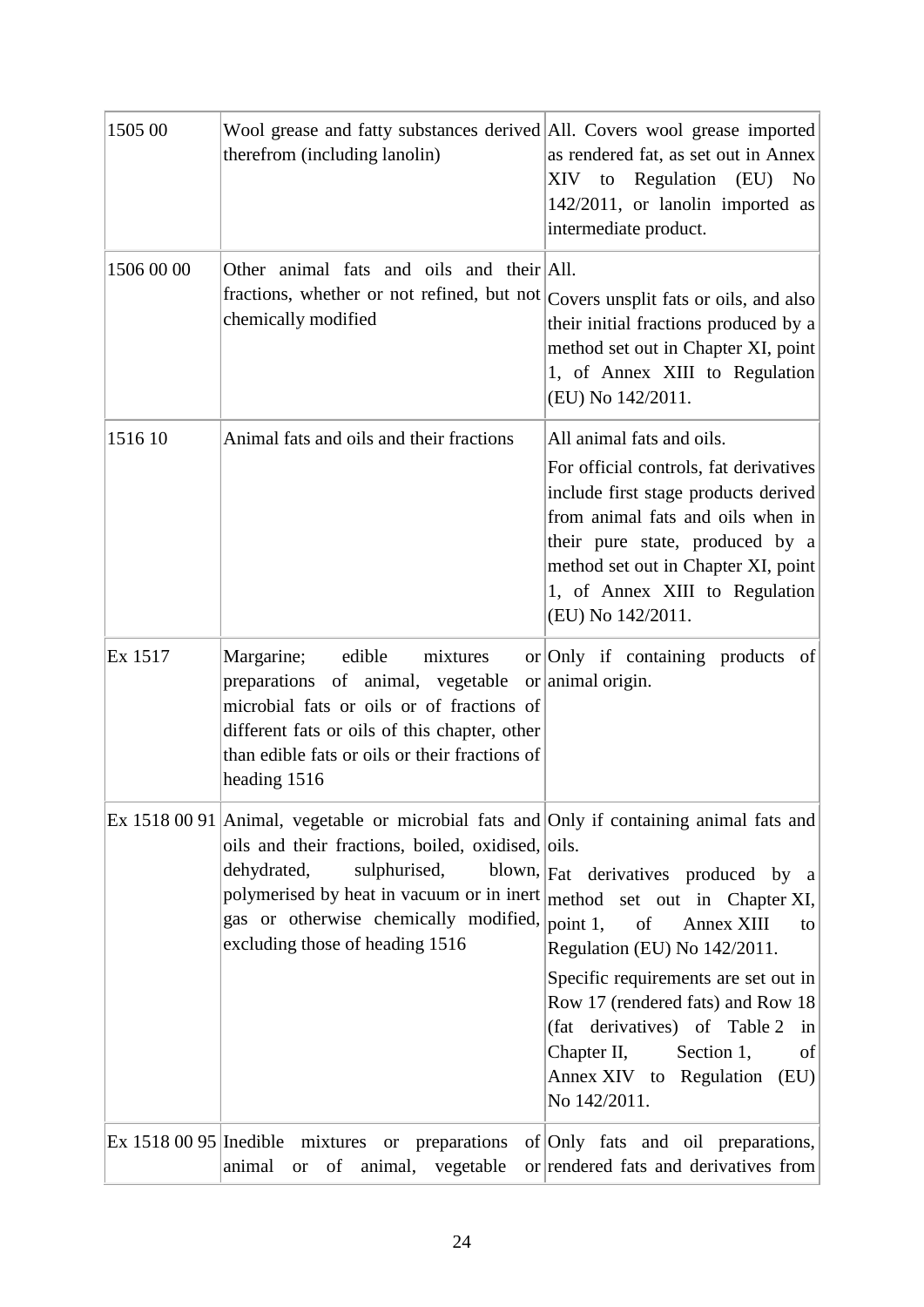| | | |
|---|---|---|
| 1505 00 | Wool grease and fatty substances derived therefrom (including lanolin) | All. Covers wool grease imported as rendered fat, as set out in Annex XIV to Regulation (EU) No 142/2011, or lanolin imported as intermediate product. |
| 1506 00 00 | Other animal fats and oils and their fractions, whether or not refined, but not chemically modified | All.<br>Covers unsplit fats or oils, and also their initial fractions produced by a method set out in Chapter XI, point 1, of Annex XIII to Regulation (EU) No 142/2011. |
| 1516 10 | Animal fats and oils and their fractions | All animal fats and oils.<br>For official controls, fat derivatives include first stage products derived from animal fats and oils when in their pure state, produced by a method set out in Chapter XI, point 1, of Annex XIII to Regulation (EU) No 142/2011. |
| Ex 1517 | Margarine; edible mixtures or preparations of animal, vegetable or microbial fats or oils or of fractions of different fats or oils of this chapter, other than edible fats or oils or their fractions of heading 1516 | Only if containing products of animal origin. |
| Ex 1518 00 91 | Animal, vegetable or microbial fats and oils and their fractions, boiled, oxidised, dehydrated, sulphurised, blown, polymerised by heat in vacuum or in inert gas or otherwise chemically modified, excluding those of heading 1516 | Only if containing animal fats and oils.<br>Fat derivatives produced by a method set out in Chapter XI, point 1, of Annex XIII to Regulation (EU) No 142/2011.<br>Specific requirements are set out in Row 17 (rendered fats) and Row 18 (fat derivatives) of Table 2 in Chapter II, Section 1, of Annex XIV to Regulation (EU) No 142/2011. |
| Ex 1518 00 95 | Inedible mixtures or preparations of animal or of animal, vegetable or | Only fats and oil preparations, rendered fats and derivatives from |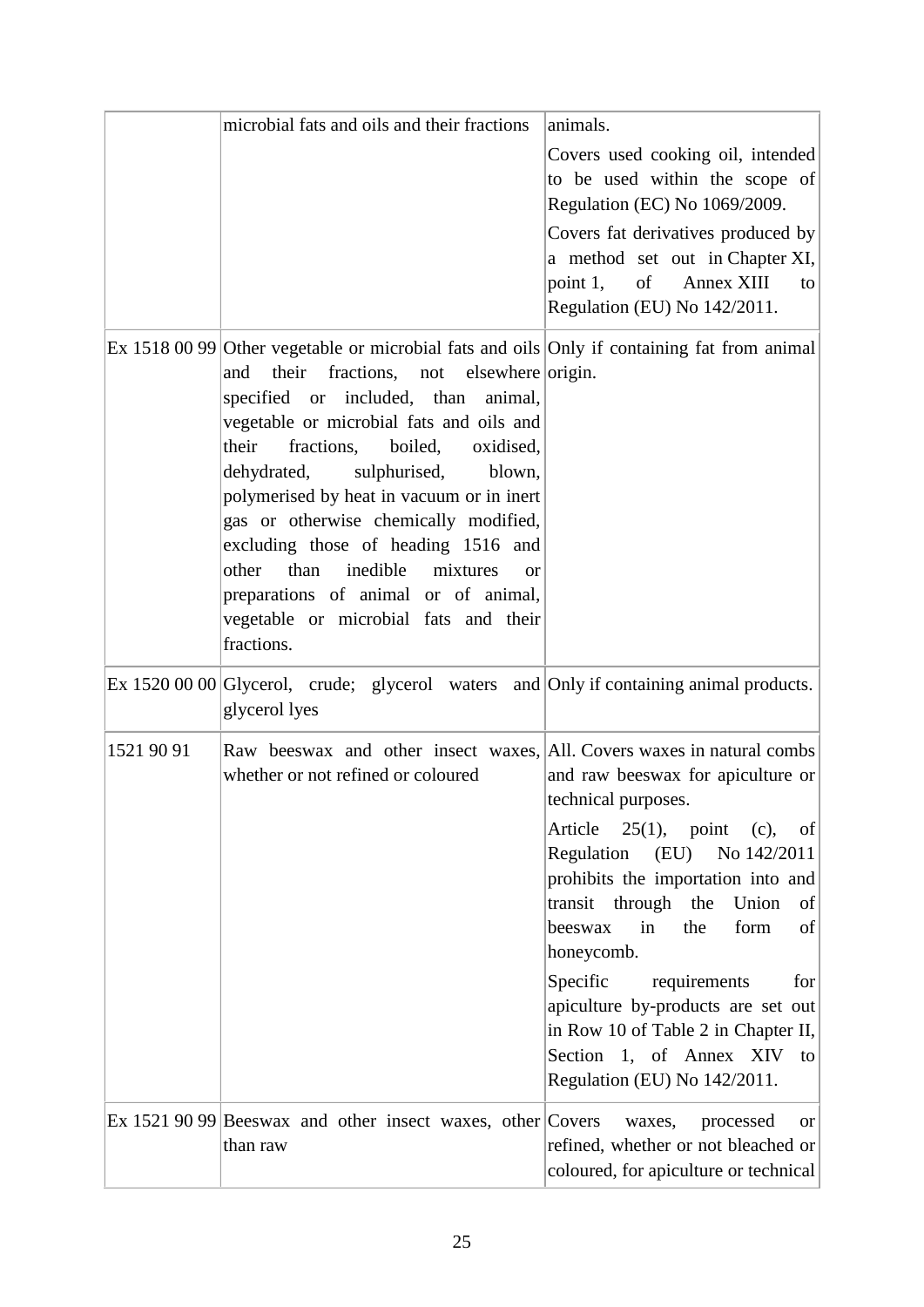| | | |
|---|---|---|
| | microbial fats and oils and their fractions | animals.<br>Covers used cooking oil, intended to be used within the scope of Regulation (EC) No 1069/2009.<br>Covers fat derivatives produced by a method set out in Chapter XI, point 1, of Annex XIII to Regulation (EU) No 142/2011. |
| Ex 1518 00 99 | Other vegetable or microbial fats and oils and their fractions, not elsewhere specified or included, than animal, vegetable or microbial fats and oils and their fractions, boiled, oxidised, dehydrated, sulphurised, blown, polymerised by heat in vacuum or in inert gas or otherwise chemically modified, excluding those of heading 1516 and other than inedible mixtures or preparations of animal or of animal, vegetable or microbial fats and their fractions. | Only if containing fat from animal origin. |
| Ex 1520 00 00 | Glycerol, crude; glycerol waters and glycerol lyes | Only if containing animal products. |
| 1521 90 91 | Raw beeswax and other insect waxes, whether or not refined or coloured | All. Covers waxes in natural combs and raw beeswax for apiculture or technical purposes.<br>Article 25(1), point (c), of Regulation (EU) No 142/2011 prohibits the importation into and transit through the Union of beeswax in the form of honeycomb.<br>Specific requirements for apiculture by-products are set out in Row 10 of Table 2 in Chapter II, Section 1, of Annex XIV to Regulation (EU) No 142/2011. |
| Ex 1521 90 99 | Beeswax and other insect waxes, other than raw | Covers waxes, processed or refined, whether or not bleached or coloured, for apiculture or technical |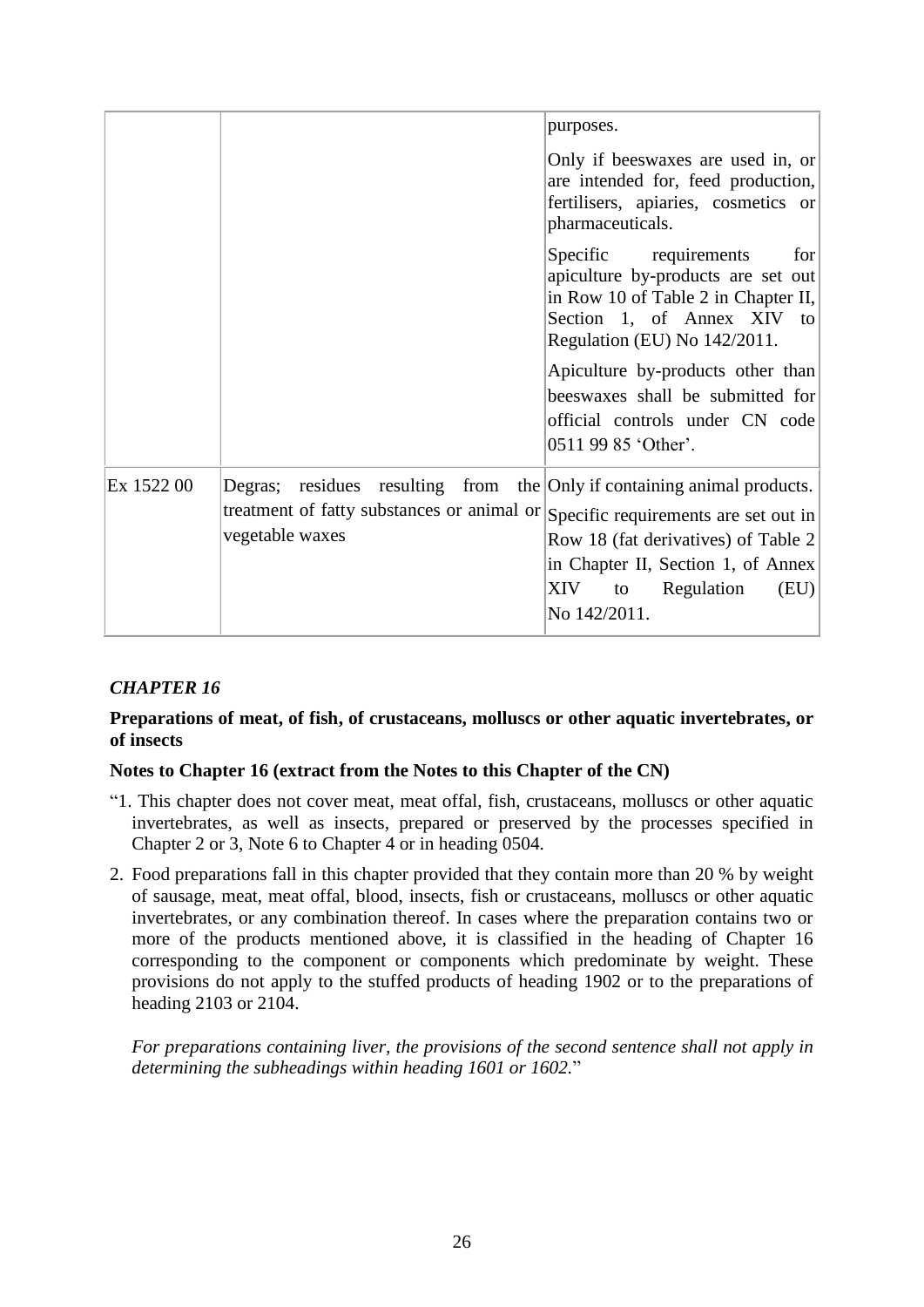| | | |
|---|---|---|
| | | purposes.<br><br>Only if beeswaxes are used in, or are intended for, feed production, fertilisers, apiaries, cosmetics or pharmaceuticals.<br><br>Specific requirements for apiculture by-products are set out in Row 10 of Table 2 in Chapter II, Section 1, of Annex XIV to Regulation (EU) No 142/2011.<br><br>Apiculture by-products other than beeswaxes shall be submitted for official controls under CN code 0511 99 85 'Other'. |
| Ex 1522 00 | Degras; residues resulting from the treatment of fatty substances or animal or vegetable waxes | Only if containing animal products.<br><br>Specific requirements are set out in Row 18 (fat derivatives) of Table 2 in Chapter II, Section 1, of Annex XIV to Regulation (EU) No 142/2011. |

## *CHAPTER 16*

**Preparations of meat, of fish, of crustaceans, molluscs or other aquatic invertebrates, or of insects**

**Notes to Chapter 16 (extract from the Notes to this Chapter of the CN)**

"1. This chapter does not cover meat, meat offal, fish, crustaceans, molluscs or other aquatic invertebrates, as well as insects, prepared or preserved by the processes specified in Chapter 2 or 3, Note 6 to Chapter 4 or in heading 0504.

2. Food preparations fall in this chapter provided that they contain more than 20 % by weight of sausage, meat, meat offal, blood, insects, fish or crustaceans, molluscs or other aquatic invertebrates, or any combination thereof. In cases where the preparation contains two or more of the products mentioned above, it is classified in the heading of Chapter 16 corresponding to the component or components which predominate by weight. These provisions do not apply to the stuffed products of heading 1902 or to the preparations of heading 2103 or 2104.

   *For preparations containing liver, the provisions of the second sentence shall not apply in determining the subheadings within heading 1601 or 1602.*"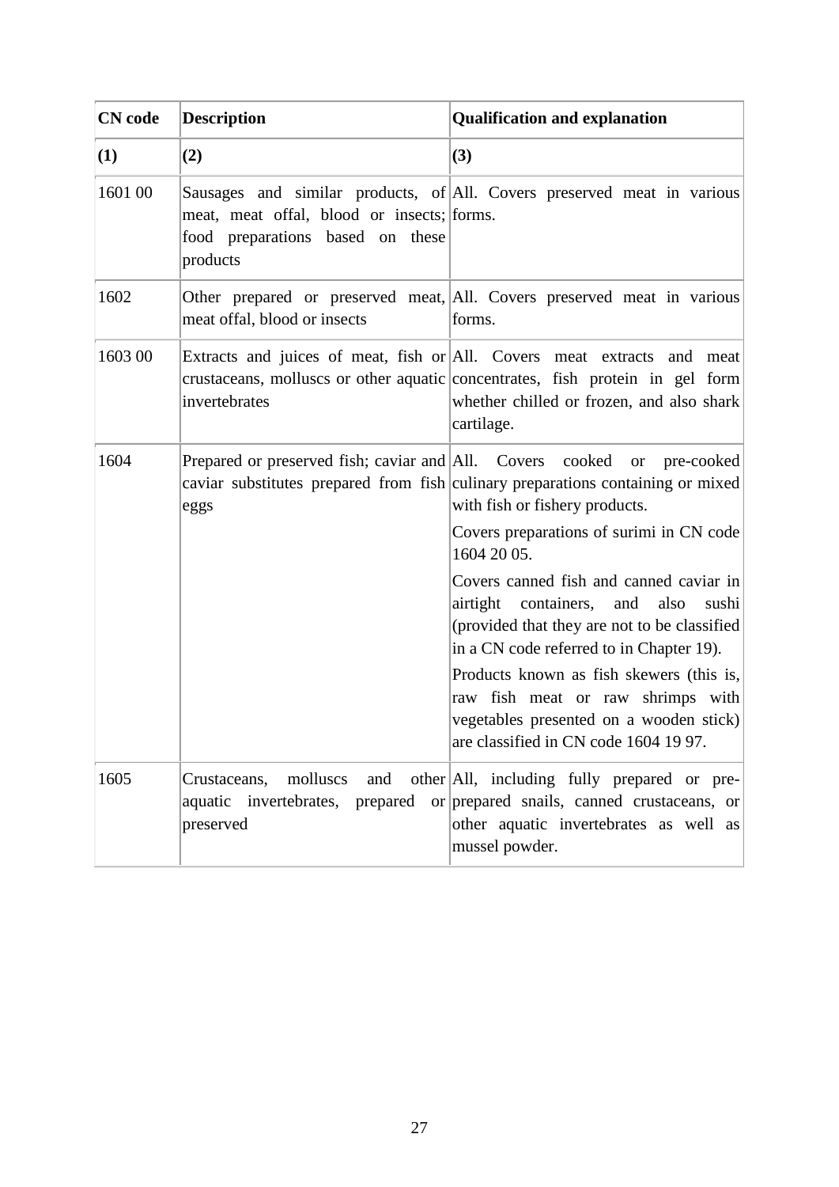| CN code | Description | Qualification and explanation |
|---|---|---|
| **(1)** | **(2)** | **(3)** |
| 1601 00 | Sausages and similar products, of meat, meat offal, blood or insects; food preparations based on these products | All. Covers preserved meat in various forms. |
| 1602 | Other prepared or preserved meat, meat offal, blood or insects | All. Covers preserved meat in various forms. |
| 1603 00 | Extracts and juices of meat, fish or crustaceans, molluscs or other aquatic invertebrates | All. Covers meat extracts and meat concentrates, fish protein in gel form whether chilled or frozen, and also shark cartilage. |
| 1604 | Prepared or preserved fish; caviar and caviar substitutes prepared from fish eggs | All. Covers cooked or pre-cooked culinary preparations containing or mixed with fish or fishery products.<br><br>Covers preparations of surimi in CN code 1604 20 05.<br><br>Covers canned fish and canned caviar in airtight containers, and also sushi (provided that they are not to be classified in a CN code referred to in Chapter 19).<br><br>Products known as fish skewers (this is, raw fish meat or raw shrimps with vegetables presented on a wooden stick) are classified in CN code 1604 19 97. |
| 1605 | Crustaceans, molluscs and other aquatic invertebrates, prepared or preserved | All, including fully prepared or pre-prepared snails, canned crustaceans, or other aquatic invertebrates as well as mussel powder. |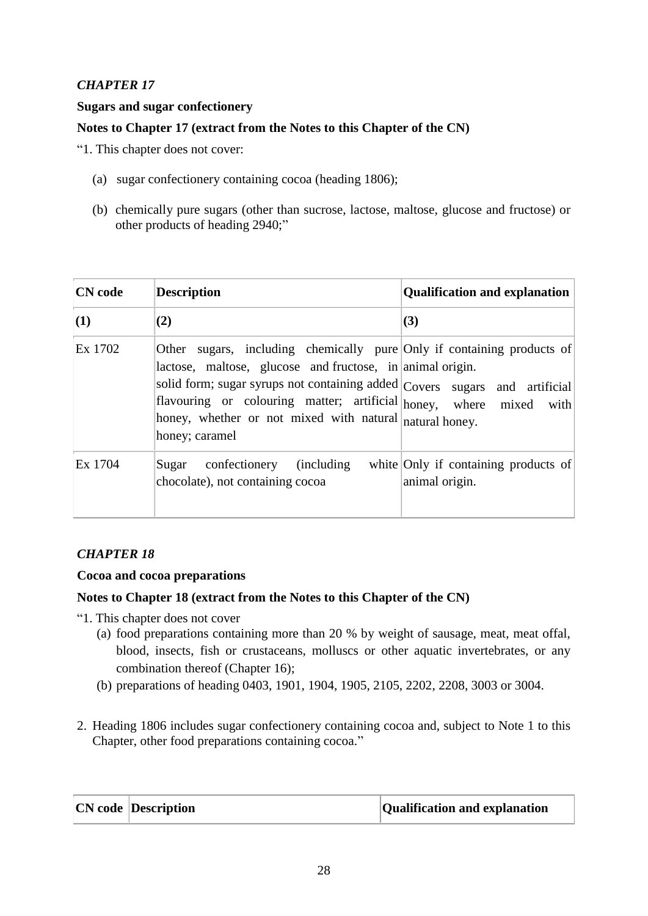*CHAPTER 17*

**Sugars and sugar confectionery**

**Notes to Chapter 17 (extract from the Notes to this Chapter of the CN)**

"1. This chapter does not cover:

(a) sugar confectionery containing cocoa (heading 1806);

(b) chemically pure sugars (other than sucrose, lactose, maltose, glucose and fructose) or other products of heading 2940;"

| **CN code** | **Description** | **Qualification and explanation** |
|---|---|---|
| **(1)** | **(2)** | **(3)** |
| Ex 1702 | Other sugars, including chemically pure lactose, maltose, glucose and fructose, in solid form; sugar syrups not containing added flavouring or colouring matter; artificial honey, whether or not mixed with natural honey; caramel | Only if containing products of animal origin. Covers sugars and artificial honey, where mixed with natural honey. |
| Ex 1704 | Sugar confectionery (including white chocolate), not containing cocoa | Only if containing products of animal origin. |

*CHAPTER 18*

**Cocoa and cocoa preparations**

**Notes to Chapter 18 (extract from the Notes to this Chapter of the CN)**

"1. This chapter does not cover

(a) food preparations containing more than 20 % by weight of sausage, meat, meat offal, blood, insects, fish or crustaceans, molluscs or other aquatic invertebrates, or any combination thereof (Chapter 16);

(b) preparations of heading 0403, 1901, 1904, 1905, 2105, 2202, 2208, 3003 or 3004.

2. Heading 1806 includes sugar confectionery containing cocoa and, subject to Note 1 to this Chapter, other food preparations containing cocoa."

| **CN code** | **Description** | **Qualification and explanation** |
|---|---|---|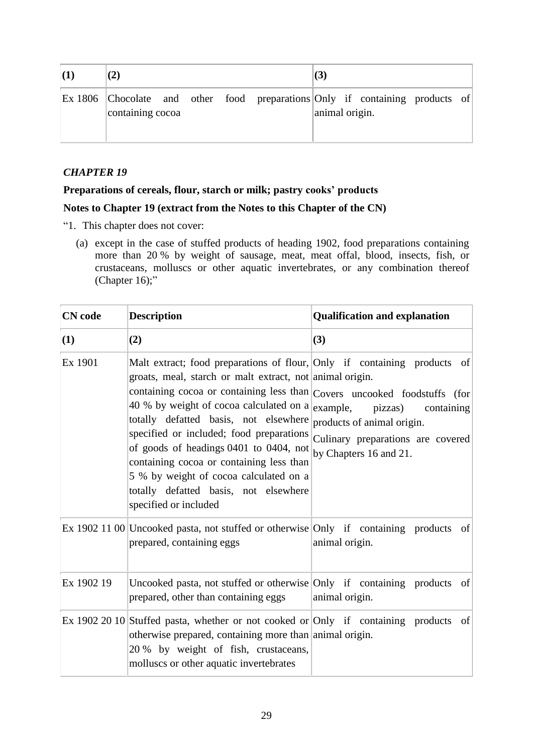| (1) | (2) | (3) |
|---|---|---|
| Ex 1806 | Chocolate and other food preparations containing cocoa | Only if containing products of animal origin. |

*CHAPTER 19*

**Preparations of cereals, flour, starch or milk; pastry cooks' products**

**Notes to Chapter 19 (extract from the Notes to this Chapter of the CN)**

"1. This chapter does not cover:

(a) except in the case of stuffed products of heading 1902, food preparations containing more than 20 % by weight of sausage, meat, meat offal, blood, insects, fish, or crustaceans, molluscs or other aquatic invertebrates, or any combination thereof (Chapter 16);"

| CN code | Description | Qualification and explanation |
|---|---|---|
| (1) | (2) | (3) |
| Ex 1901 | Malt extract; food preparations of flour, groats, meal, starch or malt extract, not containing cocoa or containing less than 40 % by weight of cocoa calculated on a totally defatted basis, not elsewhere specified or included; food preparations of goods of headings 0401 to 0404, not containing cocoa or containing less than 5 % by weight of cocoa calculated on a totally defatted basis, not elsewhere specified or included | Only if containing products of animal origin.<br>Covers uncooked foodstuffs (for example, pizzas) containing products of animal origin.<br>Culinary preparations are covered by Chapters 16 and 21. |
| Ex 1902 11 00 | Uncooked pasta, not stuffed or otherwise prepared, containing eggs | Only if containing products of animal origin. |
| Ex 1902 19 | Uncooked pasta, not stuffed or otherwise prepared, other than containing eggs | Only if containing products of animal origin. |
| Ex 1902 20 10 | Stuffed pasta, whether or not cooked or otherwise prepared, containing more than 20 % by weight of fish, crustaceans, molluscs or other aquatic invertebrates | Only if containing products of animal origin. |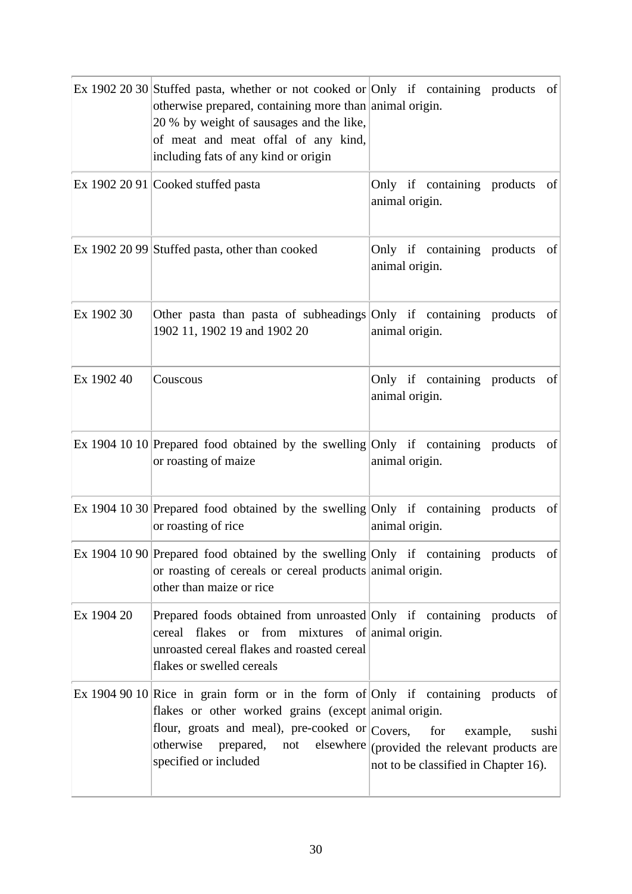| | | |
|---|---|---|
| Ex 1902 20 30 | Stuffed pasta, whether or not cooked or otherwise prepared, containing more than 20 % by weight of sausages and the like, of meat and meat offal of any kind, including fats of any kind or origin | Only if containing products of animal origin. |
| Ex 1902 20 91 | Cooked stuffed pasta | Only if containing products of animal origin. |
| Ex 1902 20 99 | Stuffed pasta, other than cooked | Only if containing products of animal origin. |
| Ex 1902 30 | Other pasta than pasta of subheadings 1902 11, 1902 19 and 1902 20 | Only if containing products of animal origin. |
| Ex 1902 40 | Couscous | Only if containing products of animal origin. |
| Ex 1904 10 10 | Prepared food obtained by the swelling or roasting of maize | Only if containing products of animal origin. |
| Ex 1904 10 30 | Prepared food obtained by the swelling or roasting of rice | Only if containing products of animal origin. |
| Ex 1904 10 90 | Prepared food obtained by the swelling or roasting of cereals or cereal products other than maize or rice | Only if containing products of animal origin. |
| Ex 1904 20 | Prepared foods obtained from unroasted cereal flakes or from mixtures of unroasted cereal flakes and roasted cereal flakes or swelled cereals | Only if containing products of animal origin. |
| Ex 1904 90 10 | Rice in grain form or in the form of flakes or other worked grains (except flour, groats and meal), pre-cooked or otherwise prepared, not elsewhere specified or included | Only if containing products of animal origin. Covers, for example, sushi (provided the relevant products are not to be classified in Chapter 16). |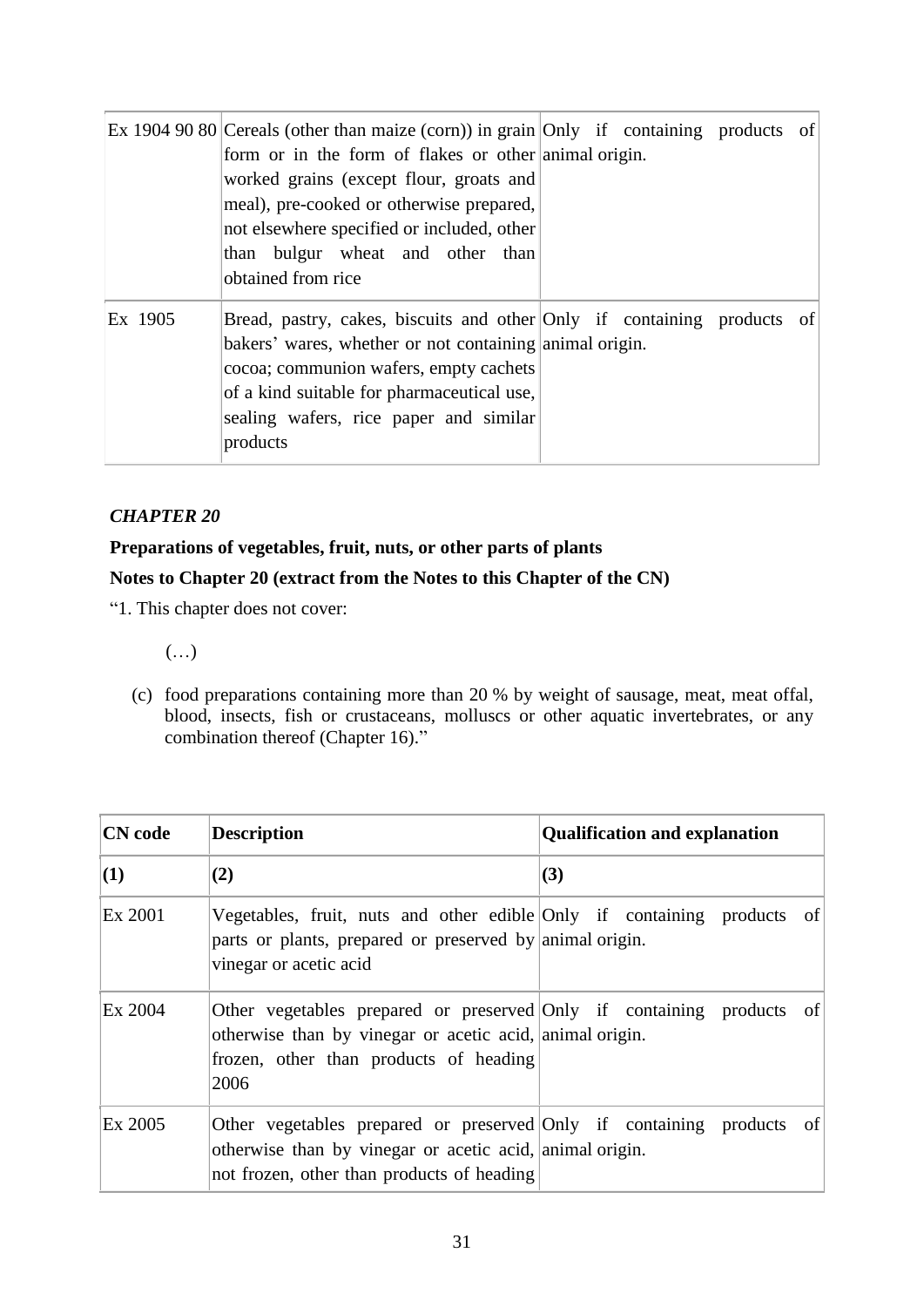| | | |
|---|---|---|
| Ex 1904 90 80 | Cereals (other than maize (corn)) in grain form or in the form of flakes or other worked grains (except flour, groats and meal), pre-cooked or otherwise prepared, not elsewhere specified or included, other than bulgur wheat and other than obtained from rice | Only if containing products of animal origin. |
| Ex 1905 | Bread, pastry, cakes, biscuits and other bakers' wares, whether or not containing cocoa; communion wafers, empty cachets of a kind suitable for pharmaceutical use, sealing wafers, rice paper and similar products | Only if containing products of animal origin. |

*CHAPTER 20*

**Preparations of vegetables, fruit, nuts, or other parts of plants**

**Notes to Chapter 20 (extract from the Notes to this Chapter of the CN)**

"1. This chapter does not cover:

(…)

(c) food preparations containing more than 20 % by weight of sausage, meat, meat offal, blood, insects, fish or crustaceans, molluscs or other aquatic invertebrates, or any combination thereof (Chapter 16)."

| CN code | Description | Qualification and explanation |
|---|---|---|
| (1) | (2) | (3) |
| Ex 2001 | Vegetables, fruit, nuts and other edible parts or plants, prepared or preserved by vinegar or acetic acid | Only if containing products of animal origin. |
| Ex 2004 | Other vegetables prepared or preserved otherwise than by vinegar or acetic acid, frozen, other than products of heading 2006 | Only if containing products of animal origin. |
| Ex 2005 | Other vegetables prepared or preserved otherwise than by vinegar or acetic acid, not frozen, other than products of heading | Only if containing products of animal origin. |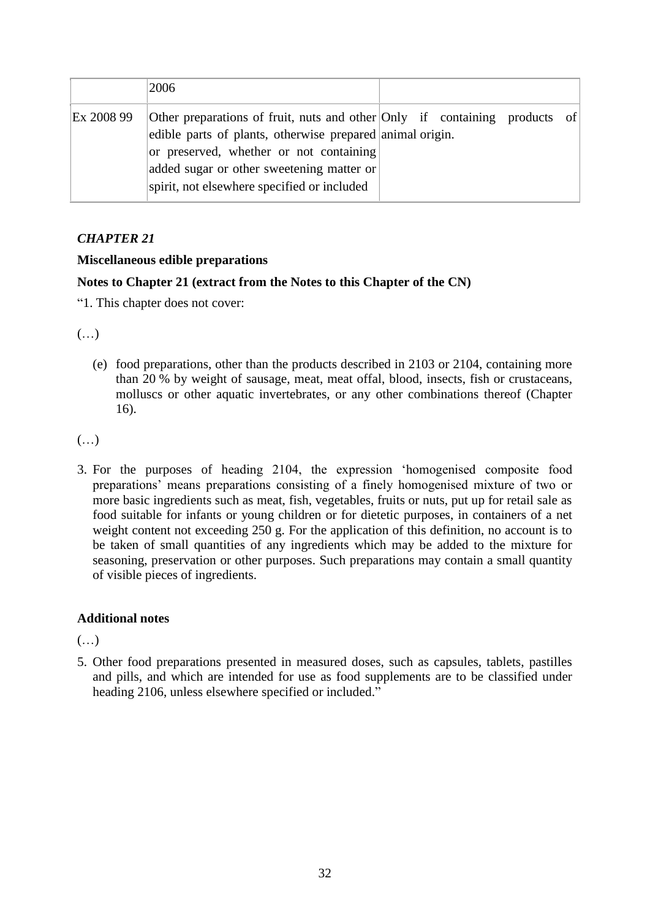| | | |
|---|---|---|
| | 2006 | |
| Ex 2008 99 | Other preparations of fruit, nuts and other edible parts of plants, otherwise prepared or preserved, whether or not containing added sugar or other sweetening matter or spirit, not elsewhere specified or included | Only if containing products of animal origin. |

### *CHAPTER 21*

**Miscellaneous edible preparations**

**Notes to Chapter 21 (extract from the Notes to this Chapter of the CN)**

"1. This chapter does not cover:

(…)

(e) food preparations, other than the products described in 2103 or 2104, containing more than 20 % by weight of sausage, meat, meat offal, blood, insects, fish or crustaceans, molluscs or other aquatic invertebrates, or any other combinations thereof (Chapter 16).

(…)

3. For the purposes of heading 2104, the expression 'homogenised composite food preparations' means preparations consisting of a finely homogenised mixture of two or more basic ingredients such as meat, fish, vegetables, fruits or nuts, put up for retail sale as food suitable for infants or young children or for dietetic purposes, in containers of a net weight content not exceeding 250 g. For the application of this definition, no account is to be taken of small quantities of any ingredients which may be added to the mixture for seasoning, preservation or other purposes. Such preparations may contain a small quantity of visible pieces of ingredients.

**Additional notes**

(…)

5. Other food preparations presented in measured doses, such as capsules, tablets, pastilles and pills, and which are intended for use as food supplements are to be classified under heading 2106, unless elsewhere specified or included."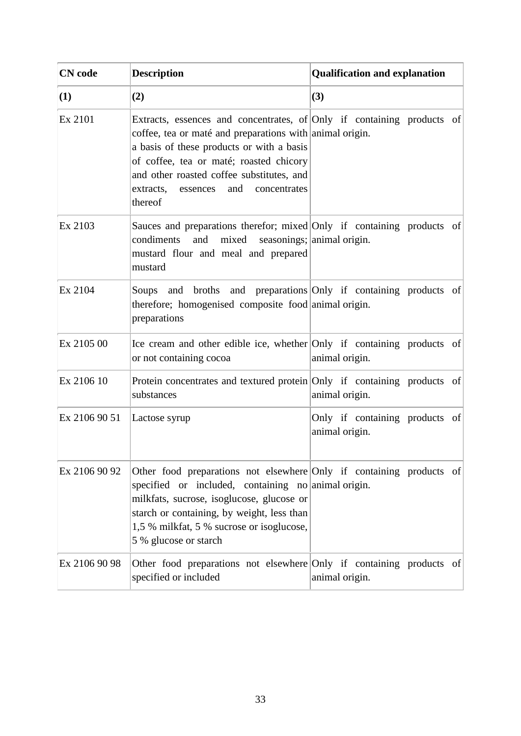| CN code | Description | Qualification and explanation |
| --- | --- | --- |
| (1) | (2) | (3) |
| Ex 2101 | Extracts, essences and concentrates, of coffee, tea or maté and preparations with a basis of these products or with a basis of coffee, tea or maté; roasted chicory and other roasted coffee substitutes, and extracts, essences and concentrates thereof | Only if containing products of animal origin. |
| Ex 2103 | Sauces and preparations therefor; mixed condiments and mixed seasonings; mustard flour and meal and prepared mustard | Only if containing products of animal origin. |
| Ex 2104 | Soups and broths and preparations therefore; homogenised composite food preparations | Only if containing products of animal origin. |
| Ex 2105 00 | Ice cream and other edible ice, whether or not containing cocoa | Only if containing products of animal origin. |
| Ex 2106 10 | Protein concentrates and textured protein substances | Only if containing products of animal origin. |
| Ex 2106 90 51 | Lactose syrup | Only if containing products of animal origin. |
| Ex 2106 90 92 | Other food preparations not elsewhere specified or included, containing no milkfats, sucrose, isoglucose, glucose or starch or containing, by weight, less than 1,5 % milkfat, 5 % sucrose or isoglucose, 5 % glucose or starch | Only if containing products of animal origin. |
| Ex 2106 90 98 | Other food preparations not elsewhere specified or included | Only if containing products of animal origin. |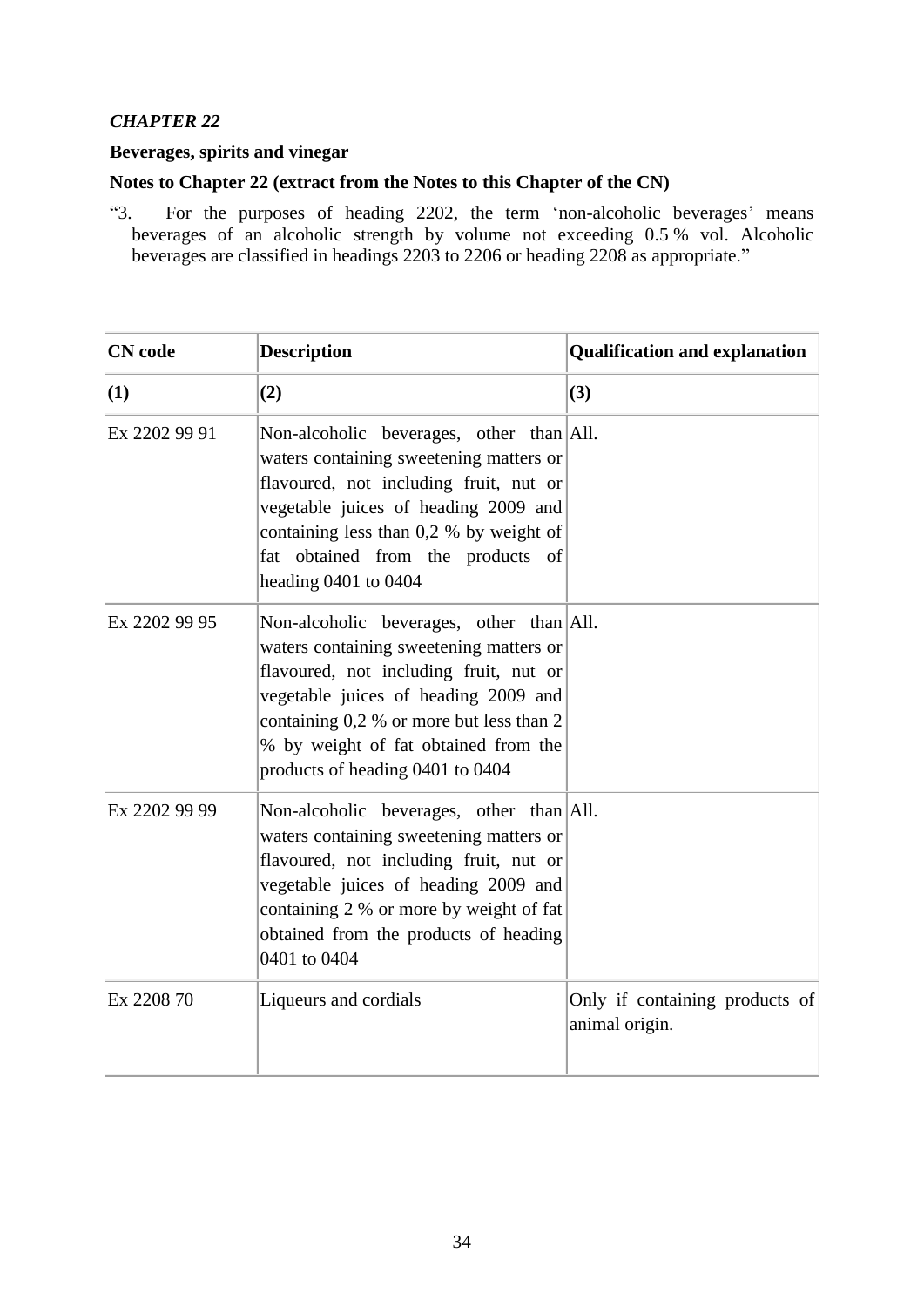*CHAPTER 22*

**Beverages, spirits and vinegar**

**Notes to Chapter 22 (extract from the Notes to this Chapter of the CN)**

"3. For the purposes of heading 2202, the term 'non-alcoholic beverages' means beverages of an alcoholic strength by volume not exceeding 0.5 % vol. Alcoholic beverages are classified in headings 2203 to 2206 or heading 2208 as appropriate."

| CN code | Description | Qualification and explanation |
|---|---|---|
| **(1)** | **(2)** | **(3)** |
| Ex 2202 99 91 | Non-alcoholic beverages, other than waters containing sweetening matters or flavoured, not including fruit, nut or vegetable juices of heading 2009 and containing less than 0,2 % by weight of fat obtained from the products of heading 0401 to 0404 | All. |
| Ex 2202 99 95 | Non-alcoholic beverages, other than waters containing sweetening matters or flavoured, not including fruit, nut or vegetable juices of heading 2009 and containing 0,2 % or more but less than 2 % by weight of fat obtained from the products of heading 0401 to 0404 | All. |
| Ex 2202 99 99 | Non-alcoholic beverages, other than waters containing sweetening matters or flavoured, not including fruit, nut or vegetable juices of heading 2009 and containing 2 % or more by weight of fat obtained from the products of heading 0401 to 0404 | All. |
| Ex 2208 70 | Liqueurs and cordials | Only if containing products of animal origin. |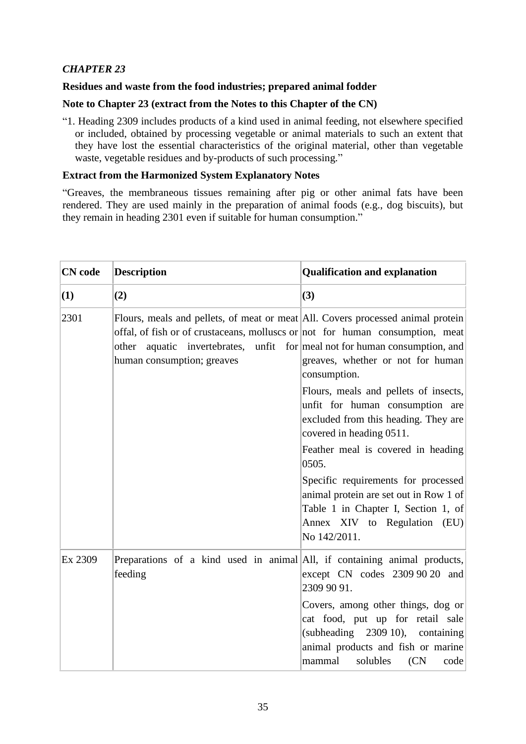*CHAPTER 23*

**Residues and waste from the food industries; prepared animal fodder**

**Note to Chapter 23 (extract from the Notes to this Chapter of the CN)**

"1. Heading 2309 includes products of a kind used in animal feeding, not elsewhere specified or included, obtained by processing vegetable or animal materials to such an extent that they have lost the essential characteristics of the original material, other than vegetable waste, vegetable residues and by-products of such processing."

**Extract from the Harmonized System Explanatory Notes**

"Greaves, the membraneous tissues remaining after pig or other animal fats have been rendered. They are used mainly in the preparation of animal foods (e.g., dog biscuits), but they remain in heading 2301 even if suitable for human consumption."

| CN code | Description | Qualification and explanation |
|---|---|---|
| **(1)** | **(2)** | **(3)** |
| 2301 | Flours, meals and pellets, of meat or meat offal, of fish or of crustaceans, molluscs or other aquatic invertebrates, unfit for human consumption; greaves | All. Covers processed animal protein not for human consumption, meat meal not for human consumption, and greaves, whether or not for human consumption.<br><br>Flours, meals and pellets of insects, unfit for human consumption are excluded from this heading. They are covered in heading 0511.<br><br>Feather meal is covered in heading 0505.<br><br>Specific requirements for processed animal protein are set out in Row 1 of Table 1 in Chapter I, Section 1, of Annex XIV to Regulation (EU) No 142/2011. |
| Ex 2309 | Preparations of a kind used in animal feeding | All, if containing animal products, except CN codes 2309 90 20 and 2309 90 91.<br><br>Covers, among other things, dog or cat food, put up for retail sale (subheading 2309 10), containing animal products and fish or marine mammal solubles (CN code |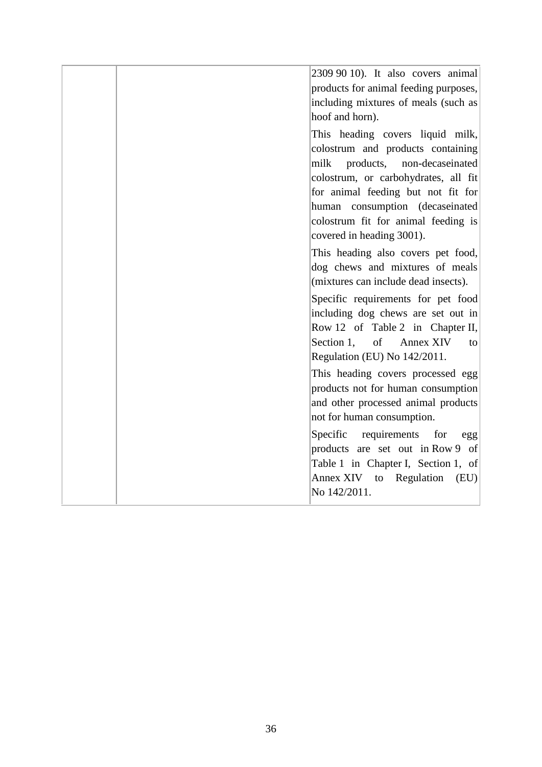| | | |
|---|---|---|
| | | 2309 90 10). It also covers animal products for animal feeding purposes, including mixtures of meals (such as hoof and horn).<br><br>This heading covers liquid milk, colostrum and products containing milk products, non-decaseinated colostrum, or carbohydrates, all fit for animal feeding but not fit for human consumption (decaseinated colostrum fit for animal feeding is covered in heading 3001).<br><br>This heading also covers pet food, dog chews and mixtures of meals (mixtures can include dead insects).<br><br>Specific requirements for pet food including dog chews are set out in Row 12 of Table 2 in Chapter II, Section 1, of Annex XIV to Regulation (EU) No 142/2011.<br><br>This heading covers processed egg products not for human consumption and other processed animal products not for human consumption.<br><br>Specific requirements for egg products are set out in Row 9 of Table 1 in Chapter I, Section 1, of Annex XIV to Regulation (EU) No 142/2011. |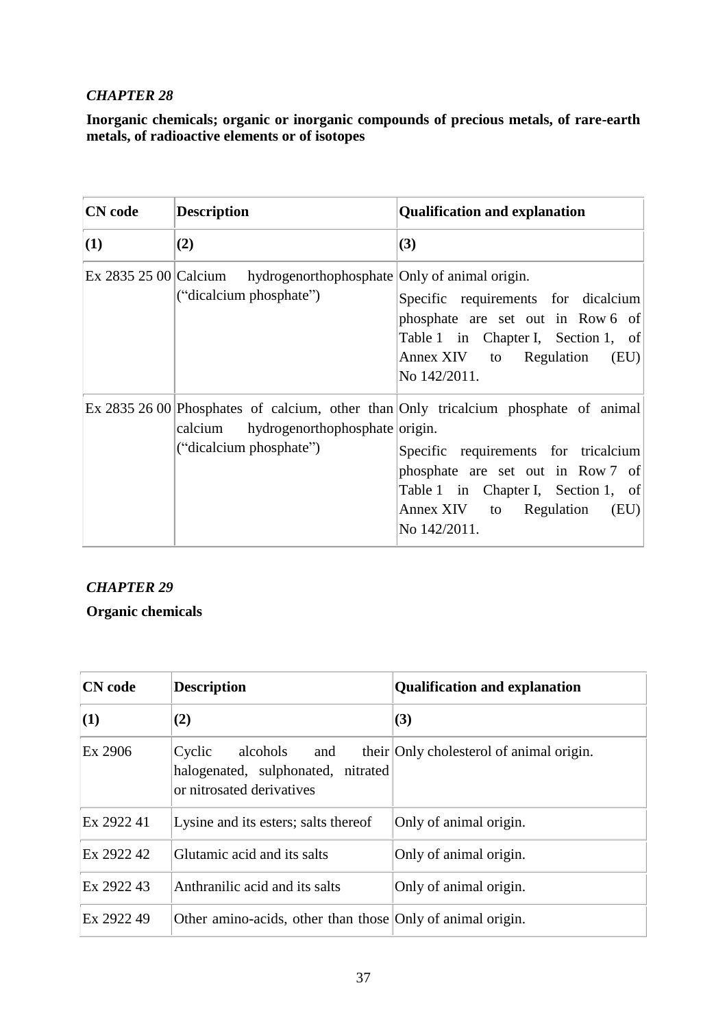*CHAPTER 28*

**Inorganic chemicals; organic or inorganic compounds of precious metals, of rare-earth metals, of radioactive elements or of isotopes**

| CN code | Description | Qualification and explanation |
|---|---|---|
| (1) | (2) | (3) |
| Ex 2835 25 00 | Calcium hydrogenorthophosphate (“dicalcium phosphate”) | Only of animal origin.<br>Specific requirements for dicalcium phosphate are set out in Row 6 of Table 1 in Chapter I, Section 1, of Annex XIV to Regulation (EU) No 142/2011. |
| Ex 2835 26 00 | Phosphates of calcium, other than calcium hydrogenorthophosphate (“dicalcium phosphate”) | Only tricalcium phosphate of animal origin.<br>Specific requirements for tricalcium phosphate are set out in Row 7 of Table 1 in Chapter I, Section 1, of Annex XIV to Regulation (EU) No 142/2011. |

*CHAPTER 29*

**Organic chemicals**

| CN code | Description | Qualification and explanation |
|---|---|---|
| (1) | (2) | (3) |
| Ex 2906 | Cyclic alcohols and their halogenated, sulphonated, nitrated or nitrosated derivatives | Only cholesterol of animal origin. |
| Ex 2922 41 | Lysine and its esters; salts thereof | Only of animal origin. |
| Ex 2922 42 | Glutamic acid and its salts | Only of animal origin. |
| Ex 2922 43 | Anthranilic acid and its salts | Only of animal origin. |
| Ex 2922 49 | Other amino-acids, other than those | Only of animal origin. |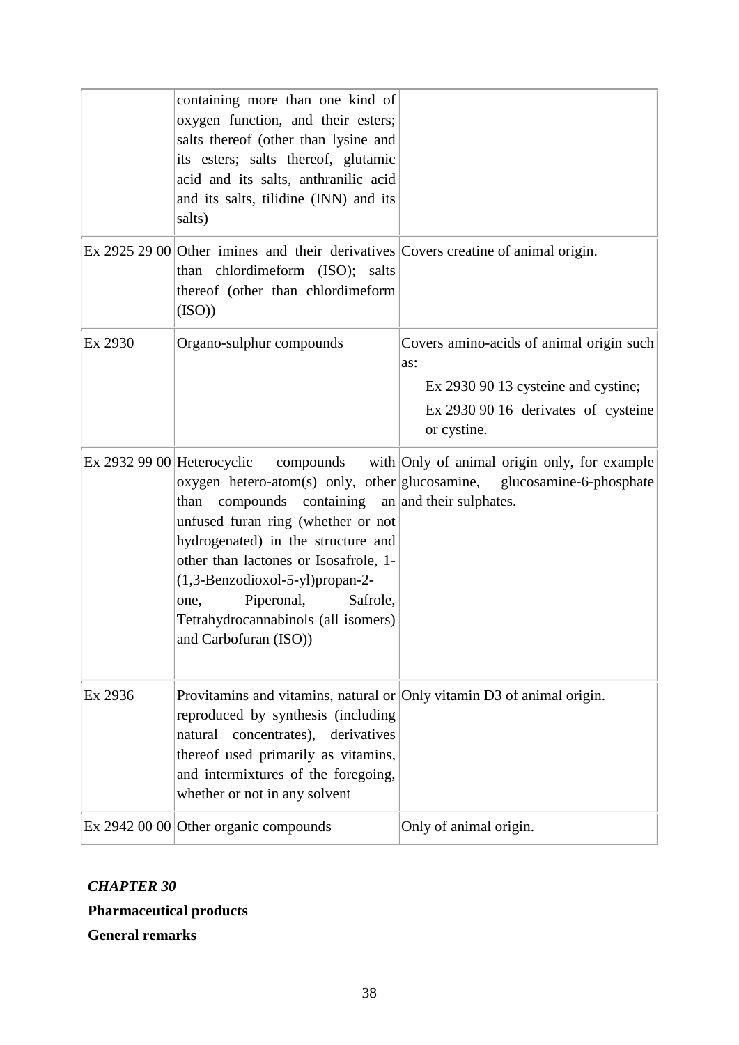| | | |
|---|---|---|
| | containing more than one kind of oxygen function, and their esters; salts thereof (other than lysine and its esters; salts thereof, glutamic acid and its salts, anthranilic acid and its salts, tilidine (INN) and its salts) | |
| Ex 2925 29 00 | Other imines and their derivatives than chlordimeform (ISO); salts thereof (other than chlordimeform (ISO)) | Covers creatine of animal origin. |
| Ex 2930 | Organo-sulphur compounds | Covers amino-acids of animal origin such as:<br>Ex 2930 90 13 cysteine and cystine;<br>Ex 2930 90 16 derivates of cysteine or cystine. |
| Ex 2932 99 00 | Heterocyclic compounds with oxygen hetero-atom(s) only, other than compounds containing an unfused furan ring (whether or not hydrogenated) in the structure and other than lactones or Isosafrole, 1-(1,3-Benzodioxol-5-yl)propan-2-one, Piperonal, Safrole, Tetrahydrocannabinols (all isomers) and Carbofuran (ISO)) | Only of animal origin only, for example glucosamine, glucosamine-6-phosphate and their sulphates. |
| Ex 2936 | Provitamins and vitamins, natural or reproduced by synthesis (including natural concentrates), derivatives thereof used primarily as vitamins, and intermixtures of the foregoing, whether or not in any solvent | Only vitamin D3 of animal origin. |
| Ex 2942 00 00 | Other organic compounds | Only of animal origin. |

***CHAPTER 30***

**Pharmaceutical products**

**General remarks**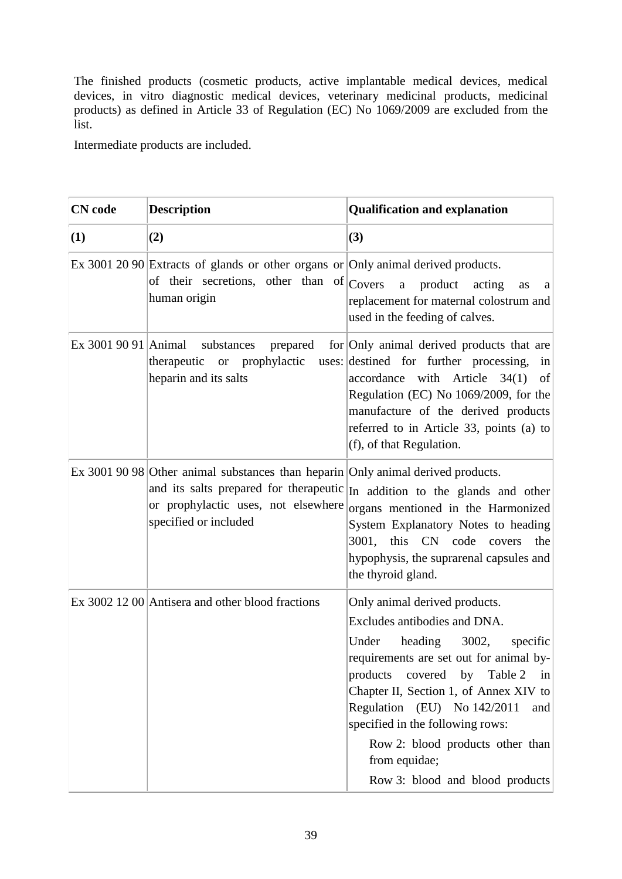The finished products (cosmetic products, active implantable medical devices, medical devices, in vitro diagnostic medical devices, veterinary medicinal products, medicinal products) as defined in Article 33 of Regulation (EC) No 1069/2009 are excluded from the list.

Intermediate products are included.

| **CN code** | **Description** | **Qualification and explanation** |
|---|---|---|
| **(1)** | **(2)** | **(3)** |
| Ex 3001 20 90 | Extracts of glands or other organs or of their secretions, other than of human origin | Only animal derived products.<br>Covers a product acting as a replacement for maternal colostrum and used in the feeding of calves. |
| Ex 3001 90 91 | Animal substances prepared for therapeutic or prophylactic uses: heparin and its salts | Only animal derived products that are destined for further processing, in accordance with Article 34(1) of Regulation (EC) No 1069/2009, for the manufacture of the derived products referred to in Article 33, points (a) to (f), of that Regulation. |
| Ex 3001 90 98 | Other animal substances than heparin and its salts prepared for therapeutic or prophylactic uses, not elsewhere specified or included | Only animal derived products.<br>In addition to the glands and other organs mentioned in the Harmonized System Explanatory Notes to heading 3001, this CN code covers the hypophysis, the suprarenal capsules and the thyroid gland. |
| Ex 3002 12 00 | Antisera and other blood fractions | Only animal derived products.<br>Excludes antibodies and DNA.<br>Under heading 3002, specific requirements are set out for animal by-products covered by Table 2 in Chapter II, Section 1, of Annex XIV to Regulation (EU) No 142/2011 and specified in the following rows:<br>Row 2: blood products other than from equidae;<br>Row 3: blood and blood products |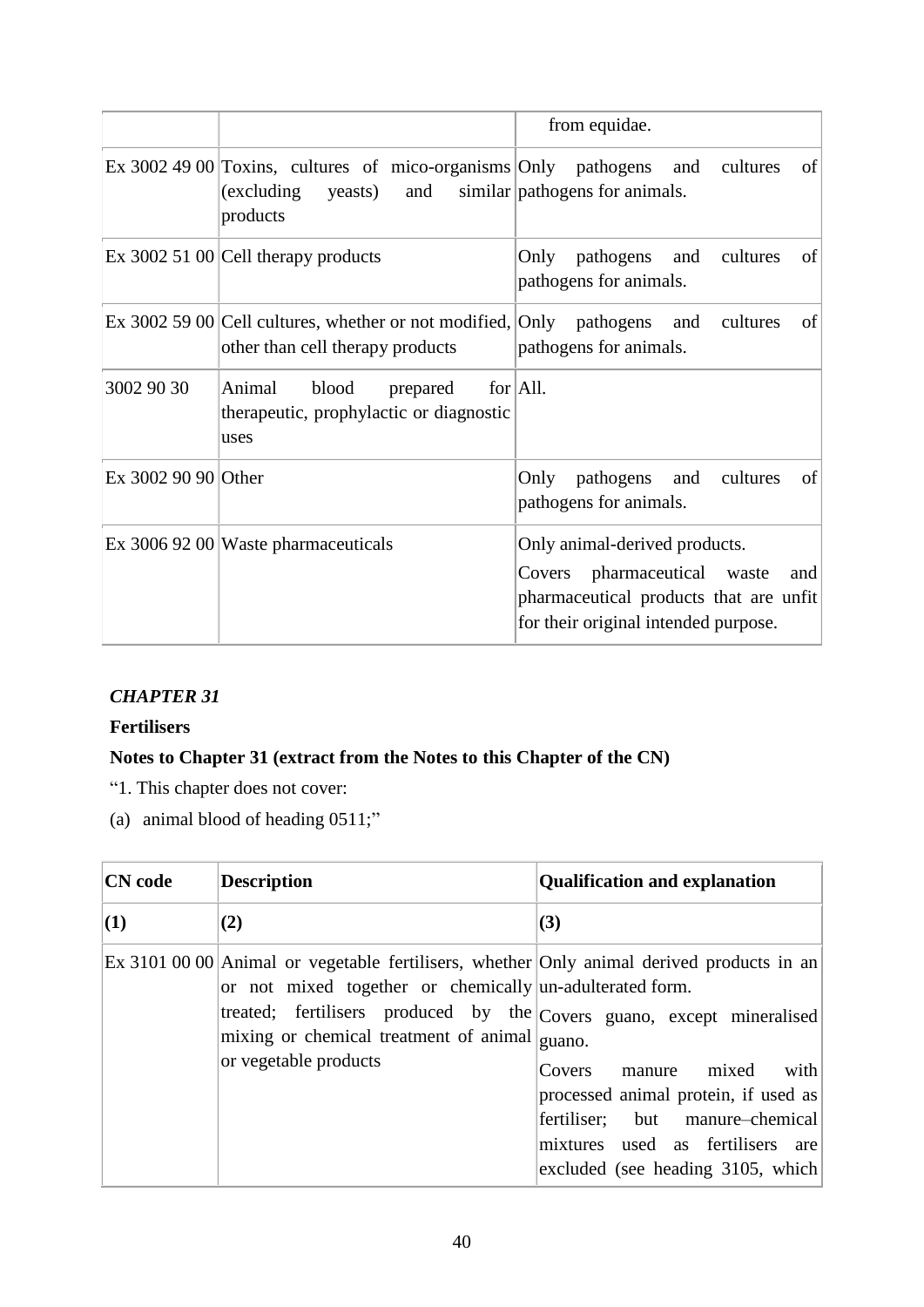| | | |
|---|---|---|
| | | from equidae. |
| Ex 3002 49 00 | Toxins, cultures of mico-organisms (excluding yeasts) and similar products | Only pathogens and cultures of pathogens for animals. |
| Ex 3002 51 00 | Cell therapy products | Only pathogens and cultures of pathogens for animals. |
| Ex 3002 59 00 | Cell cultures, whether or not modified, other than cell therapy products | Only pathogens and cultures of pathogens for animals. |
| 3002 90 30 | Animal blood prepared for therapeutic, prophylactic or diagnostic uses | All. |
| Ex 3002 90 90 | Other | Only pathogens and cultures of pathogens for animals. |
| Ex 3006 92 00 | Waste pharmaceuticals | Only animal-derived products.<br>Covers pharmaceutical waste and pharmaceutical products that are unfit for their original intended purpose. |

***CHAPTER 31***

**Fertilisers**

**Notes to Chapter 31 (extract from the Notes to this Chapter of the CN)**

"1. This chapter does not cover:

(a) animal blood of heading 0511;"

| **CN code** | **Description** | **Qualification and explanation** |
|---|---|---|
| **(1)** | **(2)** | **(3)** |
| Ex 3101 00 00 | Animal or vegetable fertilisers, whether or not mixed together or chemically treated; fertilisers produced by the mixing or chemical treatment of animal or vegetable products | Only animal derived products in an un-adulterated form.<br>Covers guano, except mineralised guano.<br>Covers manure mixed with processed animal protein, if used as fertiliser; but manure–chemical mixtures used as fertilisers are excluded (see heading 3105, which |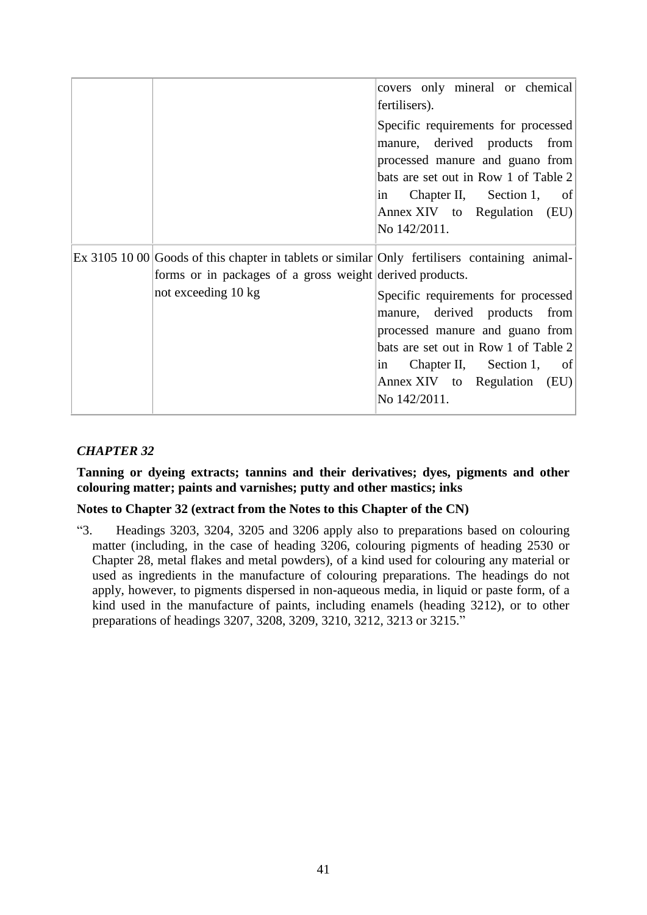| | | |
|---|---|---|
| | | covers only mineral or chemical fertilisers).<br><br>Specific requirements for processed manure, derived products from processed manure and guano from bats are set out in Row 1 of Table 2 in Chapter II, Section 1, of Annex XIV to Regulation (EU) No 142/2011. |
| Ex 3105 10 00 | Goods of this chapter in tablets or similar forms or in packages of a gross weight not exceeding 10 kg | Only fertilisers containing animal-derived products.<br><br>Specific requirements for processed manure, derived products from processed manure and guano from bats are set out in Row 1 of Table 2 in Chapter II, Section 1, of Annex XIV to Regulation (EU) No 142/2011. |

### *CHAPTER 32*

**Tanning or dyeing extracts; tannins and their derivatives; dyes, pigments and other colouring matter; paints and varnishes; putty and other mastics; inks**

**Notes to Chapter 32 (extract from the Notes to this Chapter of the CN)**

"3. Headings 3203, 3204, 3205 and 3206 apply also to preparations based on colouring matter (including, in the case of heading 3206, colouring pigments of heading 2530 or Chapter 28, metal flakes and metal powders), of a kind used for colouring any material or used as ingredients in the manufacture of colouring preparations. The headings do not apply, however, to pigments dispersed in non-aqueous media, in liquid or paste form, of a kind used in the manufacture of paints, including enamels (heading 3212), or to other preparations of headings 3207, 3208, 3209, 3210, 3212, 3213 or 3215."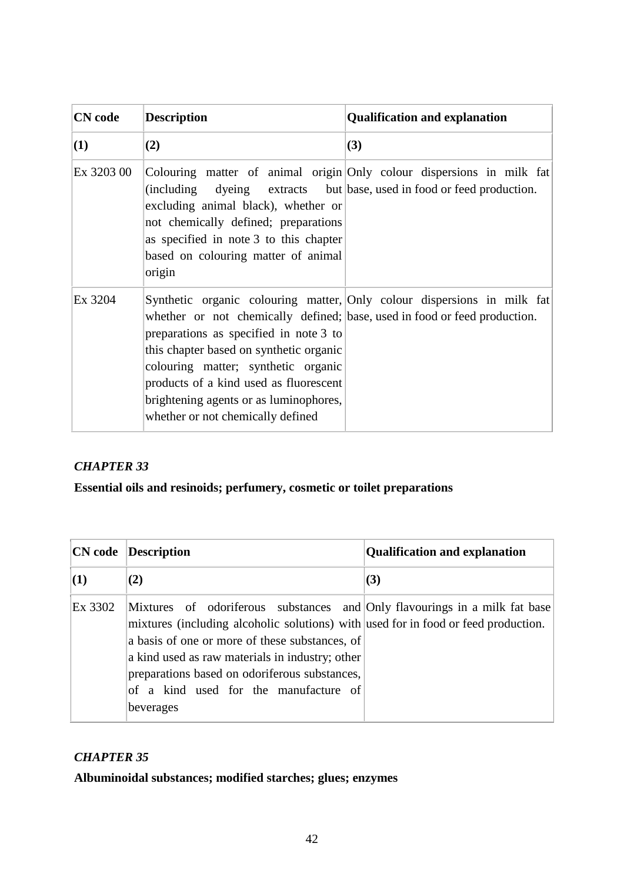| CN code | Description | Qualification and explanation |
|---|---|---|
| (1) | (2) | (3) |
| Ex 3203 00 | Colouring matter of animal origin (including dyeing extracts but excluding animal black), whether or not chemically defined; preparations as specified in note 3 to this chapter based on colouring matter of animal origin | Only colour dispersions in milk fat base, used in food or feed production. |
| Ex 3204 | Synthetic organic colouring matter, whether or not chemically defined; preparations as specified in note 3 to this chapter based on synthetic organic colouring matter; synthetic organic products of a kind used as fluorescent brightening agents or as luminophores, whether or not chemically defined | Only colour dispersions in milk fat base, used in food or feed production. |

***CHAPTER 33***

**Essential oils and resinoids; perfumery, cosmetic or toilet preparations**

| CN code | Description | Qualification and explanation |
|---|---|---|
| (1) | (2) | (3) |
| Ex 3302 | Mixtures of odoriferous substances and mixtures (including alcoholic solutions) with a basis of one or more of these substances, of a kind used as raw materials in industry; other preparations based on odoriferous substances, of a kind used for the manufacture of beverages | Only flavourings in a milk fat base used for in food or feed production. |

***CHAPTER 35***

**Albuminoidal substances; modified starches; glues; enzymes**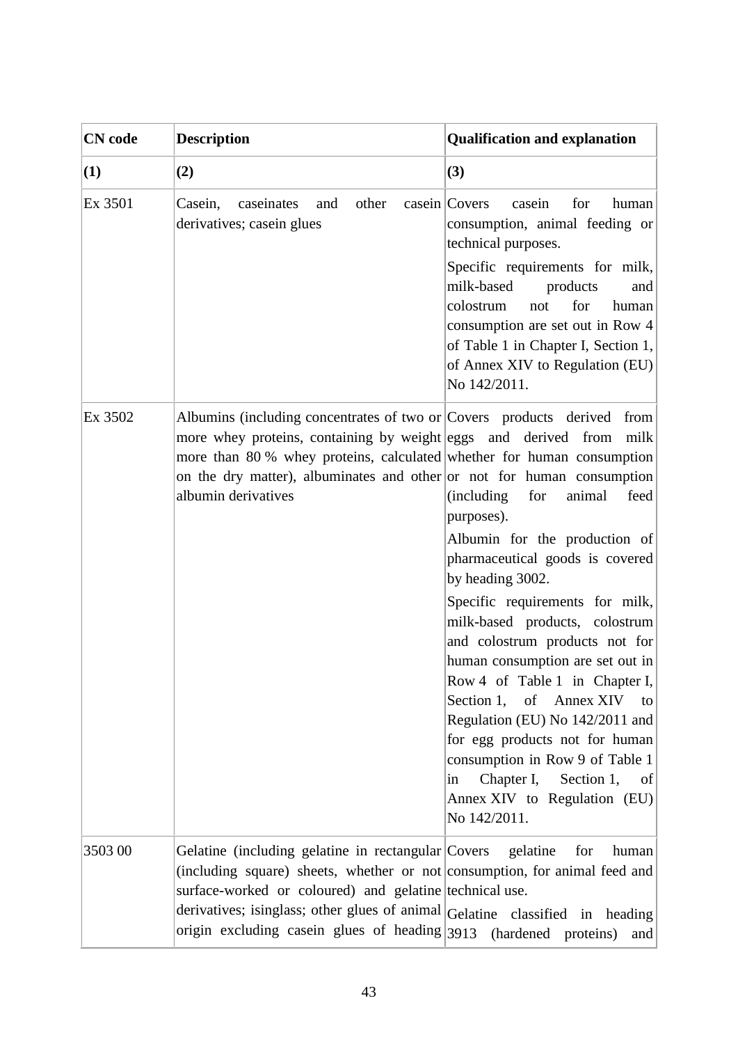| CN code | Description | Qualification and explanation |
|---|---|---|
| (1) | (2) | (3) |
| Ex 3501 | Casein, caseinates and other casein derivatives; casein glues | Covers casein for human consumption, animal feeding or technical purposes.<br><br>Specific requirements for milk, milk-based products and colostrum not for human consumption are set out in Row 4 of Table 1 in Chapter I, Section 1, of Annex XIV to Regulation (EU) No 142/2011. |
| Ex 3502 | Albumins (including concentrates of two or more whey proteins, containing by weight more than 80 % whey proteins, calculated on the dry matter), albuminates and other albumin derivatives | Covers products derived from eggs and derived from milk whether for human consumption or not for human consumption (including for animal feed purposes).<br><br>Albumin for the production of pharmaceutical goods is covered by heading 3002.<br><br>Specific requirements for milk, milk-based products, colostrum and colostrum products not for human consumption are set out in Row 4 of Table 1 in Chapter I, Section 1, of Annex XIV to Regulation (EU) No 142/2011 and for egg products not for human consumption in Row 9 of Table 1 in Chapter I, Section 1, of Annex XIV to Regulation (EU) No 142/2011. |
| 3503 00 | Gelatine (including gelatine in rectangular (including square) sheets, whether or not surface-worked or coloured) and gelatine derivatives; isinglass; other glues of animal origin excluding casein glues of heading | Covers gelatine for human consumption, for animal feed and technical use.<br><br>Gelatine classified in heading 3913 (hardened proteins) and |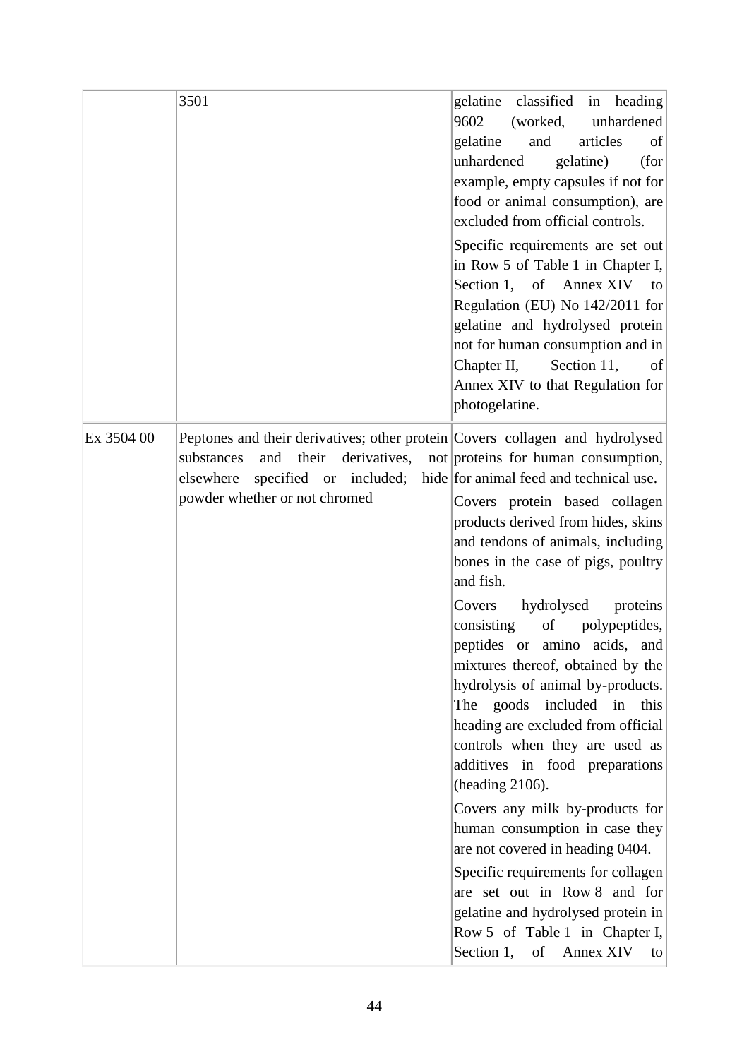| | | |
|---|---|---|
| | 3501 | gelatine classified in heading 9602 (worked, unhardened gelatine and articles of unhardened gelatine) (for example, empty capsules if not for food or animal consumption), are excluded from official controls.<br><br>Specific requirements are set out in Row 5 of Table 1 in Chapter I, Section 1, of Annex XIV to Regulation (EU) No 142/2011 for gelatine and hydrolysed protein not for human consumption and in Chapter II, Section 11, of Annex XIV to that Regulation for photogelatine. |
| Ex 3504 00 | Peptones and their derivatives; other protein substances and their derivatives, not elsewhere specified or included; hide powder whether or not chromed | Covers collagen and hydrolysed proteins for human consumption, for animal feed and technical use.<br><br>Covers protein based collagen products derived from hides, skins and tendons of animals, including bones in the case of pigs, poultry and fish.<br><br>Covers hydrolysed proteins consisting of polypeptides, peptides or amino acids, and mixtures thereof, obtained by the hydrolysis of animal by-products. The goods included in this heading are excluded from official controls when they are used as additives in food preparations (heading 2106).<br><br>Covers any milk by-products for human consumption in case they are not covered in heading 0404.<br><br>Specific requirements for collagen are set out in Row 8 and for gelatine and hydrolysed protein in Row 5 of Table 1 in Chapter I, Section 1, of Annex XIV to |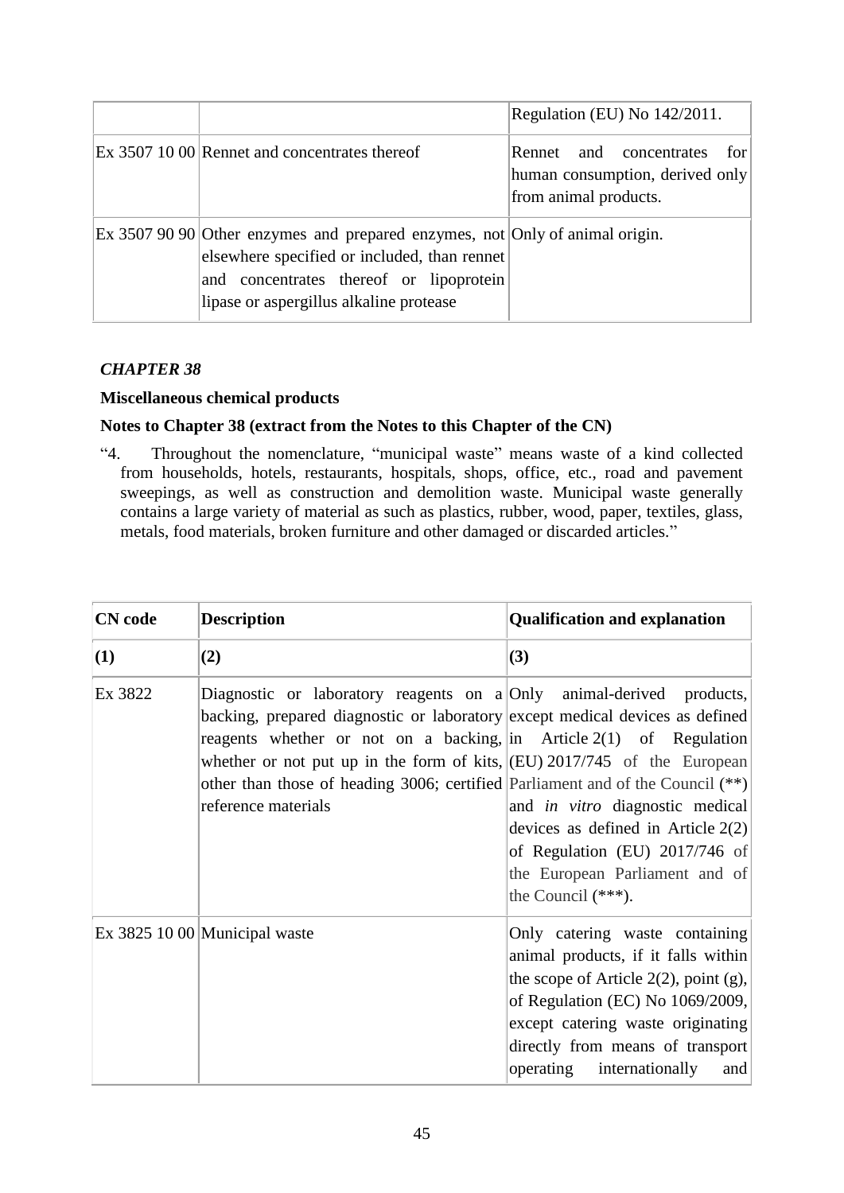| | | |
|---|---|---|
| | | Regulation (EU) No 142/2011. |
| Ex 3507 10 00 | Rennet and concentrates thereof | Rennet and concentrates for human consumption, derived only from animal products. |
| Ex 3507 90 90 | Other enzymes and prepared enzymes, not elsewhere specified or included, than rennet and concentrates thereof or lipoprotein lipase or aspergillus alkaline protease | Only of animal origin. |

### *CHAPTER 38*

**Miscellaneous chemical products**

**Notes to Chapter 38 (extract from the Notes to this Chapter of the CN)**

"4. Throughout the nomenclature, "municipal waste" means waste of a kind collected from households, hotels, restaurants, hospitals, shops, office, etc., road and pavement sweepings, as well as construction and demolition waste. Municipal waste generally contains a large variety of material as such as plastics, rubber, wood, paper, textiles, glass, metals, food materials, broken furniture and other damaged or discarded articles."

| **CN code** | **Description** | **Qualification and explanation** |
|---|---|---|
| **(1)** | **(2)** | **(3)** |
| Ex 3822 | Diagnostic or laboratory reagents on a backing, prepared diagnostic or laboratory reagents whether or not on a backing, whether or not put up in the form of kits, other than those of heading 3006; certified reference materials | Only animal-derived products, except medical devices as defined in Article 2(1) of Regulation (EU) 2017/745 of the European Parliament and of the Council (**) and *in vitro* diagnostic medical devices as defined in Article 2(2) of Regulation (EU) 2017/746 of the European Parliament and of the Council (***). |
| Ex 3825 10 00 | Municipal waste | Only catering waste containing animal products, if it falls within the scope of Article 2(2), point (g), of Regulation (EC) No 1069/2009, except catering waste originating directly from means of transport operating internationally and |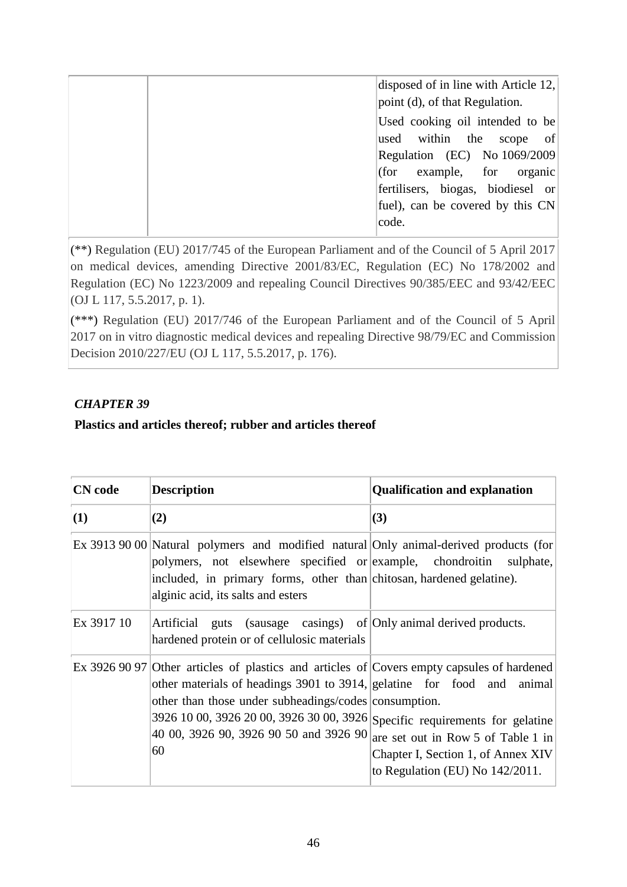| | | |
|---|---|---|
| | | disposed of in line with Article 12, point (d), of that Regulation.<br>Used cooking oil intended to be used within the scope of Regulation (EC) No 1069/2009 (for example, for organic fertilisers, biogas, biodiesel or fuel), can be covered by this CN code. |

(**) Regulation (EU) 2017/745 of the European Parliament and of the Council of 5 April 2017 on medical devices, amending Directive 2001/83/EC, Regulation (EC) No 178/2002 and Regulation (EC) No 1223/2009 and repealing Council Directives 90/385/EEC and 93/42/EEC (OJ L 117, 5.5.2017, p. 1).

(***) Regulation (EU) 2017/746 of the European Parliament and of the Council of 5 April 2017 on in vitro diagnostic medical devices and repealing Directive 98/79/EC and Commission Decision 2010/227/EU (OJ L 117, 5.5.2017, p. 176).

***CHAPTER 39***

**Plastics and articles thereof; rubber and articles thereof**

| CN code | Description | Qualification and explanation |
|---|---|---|
| **(1)** | **(2)** | **(3)** |
| Ex 3913 90 00 | Natural polymers and modified natural polymers, not elsewhere specified or included, in primary forms, other than alginic acid, its salts and esters | Only animal-derived products (for example, chondroitin sulphate, chitosan, hardened gelatine). |
| Ex 3917 10 | Artificial guts (sausage casings) of hardened protein or of cellulosic materials | Only animal derived products. |
| Ex 3926 90 97 | Other articles of plastics and articles of other materials of headings 3901 to 3914, other than those under subheadings/codes 3926 10 00, 3926 20 00, 3926 30 00, 3926 40 00, 3926 90, 3926 90 50 and 3926 90 60 | Covers empty capsules of hardened gelatine for food and animal consumption.<br>Specific requirements for gelatine are set out in Row 5 of Table 1 in Chapter I, Section 1, of Annex XIV to Regulation (EU) No 142/2011. |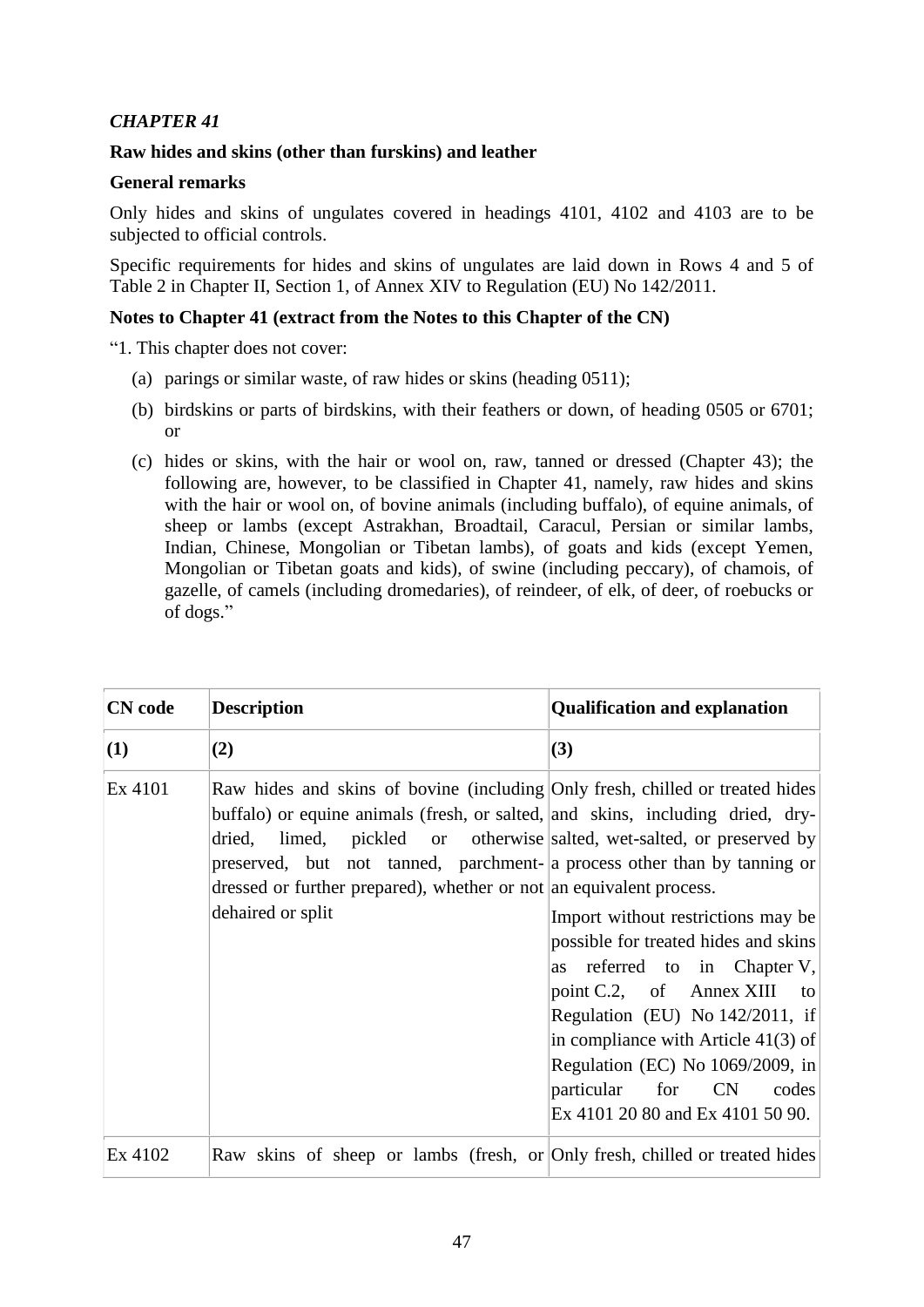*CHAPTER 41*

**Raw hides and skins (other than furskins) and leather**

**General remarks**

Only hides and skins of ungulates covered in headings 4101, 4102 and 4103 are to be subjected to official controls.

Specific requirements for hides and skins of ungulates are laid down in Rows 4 and 5 of Table 2 in Chapter II, Section 1, of Annex XIV to Regulation (EU) No 142/2011.

**Notes to Chapter 41 (extract from the Notes to this Chapter of the CN)**

"1. This chapter does not cover:

(a) parings or similar waste, of raw hides or skins (heading 0511);

(b) birdskins or parts of birdskins, with their feathers or down, of heading 0505 or 6701; or

(c) hides or skins, with the hair or wool on, raw, tanned or dressed (Chapter 43); the following are, however, to be classified in Chapter 41, namely, raw hides and skins with the hair or wool on, of bovine animals (including buffalo), of equine animals, of sheep or lambs (except Astrakhan, Broadtail, Caracul, Persian or similar lambs, Indian, Chinese, Mongolian or Tibetan lambs), of goats and kids (except Yemen, Mongolian or Tibetan goats and kids), of swine (including peccary), of chamois, of gazelle, of camels (including dromedaries), of reindeer, of elk, of deer, of roebucks or of dogs."

| CN code | Description | Qualification and explanation |
|---|---|---|
| (1) | (2) | (3) |
| Ex 4101 | Raw hides and skins of bovine (including buffalo) or equine animals (fresh, or salted, dried, limed, pickled or otherwise preserved, but not tanned, parchment-dressed or further prepared), whether or not dehaired or split | Only fresh, chilled or treated hides and skins, including dried, dry-salted, wet-salted, or preserved by a process other than by tanning or an equivalent process.<br><br>Import without restrictions may be possible for treated hides and skins as referred to in Chapter V, point C.2, of Annex XIII to Regulation (EU) No 142/2011, if in compliance with Article 41(3) of Regulation (EC) No 1069/2009, in particular for CN codes Ex 4101 20 80 and Ex 4101 50 90. |
| Ex 4102 | Raw skins of sheep or lambs (fresh, or | Only fresh, chilled or treated hides |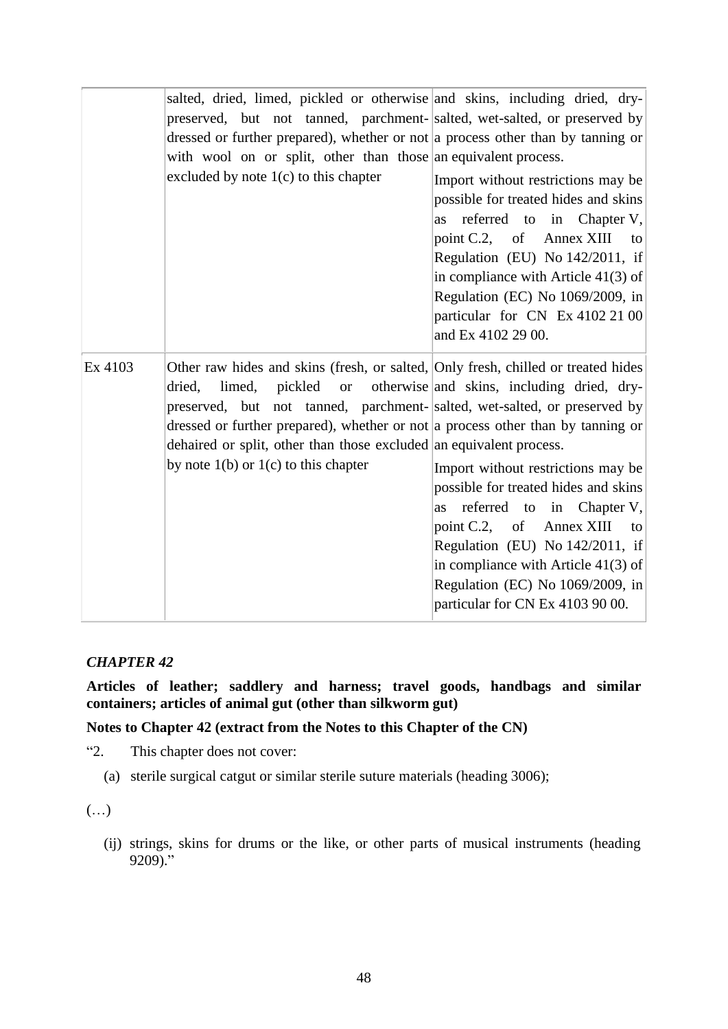| | | |
|---|---|---|
| | salted, dried, limed, pickled or otherwise preserved, but not tanned, parchment-dressed or further prepared), whether or not with wool on or split, other than those excluded by note 1(c) to this chapter | and skins, including dried, dry-salted, wet-salted, or preserved by a process other than by tanning or an equivalent process. Import without restrictions may be possible for treated hides and skins as referred to in Chapter V, point C.2, of Annex XIII to Regulation (EU) No 142/2011, if in compliance with Article 41(3) of Regulation (EC) No 1069/2009, in particular for CN Ex 4102 21 00 and Ex 4102 29 00. |
| Ex 4103 | Other raw hides and skins (fresh, or salted, dried, limed, pickled or otherwise preserved, but not tanned, parchment-dressed or further prepared), whether or not dehaired or split, other than those excluded by note 1(b) or 1(c) to this chapter | Only fresh, chilled or treated hides and skins, including dried, dry-salted, wet-salted, or preserved by a process other than by tanning or an equivalent process. Import without restrictions may be possible for treated hides and skins as referred to in Chapter V, point C.2, of Annex XIII to Regulation (EU) No 142/2011, if in compliance with Article 41(3) of Regulation (EC) No 1069/2009, in particular for CN Ex 4103 90 00. |

## *CHAPTER 42*

**Articles of leather; saddlery and harness; travel goods, handbags and similar containers; articles of animal gut (other than silkworm gut)**

**Notes to Chapter 42 (extract from the Notes to this Chapter of the CN)**

"2. This chapter does not cover:

(a) sterile surgical catgut or similar sterile suture materials (heading 3006);

(…)

(ij) strings, skins for drums or the like, or other parts of musical instruments (heading 9209)."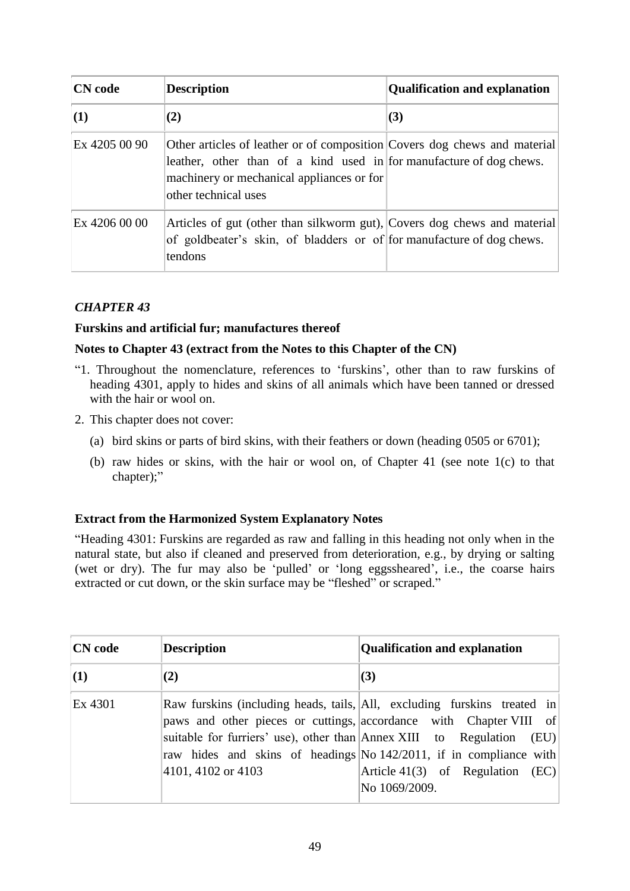| CN code | Description | Qualification and explanation |
|---|---|---|
| (1) | (2) | (3) |
| Ex 4205 00 90 | Other articles of leather or of composition leather, other than of a kind used in machinery or mechanical appliances or for other technical uses | Covers dog chews and material for manufacture of dog chews. |
| Ex 4206 00 00 | Articles of gut (other than silkworm gut), of goldbeater's skin, of bladders or of tendons | Covers dog chews and material for manufacture of dog chews. |

*CHAPTER 43*

**Furskins and artificial fur; manufactures thereof**

**Notes to Chapter 43 (extract from the Notes to this Chapter of the CN)**

"1. Throughout the nomenclature, references to 'furskins', other than to raw furskins of heading 4301, apply to hides and skins of all animals which have been tanned or dressed with the hair or wool on.

2. This chapter does not cover:

   (a) bird skins or parts of bird skins, with their feathers or down (heading 0505 or 6701);

   (b) raw hides or skins, with the hair or wool on, of Chapter 41 (see note 1(c) to that chapter);"

**Extract from the Harmonized System Explanatory Notes**

"Heading 4301: Furskins are regarded as raw and falling in this heading not only when in the natural state, but also if cleaned and preserved from deterioration, e.g., by drying or salting (wet or dry). The fur may also be 'pulled' or 'long eggssheared', i.e., the coarse hairs extracted or cut down, or the skin surface may be "fleshed" or scraped."

| CN code | Description | Qualification and explanation |
|---|---|---|
| (1) | (2) | (3) |
| Ex 4301 | Raw furskins (including heads, tails, paws and other pieces or cuttings, suitable for furriers' use), other than raw hides and skins of headings 4101, 4102 or 4103 | All, excluding furskins treated in accordance with Chapter VIII of Annex XIII to Regulation (EU) No 142/2011, if in compliance with Article 41(3) of Regulation (EC) No 1069/2009. |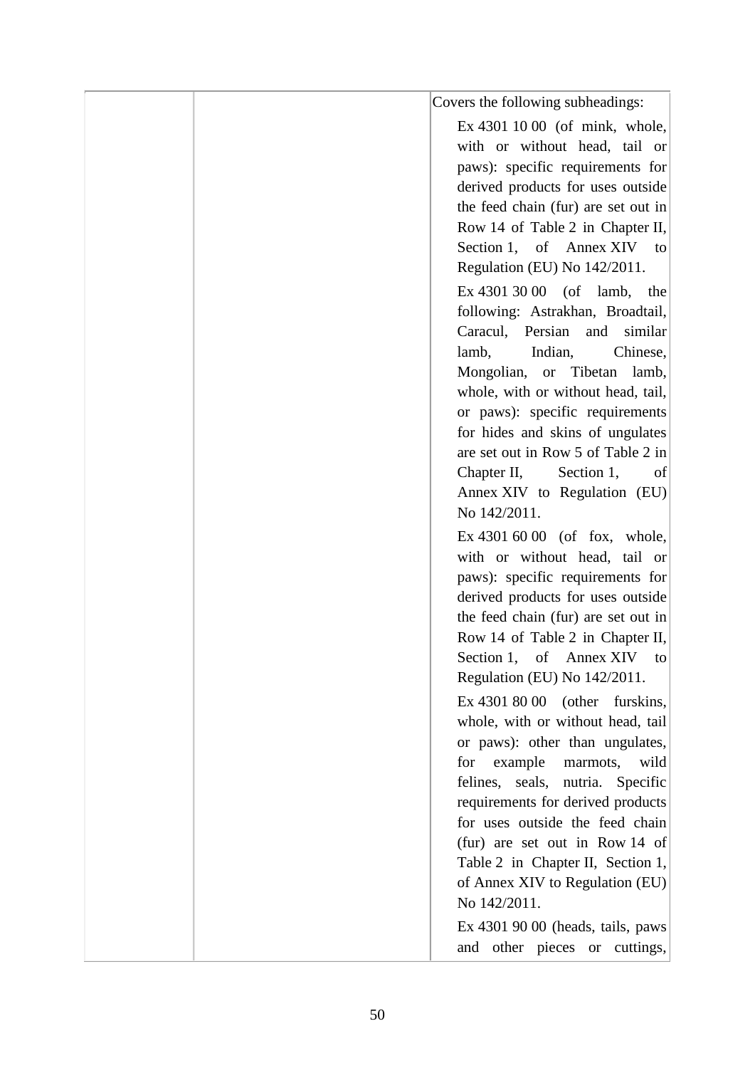| | | |
|---|---|---|
| | | Covers the following subheadings:<br><br>Ex 4301 10 00 (of mink, whole, with or without head, tail or paws): specific requirements for derived products for uses outside the feed chain (fur) are set out in Row 14 of Table 2 in Chapter II, Section 1, of Annex XIV to Regulation (EU) No 142/2011.<br><br>Ex 4301 30 00 (of lamb, the following: Astrakhan, Broadtail, Caracul, Persian and similar lamb, Indian, Chinese, Mongolian, or Tibetan lamb, whole, with or without head, tail, or paws): specific requirements for hides and skins of ungulates are set out in Row 5 of Table 2 in Chapter II, Section 1, of Annex XIV to Regulation (EU) No 142/2011.<br><br>Ex 4301 60 00 (of fox, whole, with or without head, tail or paws): specific requirements for derived products for uses outside the feed chain (fur) are set out in Row 14 of Table 2 in Chapter II, Section 1, of Annex XIV to Regulation (EU) No 142/2011.<br><br>Ex 4301 80 00 (other furskins, whole, with or without head, tail or paws): other than ungulates, for example marmots, wild felines, seals, nutria. Specific requirements for derived products for uses outside the feed chain (fur) are set out in Row 14 of Table 2 in Chapter II, Section 1, of Annex XIV to Regulation (EU) No 142/2011.<br><br>Ex 4301 90 00 (heads, tails, paws and other pieces or cuttings, |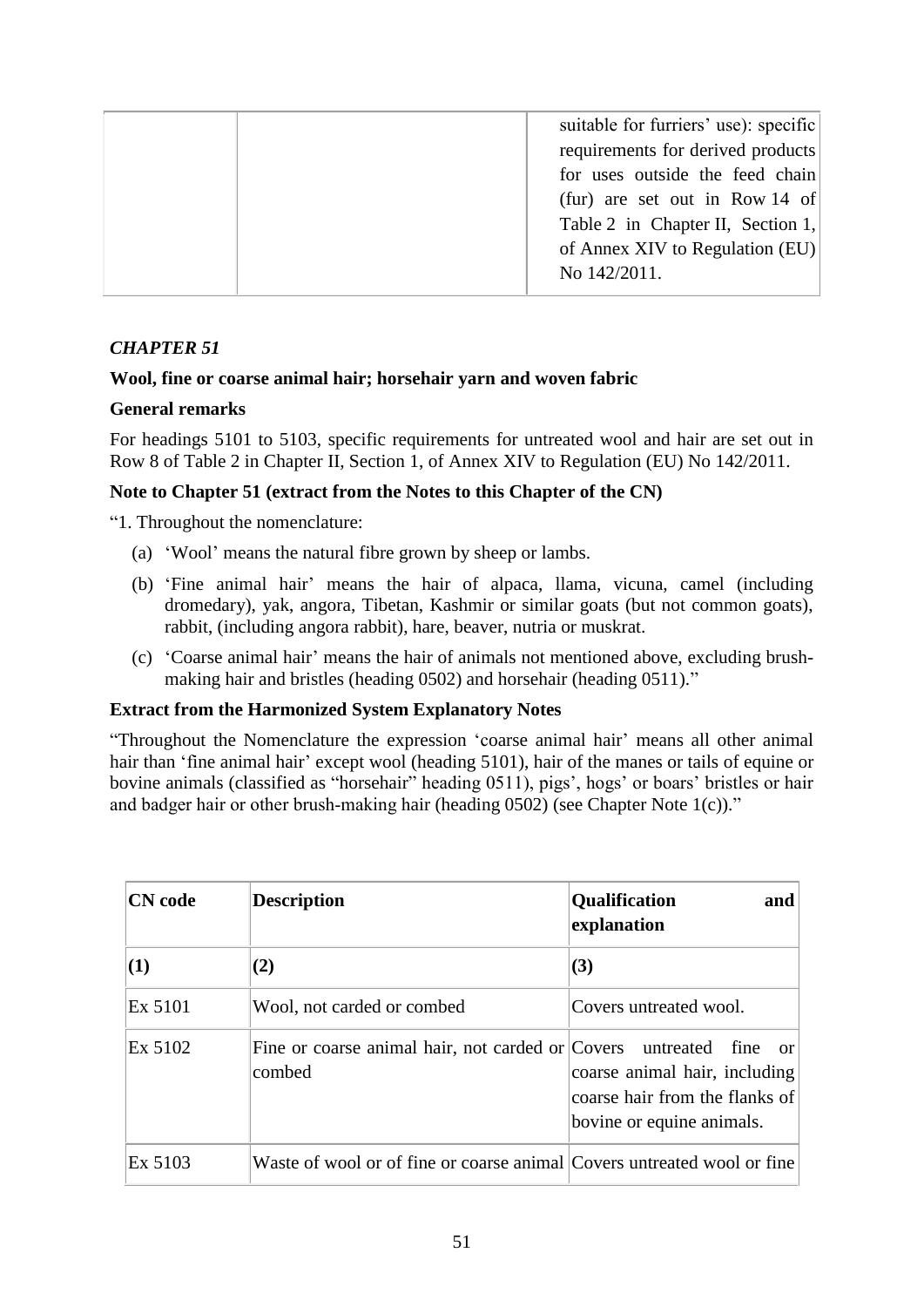| | | |
|---|---|---|
| | | suitable for furriers' use): specific requirements for derived products for uses outside the feed chain (fur) are set out in Row 14 of Table 2 in Chapter II, Section 1, of Annex XIV to Regulation (EU) No 142/2011. |

## *CHAPTER 51*

**Wool, fine or coarse animal hair; horsehair yarn and woven fabric**

**General remarks**

For headings 5101 to 5103, specific requirements for untreated wool and hair are set out in Row 8 of Table 2 in Chapter II, Section 1, of Annex XIV to Regulation (EU) No 142/2011.

**Note to Chapter 51 (extract from the Notes to this Chapter of the CN)**

"1. Throughout the nomenclature:

(a) 'Wool' means the natural fibre grown by sheep or lambs.

(b) 'Fine animal hair' means the hair of alpaca, llama, vicuna, camel (including dromedary), yak, angora, Tibetan, Kashmir or similar goats (but not common goats), rabbit, (including angora rabbit), hare, beaver, nutria or muskrat.

(c) 'Coarse animal hair' means the hair of animals not mentioned above, excluding brush-making hair and bristles (heading 0502) and horsehair (heading 0511)."

**Extract from the Harmonized System Explanatory Notes**

"Throughout the Nomenclature the expression 'coarse animal hair' means all other animal hair than 'fine animal hair' except wool (heading 5101), hair of the manes or tails of equine or bovine animals (classified as "horsehair" heading 0511), pigs', hogs' or boars' bristles or hair and badger hair or other brush-making hair (heading 0502) (see Chapter Note 1(c))."

| CN code | Description | Qualification and explanation |
|---|---|---|
| **(1)** | **(2)** | **(3)** |
| Ex 5101 | Wool, not carded or combed | Covers untreated wool. |
| Ex 5102 | Fine or coarse animal hair, not carded or combed | Covers untreated fine or coarse animal hair, including coarse hair from the flanks of bovine or equine animals. |
| Ex 5103 | Waste of wool or of fine or coarse animal | Covers untreated wool or fine |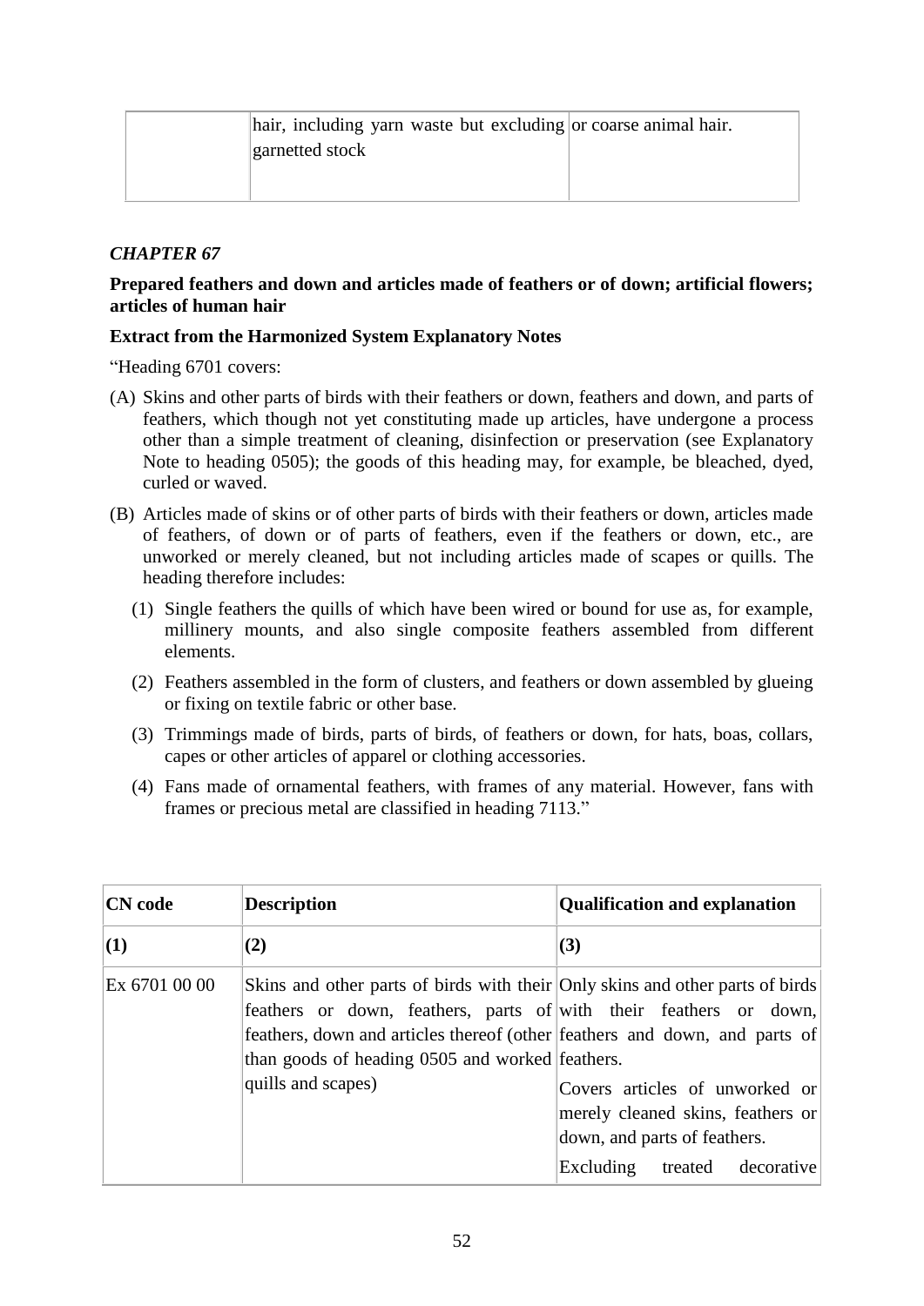| | | |
|---|---|---|
| | hair, including yarn waste but excluding garnetted stock | or coarse animal hair. |

*CHAPTER 67*

**Prepared feathers and down and articles made of feathers or of down; artificial flowers; articles of human hair**

**Extract from the Harmonized System Explanatory Notes**

"Heading 6701 covers:

(A) Skins and other parts of birds with their feathers or down, feathers and down, and parts of feathers, which though not yet constituting made up articles, have undergone a process other than a simple treatment of cleaning, disinfection or preservation (see Explanatory Note to heading 0505); the goods of this heading may, for example, be bleached, dyed, curled or waved.

(B) Articles made of skins or of other parts of birds with their feathers or down, articles made of feathers, of down or of parts of feathers, even if the feathers or down, etc., are unworked or merely cleaned, but not including articles made of scapes or quills. The heading therefore includes:

   (1) Single feathers the quills of which have been wired or bound for use as, for example, millinery mounts, and also single composite feathers assembled from different elements.

   (2) Feathers assembled in the form of clusters, and feathers or down assembled by glueing or fixing on textile fabric or other base.

   (3) Trimmings made of birds, parts of birds, of feathers or down, for hats, boas, collars, capes or other articles of apparel or clothing accessories.

   (4) Fans made of ornamental feathers, with frames of any material. However, fans with frames or precious metal are classified in heading 7113."

| CN code | Description | Qualification and explanation |
|---|---|---|
| (1) | (2) | (3) |
| Ex 6701 00 00 | Skins and other parts of birds with their feathers or down, feathers, parts of feathers, down and articles thereof (other than goods of heading 0505 and worked quills and scapes) | Only skins and other parts of birds with their feathers or down, feathers and down, and parts of feathers.<br><br>Covers articles of unworked or merely cleaned skins, feathers or down, and parts of feathers.<br><br>Excluding treated decorative |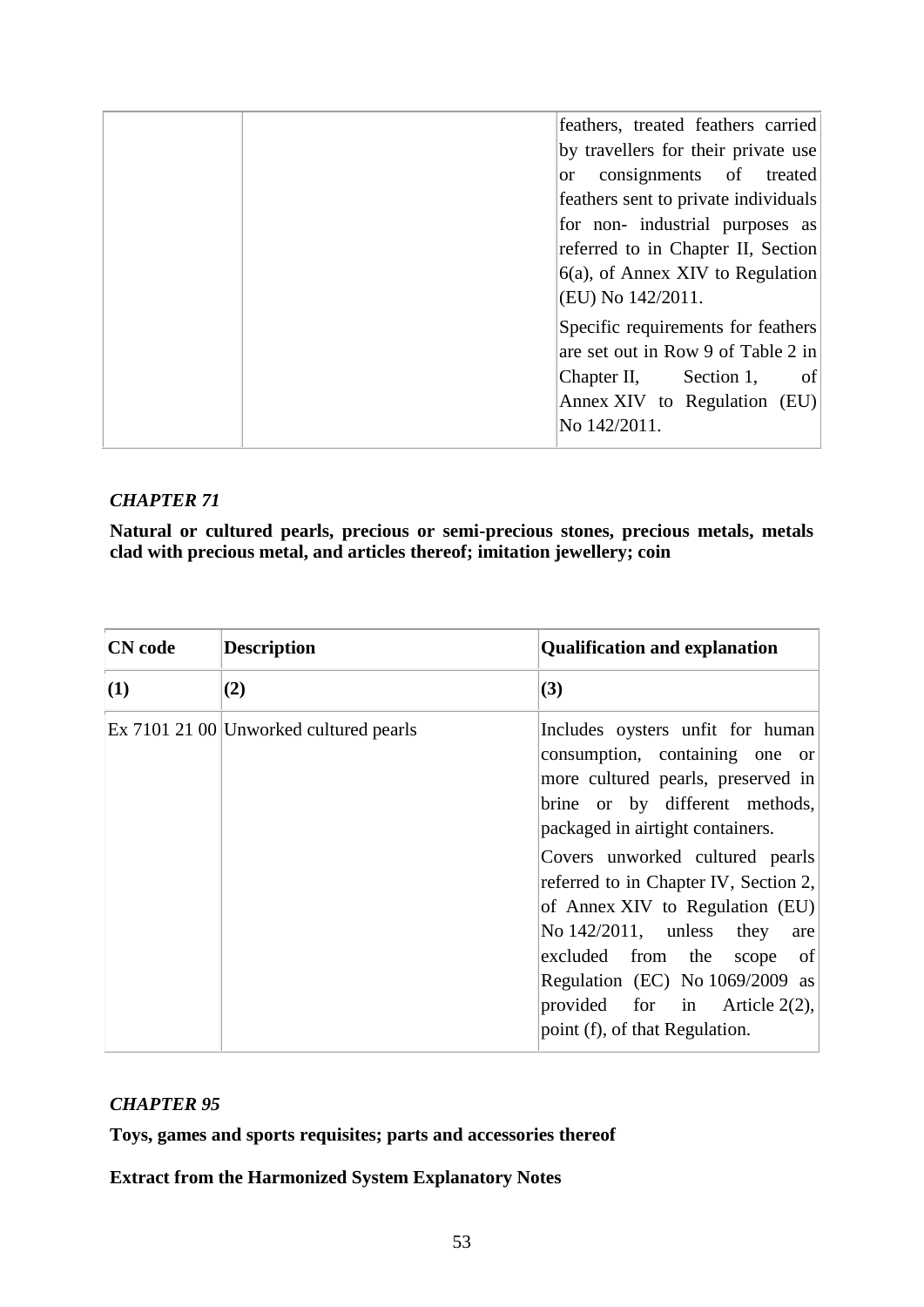| | | feathers, treated feathers carried by travellers for their private use or consignments of treated feathers sent to private individuals for non- industrial purposes as referred to in Chapter II, Section 6(a), of Annex XIV to Regulation (EU) No 142/2011.<br><br>Specific requirements for feathers are set out in Row 9 of Table 2 in Chapter II, Section 1, of Annex XIV to Regulation (EU) No 142/2011. |
|---|---|---|

### *CHAPTER 71*

**Natural or cultured pearls, precious or semi-precious stones, precious metals, metals clad with precious metal, and articles thereof; imitation jewellery; coin**

| CN code | Description | Qualification and explanation |
|---|---|---|
| **(1)** | **(2)** | **(3)** |
| Ex 7101 21 00 | Unworked cultured pearls | Includes oysters unfit for human consumption, containing one or more cultured pearls, preserved in brine or by different methods, packaged in airtight containers.<br><br>Covers unworked cultured pearls referred to in Chapter IV, Section 2, of Annex XIV to Regulation (EU) No 142/2011, unless they are excluded from the scope of Regulation (EC) No 1069/2009 as provided for in Article 2(2), point (f), of that Regulation. |

### *CHAPTER 95*

**Toys, games and sports requisites; parts and accessories thereof**

**Extract from the Harmonized System Explanatory Notes**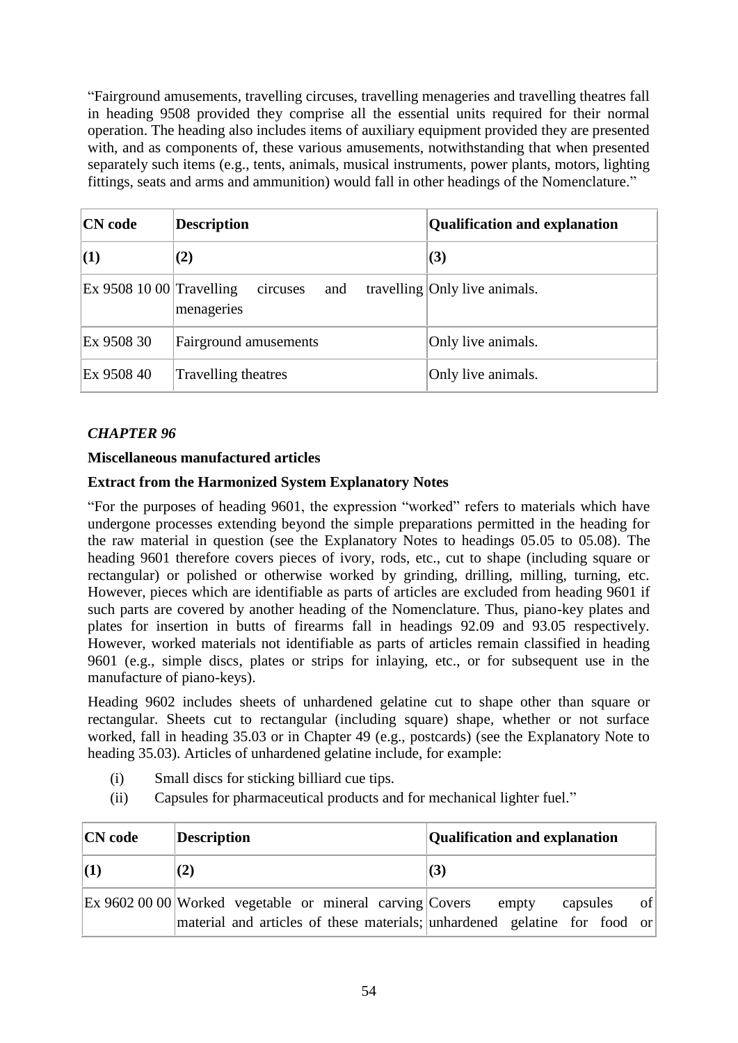"Fairground amusements, travelling circuses, travelling menageries and travelling theatres fall in heading 9508 provided they comprise all the essential units required for their normal operation. The heading also includes items of auxiliary equipment provided they are presented with, and as components of, these various amusements, notwithstanding that when presented separately such items (e.g., tents, animals, musical instruments, power plants, motors, lighting fittings, seats and arms and ammunition) would fall in other headings of the Nomenclature."

| CN code | Description | Qualification and explanation |
|---|---|---|
| (1) | (2) | (3) |
| Ex 9508 10 00 | Travelling circuses and travelling menageries | Only live animals. |
| Ex 9508 30 | Fairground amusements | Only live animals. |
| Ex 9508 40 | Travelling theatres | Only live animals. |

## *CHAPTER 96*

**Miscellaneous manufactured articles**

**Extract from the Harmonized System Explanatory Notes**

"For the purposes of heading 9601, the expression "worked" refers to materials which have undergone processes extending beyond the simple preparations permitted in the heading for the raw material in question (see the Explanatory Notes to headings 05.05 to 05.08). The heading 9601 therefore covers pieces of ivory, rods, etc., cut to shape (including square or rectangular) or polished or otherwise worked by grinding, drilling, milling, turning, etc. However, pieces which are identifiable as parts of articles are excluded from heading 9601 if such parts are covered by another heading of the Nomenclature. Thus, piano-key plates and plates for insertion in butts of firearms fall in headings 92.09 and 93.05 respectively. However, worked materials not identifiable as parts of articles remain classified in heading 9601 (e.g., simple discs, plates or strips for inlaying, etc., or for subsequent use in the manufacture of piano-keys).

Heading 9602 includes sheets of unhardened gelatine cut to shape other than square or rectangular. Sheets cut to rectangular (including square) shape, whether or not surface worked, fall in heading 35.03 or in Chapter 49 (e.g., postcards) (see the Explanatory Note to heading 35.03). Articles of unhardened gelatine include, for example:

(i) Small discs for sticking billiard cue tips.

(ii) Capsules for pharmaceutical products and for mechanical lighter fuel."

| CN code | Description | Qualification and explanation |
|---|---|---|
| (1) | (2) | (3) |
| Ex 9602 00 00 | Worked vegetable or mineral carving material and articles of these materials; | Covers empty capsules of unhardened gelatine for food or |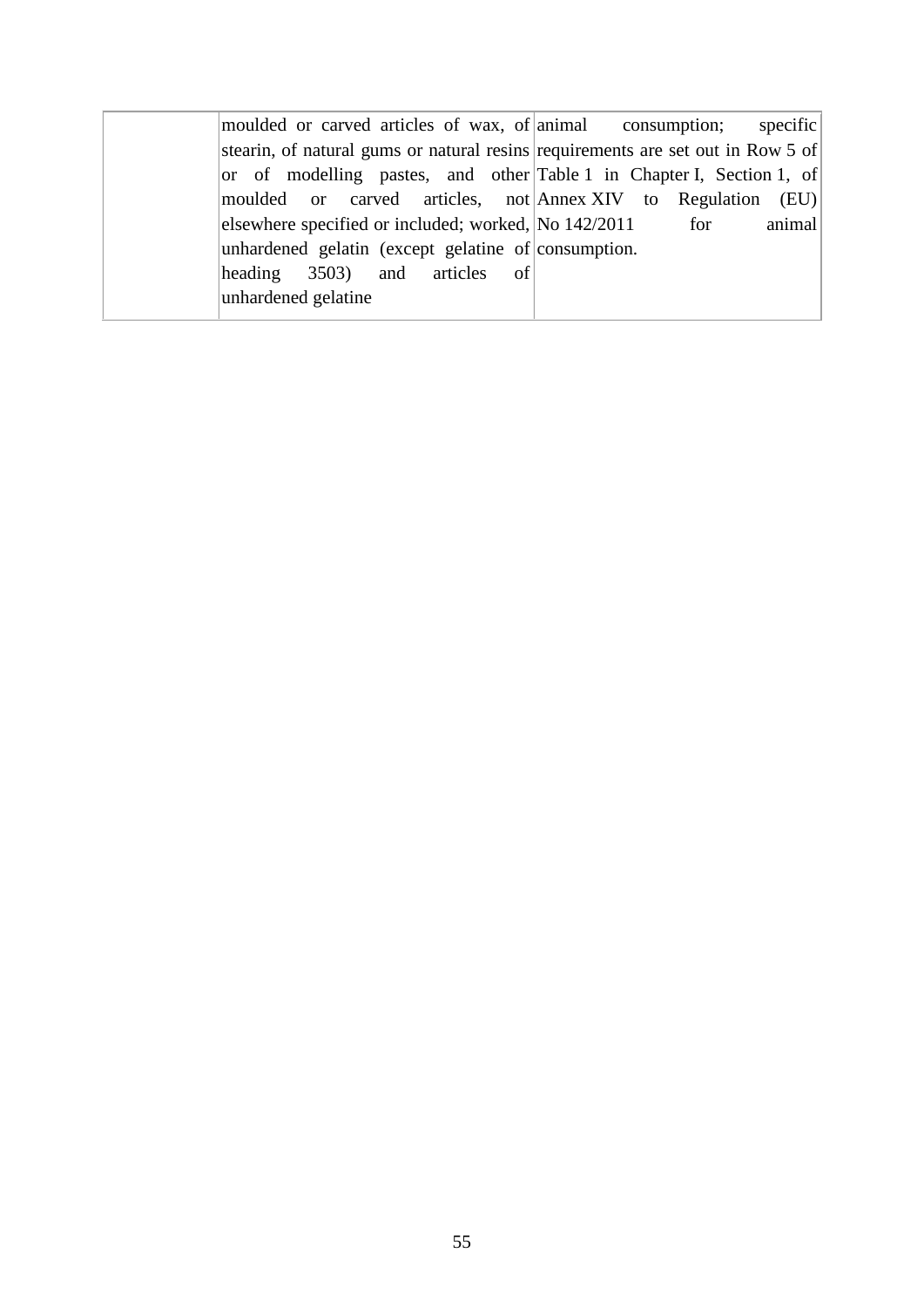| | | |
|---|---|---|
| | moulded or carved articles of wax, of stearin, of natural gums or natural resins or of modelling pastes, and other moulded or carved articles, not elsewhere specified or included; worked, unhardened gelatin (except gelatine of heading 3503) and articles of unhardened gelatine | animal consumption; specific requirements are set out in Row 5 of Table 1 in Chapter I, Section 1, of Annex XIV to Regulation (EU) No 142/2011 for animal consumption. |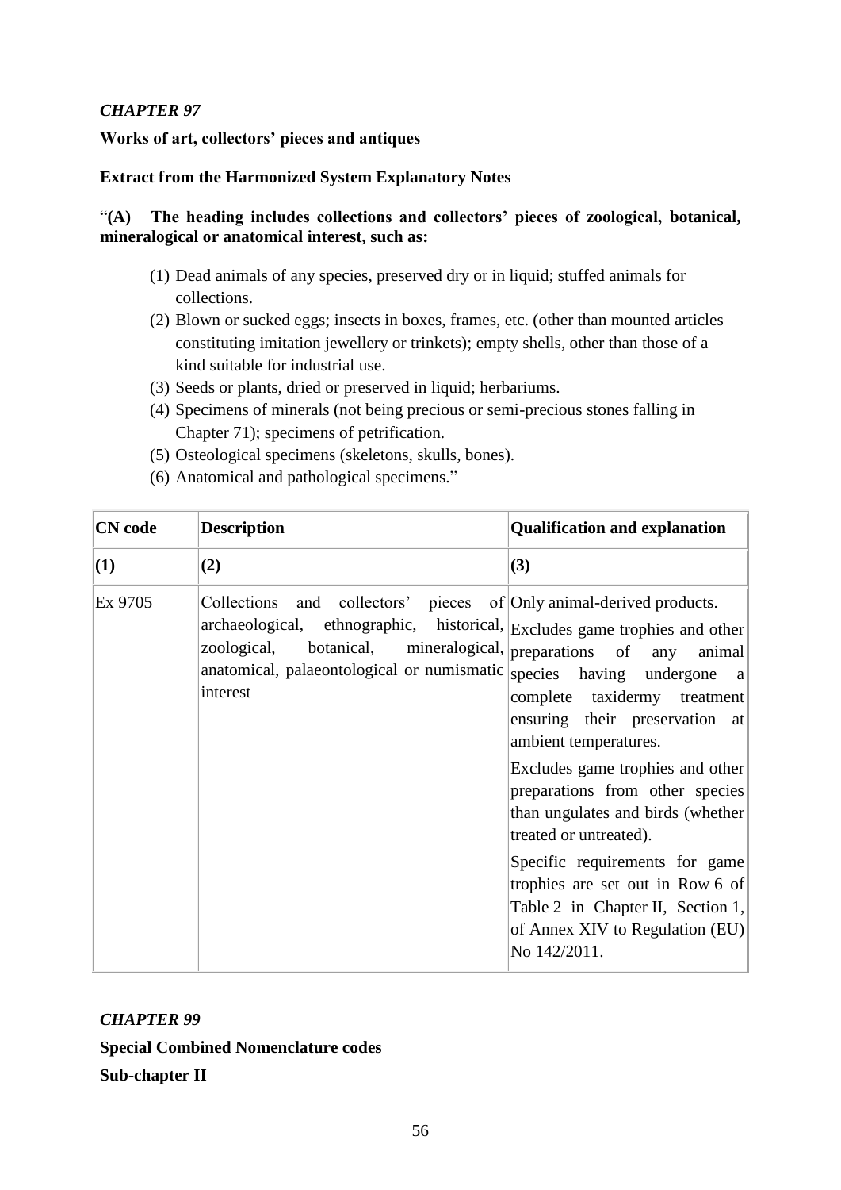*CHAPTER 97*

**Works of art, collectors' pieces and antiques**

**Extract from the Harmonized System Explanatory Notes**

"**(A) The heading includes collections and collectors' pieces of zoological, botanical, mineralogical or anatomical interest, such as:**

(1) Dead animals of any species, preserved dry or in liquid; stuffed animals for collections.
(2) Blown or sucked eggs; insects in boxes, frames, etc. (other than mounted articles constituting imitation jewellery or trinkets); empty shells, other than those of a kind suitable for industrial use.
(3) Seeds or plants, dried or preserved in liquid; herbariums.
(4) Specimens of minerals (not being precious or semi-precious stones falling in Chapter 71); specimens of petrification.
(5) Osteological specimens (skeletons, skulls, bones).
(6) Anatomical and pathological specimens."

| **CN code** | **Description** | **Qualification and explanation** |
|---|---|---|
| **(1)** | **(2)** | **(3)** |
| Ex 9705 | Collections and collectors' pieces of archaeological, ethnographic, historical, zoological, botanical, mineralogical, anatomical, palaeontological or numismatic interest | Only animal-derived products.<br><br>Excludes game trophies and other preparations of any animal species having undergone a complete taxidermy treatment ensuring their preservation at ambient temperatures.<br><br>Excludes game trophies and other preparations from other species than ungulates and birds (whether treated or untreated).<br><br>Specific requirements for game trophies are set out in Row 6 of Table 2 in Chapter II, Section 1, of Annex XIV to Regulation (EU) No 142/2011. |

*CHAPTER 99*

**Special Combined Nomenclature codes**

**Sub-chapter II**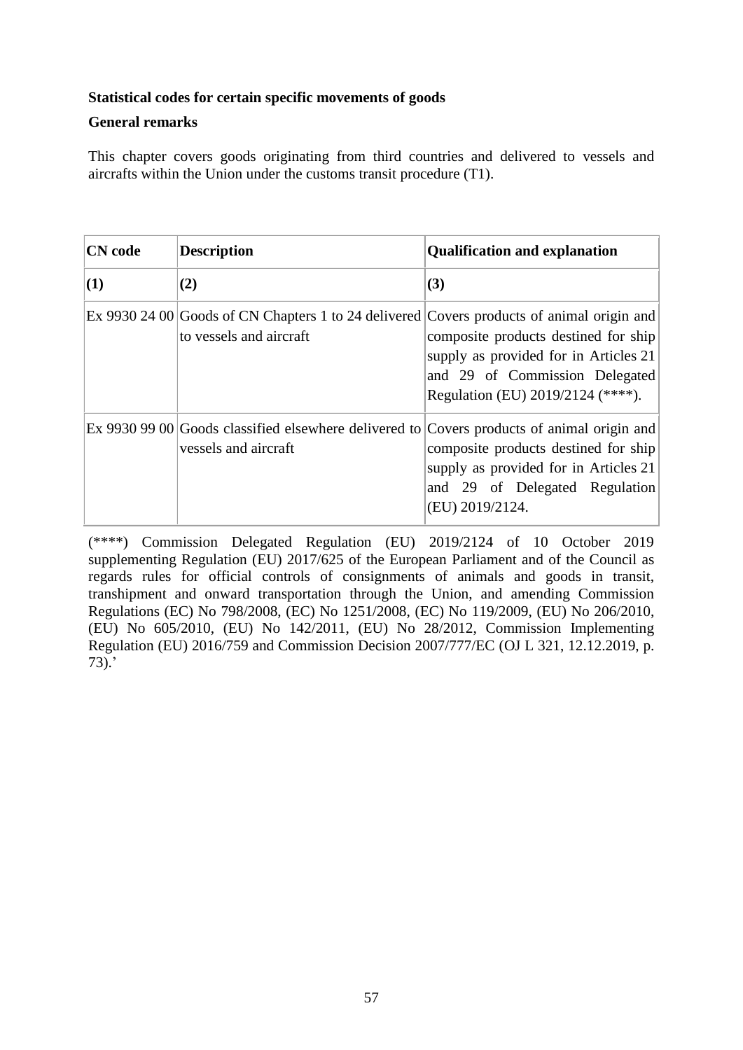**Statistical codes for certain specific movements of goods**

**General remarks**

This chapter covers goods originating from third countries and delivered to vessels and aircrafts within the Union under the customs transit procedure (T1).

| CN code | Description | Qualification and explanation |
|---|---|---|
| **(1)** | **(2)** | **(3)** |
| Ex 9930 24 00 | Goods of CN Chapters 1 to 24 delivered to vessels and aircraft | Covers products of animal origin and composite products destined for ship supply as provided for in Articles 21 and 29 of Commission Delegated Regulation (EU) 2019/2124 (****). |
| Ex 9930 99 00 | Goods classified elsewhere delivered to vessels and aircraft | Covers products of animal origin and composite products destined for ship supply as provided for in Articles 21 and 29 of Delegated Regulation (EU) 2019/2124. |

(****) Commission Delegated Regulation (EU) 2019/2124 of 10 October 2019 supplementing Regulation (EU) 2017/625 of the European Parliament and of the Council as regards rules for official controls of consignments of animals and goods in transit, transhipment and onward transportation through the Union, and amending Commission Regulations (EC) No 798/2008, (EC) No 1251/2008, (EC) No 119/2009, (EU) No 206/2010, (EU) No 605/2010, (EU) No 142/2011, (EU) No 28/2012, Commission Implementing Regulation (EU) 2016/759 and Commission Decision 2007/777/EC (OJ L 321, 12.12.2019, p. 73).'